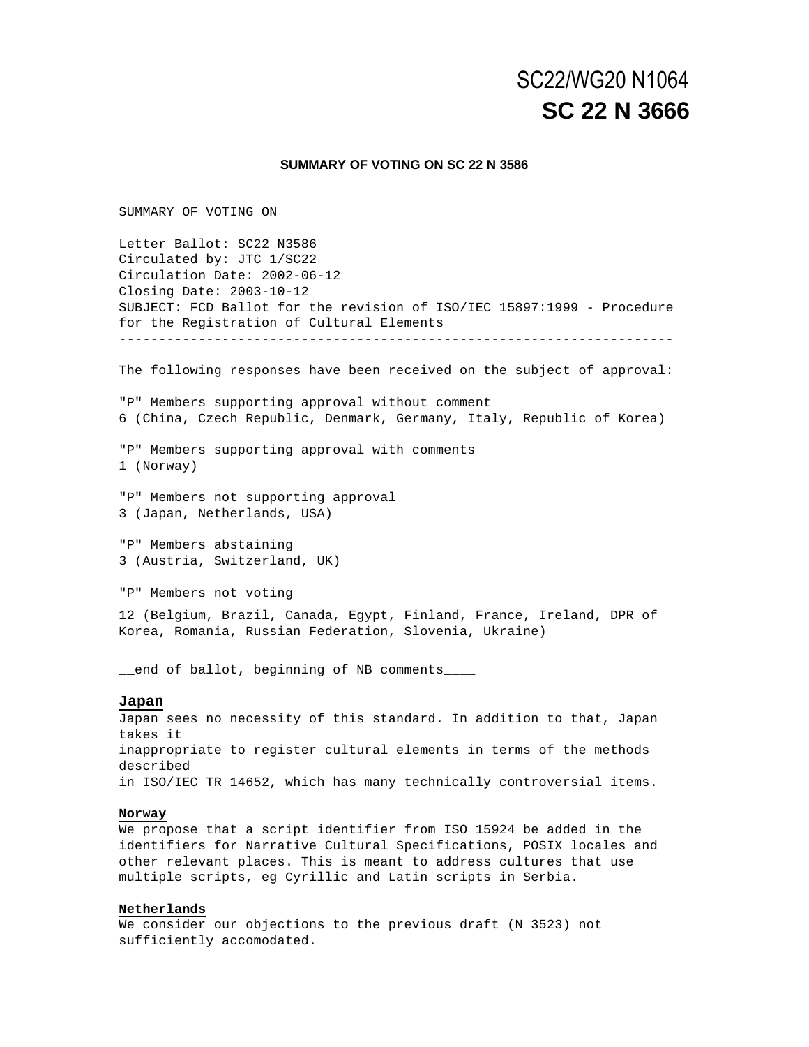SC22/WG20 N1064

**SC 22 N 3666**

**SUMMARY OF VOTING ON SC 22 N 3586**

SUMMARY OF VOTING ON

Letter Ballot: SC22 N3586
Circulated by: JTC 1/SC22
Circulation Date: 2002-06-12
Closing Date: 2003-10-12
SUBJECT: FCD Ballot for the revision of ISO/IEC 15897:1999 - Procedure for the Registration of Cultural Elements

---

The following responses have been received on the subject of approval:

"P" Members supporting approval without comment
6 (China, Czech Republic, Denmark, Germany, Italy, Republic of Korea)

"P" Members supporting approval with comments
1 (Norway)

"P" Members not supporting approval
3 (Japan, Netherlands, USA)

"P" Members abstaining
3 (Austria, Switzerland, UK)

"P" Members not voting

12 (Belgium, Brazil, Canada, Egypt, Finland, France, Ireland, DPR of Korea, Romania, Russian Federation, Slovenia, Ukraine)

__end of ballot, beginning of NB comments____

**Japan**

Japan sees no necessity of this standard. In addition to that, Japan takes it
inappropriate to register cultural elements in terms of the methods described
in ISO/IEC TR 14652, which has many technically controversial items.

**Norway**

We propose that a script identifier from ISO 15924 be added in the identifiers for Narrative Cultural Specifications, POSIX locales and other relevant places. This is meant to address cultures that use multiple scripts, eg Cyrillic and Latin scripts in Serbia.

**Netherlands**

We consider our objections to the previous draft (N 3523) not sufficiently accomodated.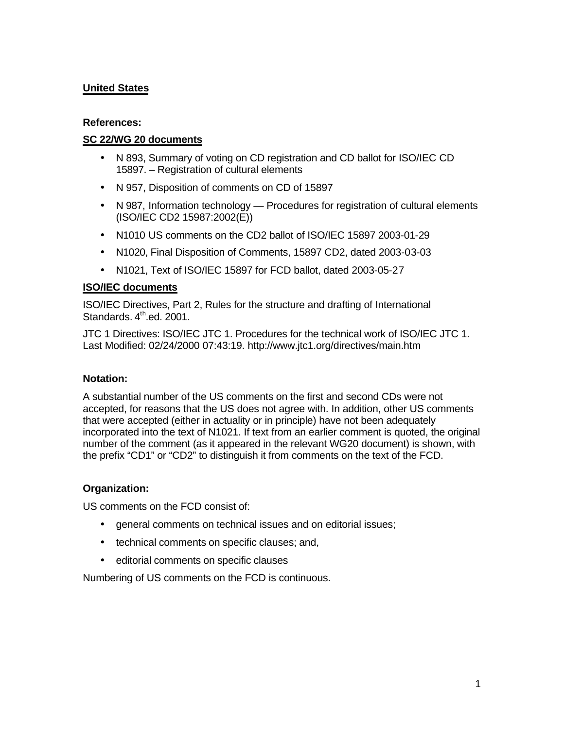**United States**

**References:**

**SC 22/WG 20 documents**

- N 893, Summary of voting on CD registration and CD ballot for ISO/IEC CD 15897. – Registration of cultural elements
- N 957, Disposition of comments on CD of 15897
- N 987, Information technology — Procedures for registration of cultural elements (ISO/IEC CD2 15987:2002(E))
- N1010 US comments on the CD2 ballot of ISO/IEC 15897 2003-01-29
- N1020, Final Disposition of Comments, 15897 CD2, dated 2003-03-03
- N1021, Text of ISO/IEC 15897 for FCD ballot, dated 2003-05-27

**ISO/IEC documents**

ISO/IEC Directives, Part 2, Rules for the structure and drafting of International Standards. 4th.ed. 2001.

JTC 1 Directives: ISO/IEC JTC 1. Procedures for the technical work of ISO/IEC JTC 1. Last Modified: 02/24/2000 07:43:19. http://www.jtc1.org/directives/main.htm

**Notation:**

A substantial number of the US comments on the first and second CDs were not accepted, for reasons that the US does not agree with. In addition, other US comments that were accepted (either in actuality or in principle) have not been adequately incorporated into the text of N1021. If text from an earlier comment is quoted, the original number of the comment (as it appeared in the relevant WG20 document) is shown, with the prefix "CD1" or "CD2" to distinguish it from comments on the text of the FCD.

**Organization:**

US comments on the FCD consist of:

- general comments on technical issues and on editorial issues;
- technical comments on specific clauses; and,
- editorial comments on specific clauses

Numbering of US comments on the FCD is continuous.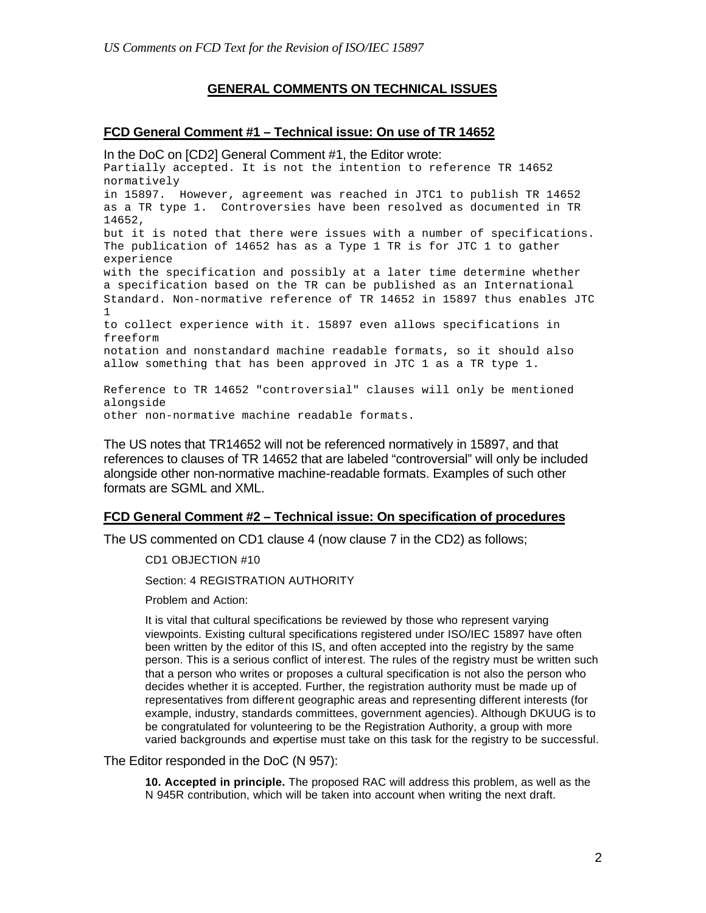## GENERAL COMMENTS ON TECHNICAL ISSUES

### FCD General Comment #1 – Technical issue: On use of TR 14652

In the DoC on [CD2] General Comment #1, the Editor wrote:

```
Partially accepted. It is not the intention to reference TR 14652
normatively
in 15897.  However, agreement was reached in JTC1 to publish TR 14652
as a TR type 1.  Controversies have been resolved as documented in TR
14652,
but it is noted that there were issues with a number of specifications.
The publication of 14652 has as a Type 1 TR is for JTC 1 to gather
experience
with the specification and possibly at a later time determine whether
a specification based on the TR can be published as an International
Standard. Non-normative reference of TR 14652 in 15897 thus enables JTC
1
to collect experience with it. 15897 even allows specifications in
freeform
notation and nonstandard machine readable formats, so it should also
allow something that has been approved in JTC 1 as a TR type 1.

Reference to TR 14652 "controversial" clauses will only be mentioned
alongside
other non-normative machine readable formats.
```

The US notes that TR14652 will not be referenced normatively in 15897, and that references to clauses of TR 14652 that are labeled "controversial" will only be included alongside other non-normative machine-readable formats. Examples of such other formats are SGML and XML.

### FCD General Comment #2 – Technical issue: On specification of procedures

The US commented on CD1 clause 4 (now clause 7 in the CD2) as follows;

> CD1 OBJECTION #10
>
> Section: 4 REGISTRATION AUTHORITY
>
> Problem and Action:
>
> It is vital that cultural specifications be reviewed by those who represent varying viewpoints. Existing cultural specifications registered under ISO/IEC 15897 have often been written by the editor of this IS, and often accepted into the registry by the same person. This is a serious conflict of interest. The rules of the registry must be written such that a person who writes or proposes a cultural specification is not also the person who decides whether it is accepted. Further, the registration authority must be made up of representatives from different geographic areas and representing different interests (for example, industry, standards committees, government agencies). Although DKUUG is to be congratulated for volunteering to be the Registration Authority, a group with more varied backgrounds and expertise must take on this task for the registry to be successful.

The Editor responded in the DoC (N 957):

> **10. Accepted in principle.** The proposed RAC will address this problem, as well as the N 945R contribution, which will be taken into account when writing the next draft.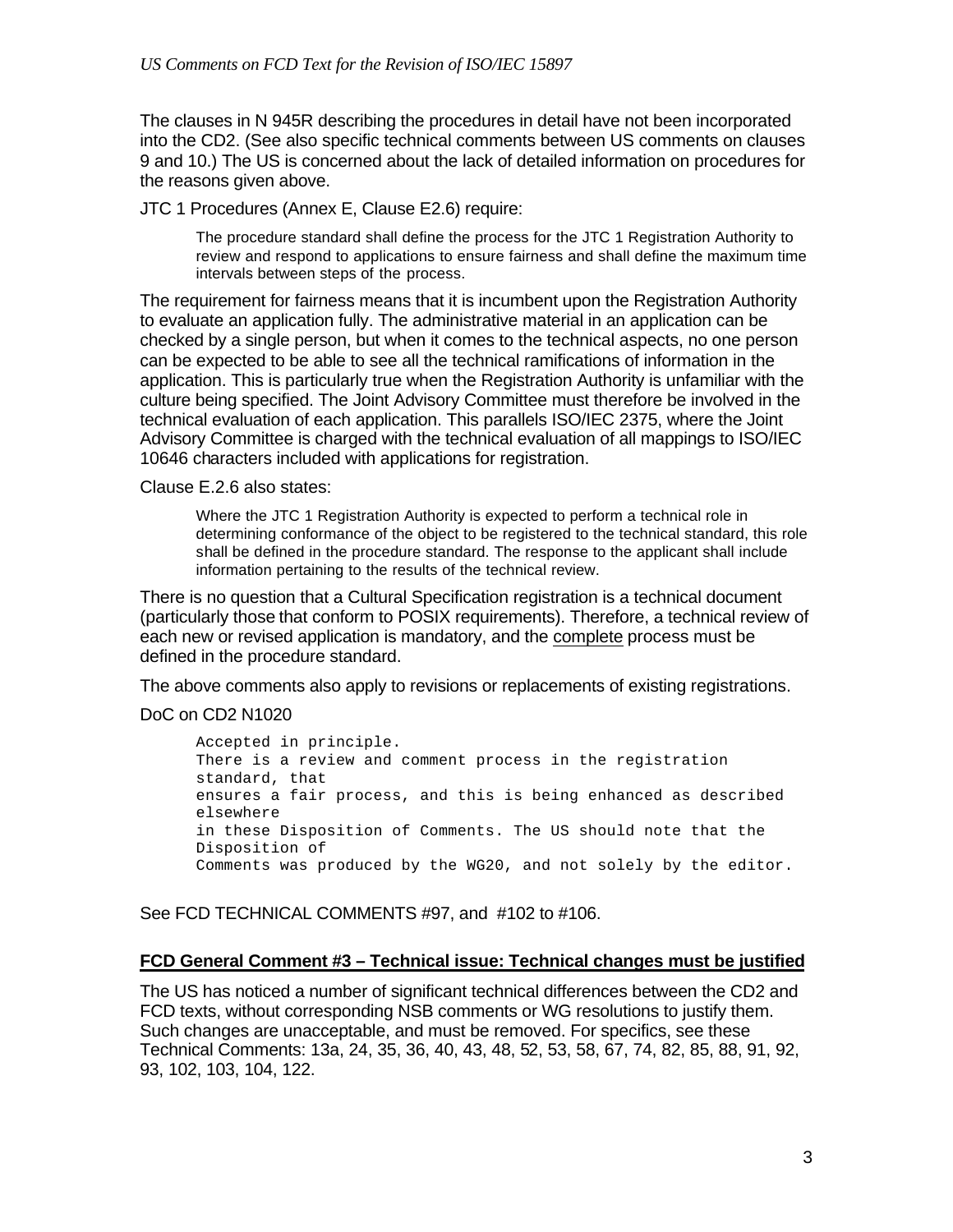The clauses in N 945R describing the procedures in detail have not been incorporated into the CD2. (See also specific technical comments between US comments on clauses 9 and 10.) The US is concerned about the lack of detailed information on procedures for the reasons given above.

JTC 1 Procedures (Annex E, Clause E2.6) require:

> The procedure standard shall define the process for the JTC 1 Registration Authority to review and respond to applications to ensure fairness and shall define the maximum time intervals between steps of the process.

The requirement for fairness means that it is incumbent upon the Registration Authority to evaluate an application fully. The administrative material in an application can be checked by a single person, but when it comes to the technical aspects, no one person can be expected to be able to see all the technical ramifications of information in the application. This is particularly true when the Registration Authority is unfamiliar with the culture being specified. The Joint Advisory Committee must therefore be involved in the technical evaluation of each application. This parallels ISO/IEC 2375, where the Joint Advisory Committee is charged with the technical evaluation of all mappings to ISO/IEC 10646 characters included with applications for registration.

Clause E.2.6 also states:

> Where the JTC 1 Registration Authority is expected to perform a technical role in determining conformance of the object to be registered to the technical standard, this role shall be defined in the procedure standard. The response to the applicant shall include information pertaining to the results of the technical review.

There is no question that a Cultural Specification registration is a technical document (particularly those that conform to POSIX requirements). Therefore, a technical review of each new or revised application is mandatory, and the <u>complete</u> process must be defined in the procedure standard.

The above comments also apply to revisions or replacements of existing registrations.

DoC on CD2 N1020

```
Accepted in principle.
There is a review and comment process in the registration
standard, that
ensures a fair process, and this is being enhanced as described
elsewhere
in these Disposition of Comments. The US should note that the
Disposition of
Comments was produced by the WG20, and not solely by the editor.
```

See FCD TECHNICAL COMMENTS #97, and #102 to #106.

## FCD General Comment #3 – Technical issue: Technical changes must be justified

The US has noticed a number of significant technical differences between the CD2 and FCD texts, without corresponding NSB comments or WG resolutions to justify them. Such changes are unacceptable, and must be removed. For specifics, see these Technical Comments: 13a, 24, 35, 36, 40, 43, 48, 52, 53, 58, 67, 74, 82, 85, 88, 91, 92, 93, 102, 103, 104, 122.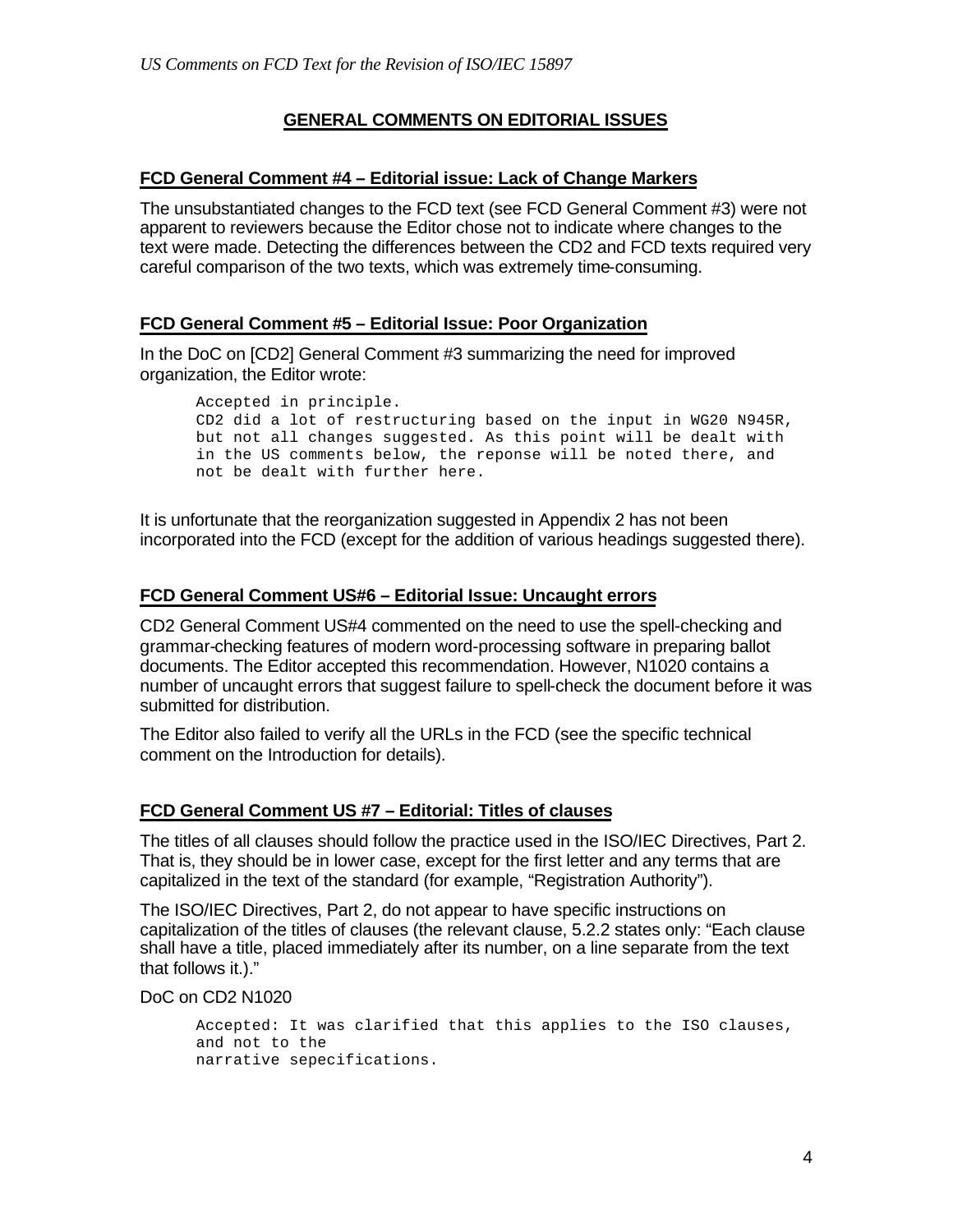## GENERAL COMMENTS ON EDITORIAL ISSUES

### FCD General Comment #4 – Editorial issue: Lack of Change Markers

The unsubstantiated changes to the FCD text (see FCD General Comment #3) were not apparent to reviewers because the Editor chose not to indicate where changes to the text were made. Detecting the differences between the CD2 and FCD texts required very careful comparison of the two texts, which was extremely time-consuming.

### FCD General Comment #5 – Editorial Issue: Poor Organization

In the DoC on [CD2] General Comment #3 summarizing the need for improved organization, the Editor wrote:

```
Accepted in principle.
CD2 did a lot of restructuring based on the input in WG20 N945R,
but not all changes suggested. As this point will be dealt with
in the US comments below, the reponse will be noted there, and
not be dealt with further here.
```

It is unfortunate that the reorganization suggested in Appendix 2 has not been incorporated into the FCD (except for the addition of various headings suggested there).

### FCD General Comment US#6 – Editorial Issue: Uncaught errors

CD2 General Comment US#4 commented on the need to use the spell-checking and grammar-checking features of modern word-processing software in preparing ballot documents. The Editor accepted this recommendation. However, N1020 contains a number of uncaught errors that suggest failure to spell-check the document before it was submitted for distribution.

The Editor also failed to verify all the URLs in the FCD (see the specific technical comment on the Introduction for details).

### FCD General Comment US #7 – Editorial: Titles of clauses

The titles of all clauses should follow the practice used in the ISO/IEC Directives, Part 2. That is, they should be in lower case, except for the first letter and any terms that are capitalized in the text of the standard (for example, "Registration Authority").

The ISO/IEC Directives, Part 2, do not appear to have specific instructions on capitalization of the titles of clauses (the relevant clause, 5.2.2 states only: "Each clause shall have a title, placed immediately after its number, on a line separate from the text that follows it.)."

DoC on CD2 N1020

```
Accepted: It was clarified that this applies to the ISO clauses,
and not to the
narrative sepecifications.
```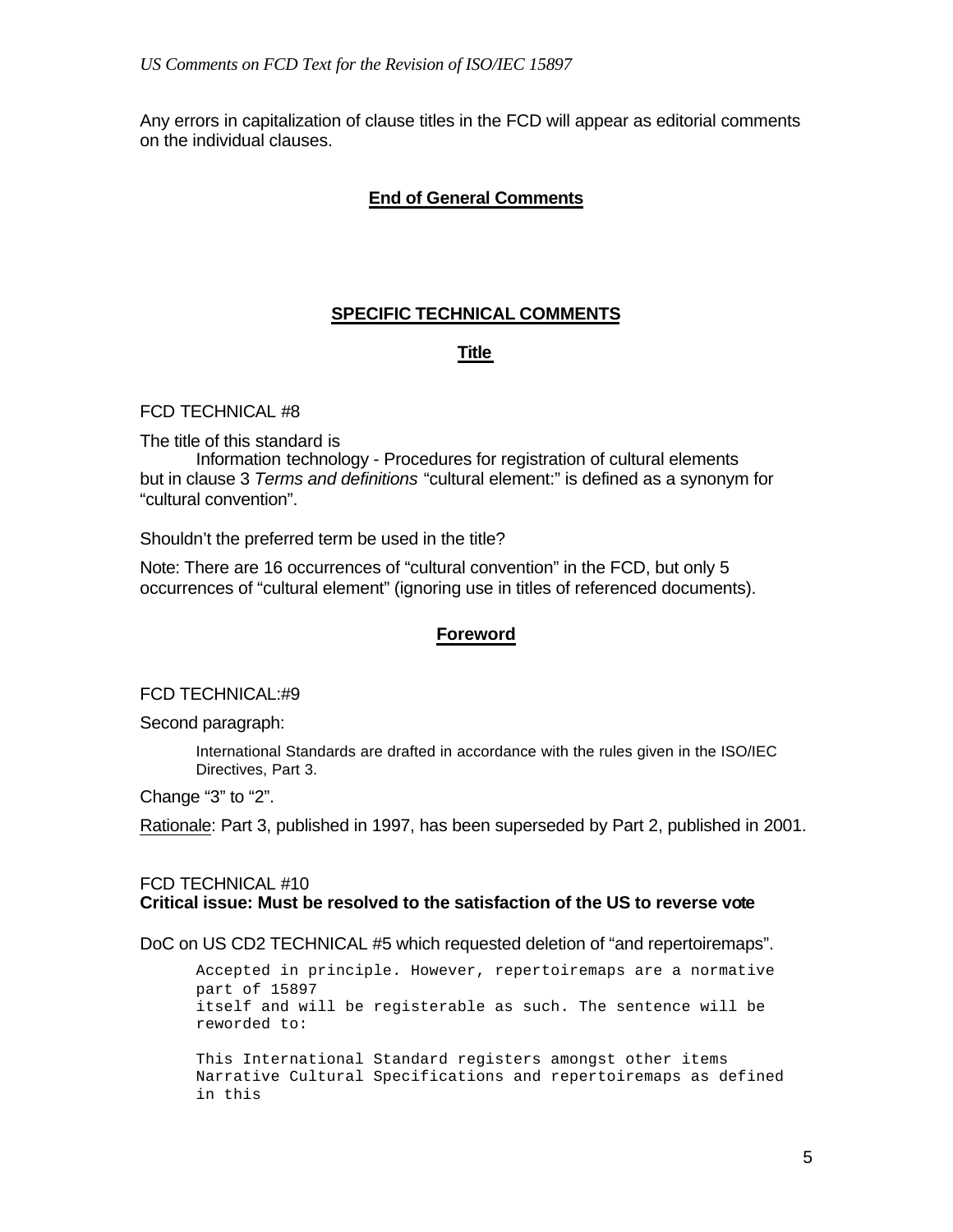Any errors in capitalization of clause titles in the FCD will appear as editorial comments on the individual clauses.

**End of General Comments**

## SPECIFIC TECHNICAL COMMENTS

### Title

FCD TECHNICAL #8

The title of this standard is

> Information technology - Procedures for registration of cultural elements

but in clause 3 *Terms and definitions* "cultural element:" is defined as a synonym for "cultural convention".

Shouldn't the preferred term be used in the title?

Note: There are 16 occurrences of "cultural convention" in the FCD, but only 5 occurrences of "cultural element" (ignoring use in titles of referenced documents).

### Foreword

FCD TECHNICAL:#9

Second paragraph:

> International Standards are drafted in accordance with the rules given in the ISO/IEC Directives, Part 3.

Change "3" to "2".

Rationale: Part 3, published in 1997, has been superseded by Part 2, published in 2001.

FCD TECHNICAL #10
**Critical issue: Must be resolved to the satisfaction of the US to reverse vote**

DoC on US CD2 TECHNICAL #5 which requested deletion of "and repertoiremaps".

```
Accepted in principle. However, repertoiremaps are a normative
part of 15897
itself and will be registerable as such. The sentence will be
reworded to:

This International Standard registers amongst other items
Narrative Cultural Specifications and repertoiremaps as defined
in this
```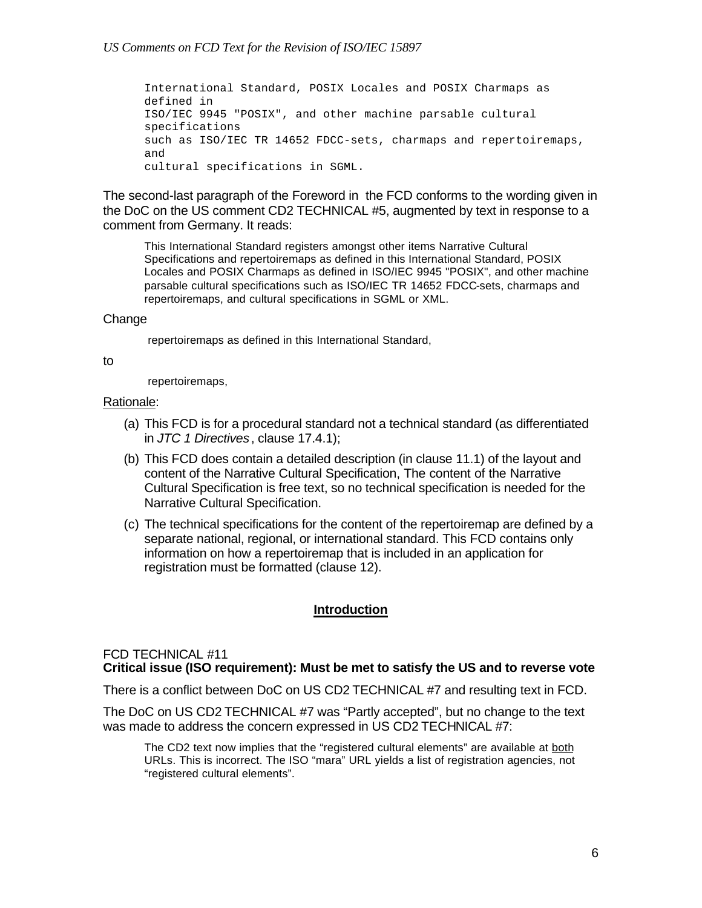```
International Standard, POSIX Locales and POSIX Charmaps as
defined in
ISO/IEC 9945 "POSIX", and other machine parsable cultural
specifications
such as ISO/IEC TR 14652 FDCC-sets, charmaps and repertoiremaps,
and
cultural specifications in SGML.
```

The second-last paragraph of the Foreword in the FCD conforms to the wording given in the DoC on the US comment CD2 TECHNICAL #5, augmented by text in response to a comment from Germany. It reads:

> This International Standard registers amongst other items Narrative Cultural Specifications and repertoiremaps as defined in this International Standard, POSIX Locales and POSIX Charmaps as defined in ISO/IEC 9945 "POSIX", and other machine parsable cultural specifications such as ISO/IEC TR 14652 FDCC-sets, charmaps and repertoiremaps, and cultural specifications in SGML or XML.

Change

> repertoiremaps as defined in this International Standard,

to

> repertoiremaps,

Rationale:

(a) This FCD is for a procedural standard not a technical standard (as differentiated in *JTC 1 Directives*, clause 17.4.1);

(b) This FCD does contain a detailed description (in clause 11.1) of the layout and content of the Narrative Cultural Specification, The content of the Narrative Cultural Specification is free text, so no technical specification is needed for the Narrative Cultural Specification.

(c) The technical specifications for the content of the repertoiremap are defined by a separate national, regional, or international standard. This FCD contains only information on how a repertoiremap that is included in an application for registration must be formatted (clause 12).

## Introduction

FCD TECHNICAL #11
**Critical issue (ISO requirement): Must be met to satisfy the US and to reverse vote**

There is a conflict between DoC on US CD2 TECHNICAL #7 and resulting text in FCD.

The DoC on US CD2 TECHNICAL #7 was "Partly accepted", but no change to the text was made to address the concern expressed in US CD2 TECHNICAL #7:

> The CD2 text now implies that the "registered cultural elements" are available at both URLs. This is incorrect. The ISO "mara" URL yields a list of registration agencies, not "registered cultural elements".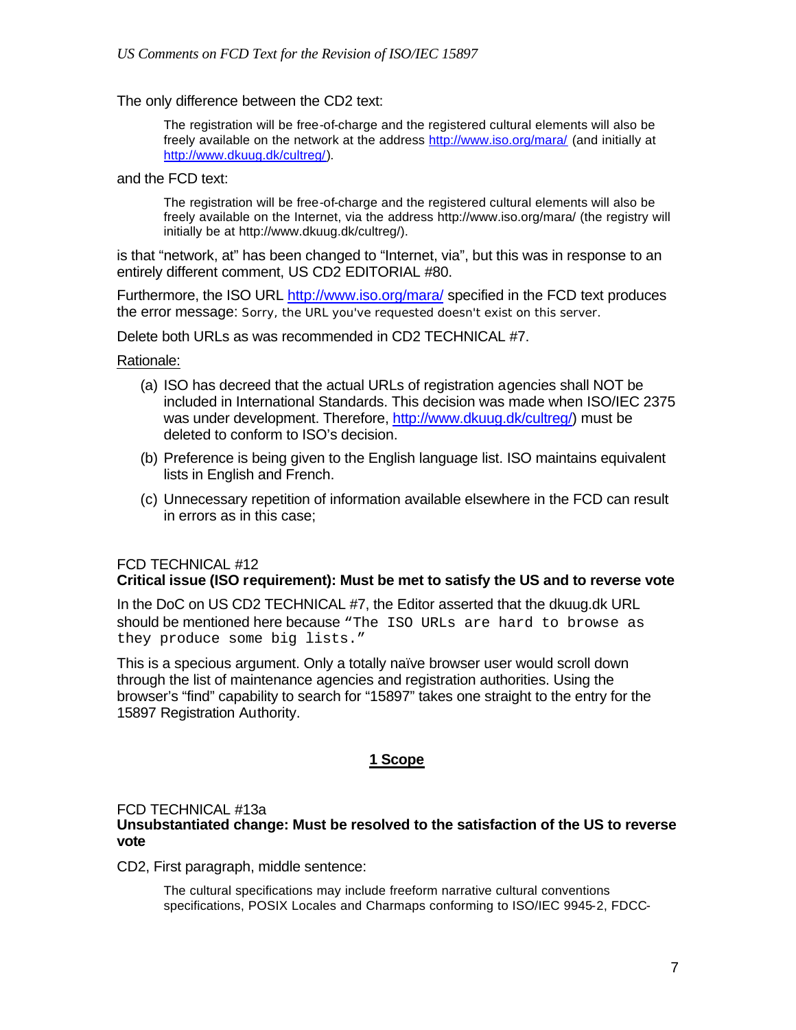The only difference between the CD2 text:

> The registration will be free-of-charge and the registered cultural elements will also be freely available on the network at the address http://www.iso.org/mara/ (and initially at http://www.dkuug.dk/cultreg/).

and the FCD text:

> The registration will be free-of-charge and the registered cultural elements will also be freely available on the Internet, via the address http://www.iso.org/mara/ (the registry will initially be at http://www.dkuug.dk/cultreg/).

is that "network, at" has been changed to "Internet, via", but this was in response to an entirely different comment, US CD2 EDITORIAL #80.

Furthermore, the ISO URL http://www.iso.org/mara/ specified in the FCD text produces the error message: Sorry, the URL you've requested doesn't exist on this server.

Delete both URLs as was recommended in CD2 TECHNICAL #7.

Rationale:

(a) ISO has decreed that the actual URLs of registration agencies shall NOT be included in International Standards. This decision was made when ISO/IEC 2375 was under development. Therefore, http://www.dkuug.dk/cultreg/) must be deleted to conform to ISO's decision.

(b) Preference is being given to the English language list. ISO maintains equivalent lists in English and French.

(c) Unnecessary repetition of information available elsewhere in the FCD can result in errors as in this case;

FCD TECHNICAL #12
**Critical issue (ISO requirement): Must be met to satisfy the US and to reverse vote**

In the DoC on US CD2 TECHNICAL #7, the Editor asserted that the dkuug.dk URL should be mentioned here because `"The ISO URLs are hard to browse as they produce some big lists."`

This is a specious argument. Only a totally naïve browser user would scroll down through the list of maintenance agencies and registration authorities. Using the browser's "find" capability to search for "15897" takes one straight to the entry for the 15897 Registration Authority.

## 1 Scope

FCD TECHNICAL #13a
**Unsubstantiated change: Must be resolved to the satisfaction of the US to reverse vote**

CD2, First paragraph, middle sentence:

> The cultural specifications may include freeform narrative cultural conventions specifications, POSIX Locales and Charmaps conforming to ISO/IEC 9945-2, FDCC-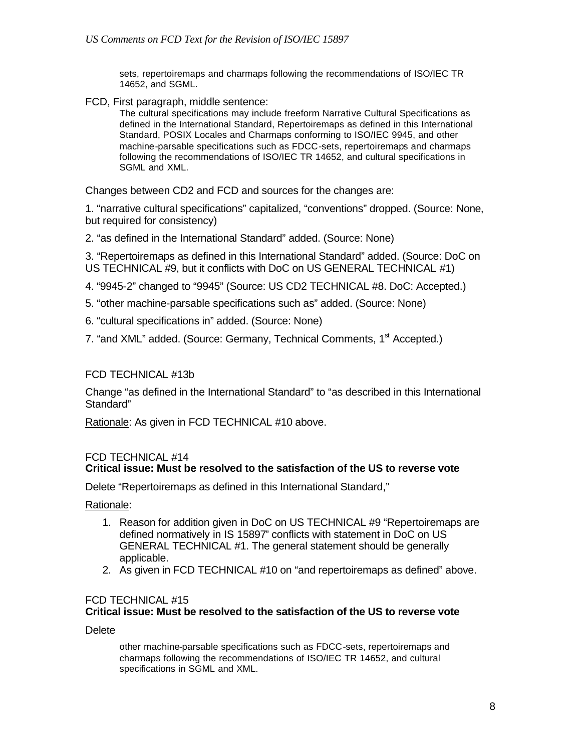> sets, repertoiremaps and charmaps following the recommendations of ISO/IEC TR 14652, and SGML.

FCD, First paragraph, middle sentence:

> The cultural specifications may include freeform Narrative Cultural Specifications as defined in the International Standard, Repertoiremaps as defined in this International Standard, POSIX Locales and Charmaps conforming to ISO/IEC 9945, and other machine-parsable specifications such as FDCC-sets, repertoiremaps and charmaps following the recommendations of ISO/IEC TR 14652, and cultural specifications in SGML and XML.

Changes between CD2 and FCD and sources for the changes are:

1. "narrative cultural specifications" capitalized, "conventions" dropped. (Source: None, but required for consistency)

2. "as defined in the International Standard" added. (Source: None)

3. "Repertoiremaps as defined in this International Standard" added. (Source: DoC on US TECHNICAL #9, but it conflicts with DoC on US GENERAL TECHNICAL #1)

4. "9945-2" changed to "9945" (Source: US CD2 TECHNICAL #8. DoC: Accepted.)

5. "other machine-parsable specifications such as" added. (Source: None)

6. "cultural specifications in" added. (Source: None)

7. "and XML" added. (Source: Germany, Technical Comments, 1st Accepted.)

### FCD TECHNICAL #13b

Change "as defined in the International Standard" to "as described in this International Standard"

Rationale: As given in FCD TECHNICAL #10 above.

### FCD TECHNICAL #14

**Critical issue: Must be resolved to the satisfaction of the US to reverse vote**

Delete "Repertoiremaps as defined in this International Standard,"

Rationale:

1. Reason for addition given in DoC on US TECHNICAL #9 "Repertoiremaps are defined normatively in IS 15897" conflicts with statement in DoC on US GENERAL TECHNICAL #1. The general statement should be generally applicable.
2. As given in FCD TECHNICAL #10 on "and repertoiremaps as defined" above.

### FCD TECHNICAL #15

**Critical issue: Must be resolved to the satisfaction of the US to reverse vote**

Delete

> other machine-parsable specifications such as FDCC-sets, repertoiremaps and charmaps following the recommendations of ISO/IEC TR 14652, and cultural specifications in SGML and XML.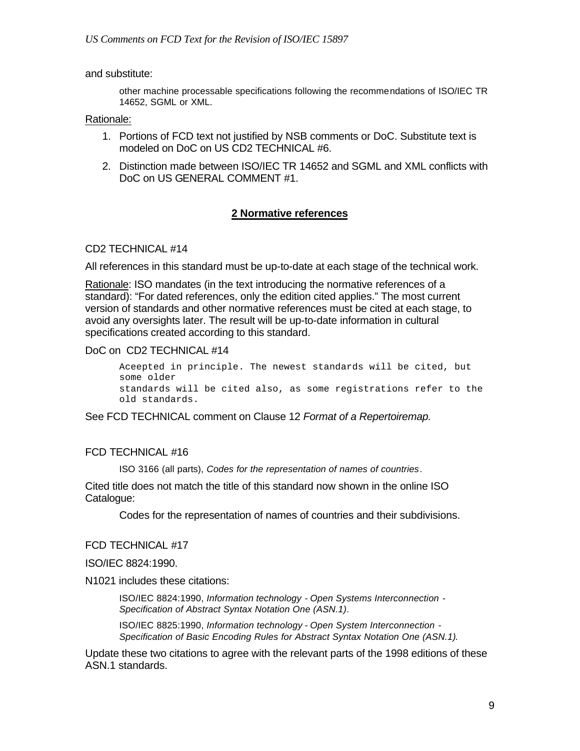and substitute:

> other machine processable specifications following the recommendations of ISO/IEC TR 14652, SGML or XML.

Rationale:

1. Portions of FCD text not justified by NSB comments or DoC. Substitute text is modeled on DoC on US CD2 TECHNICAL #6.
2. Distinction made between ISO/IEC TR 14652 and SGML and XML conflicts with DoC on US GENERAL COMMENT #1.

## 2 Normative references

CD2 TECHNICAL #14

All references in this standard must be up-to-date at each stage of the technical work.

Rationale: ISO mandates (in the text introducing the normative references of a standard): "For dated references, only the edition cited applies." The most current version of standards and other normative references must be cited at each stage, to avoid any oversights later. The result will be up-to-date information in cultural specifications created according to this standard.

DoC on CD2 TECHNICAL #14

```
Aceepted in principle. The newest standards will be cited, but
some older
standards will be cited also, as some registrations refer to the
old standards.
```

See FCD TECHNICAL comment on Clause 12 *Format of a Repertoiremap.*

FCD TECHNICAL #16

> ISO 3166 (all parts), *Codes for the representation of names of countries*.

Cited title does not match the title of this standard now shown in the online ISO Catalogue:

> Codes for the representation of names of countries and their subdivisions.

FCD TECHNICAL #17

ISO/IEC 8824:1990.

N1021 includes these citations:

> ISO/IEC 8824:1990, *Information technology - Open Systems Interconnection - Specification of Abstract Syntax Notation One (ASN.1)*.
>
> ISO/IEC 8825:1990, *Information technology - Open System Interconnection - Specification of Basic Encoding Rules for Abstract Syntax Notation One (ASN.1).*

Update these two citations to agree with the relevant parts of the 1998 editions of these ASN.1 standards.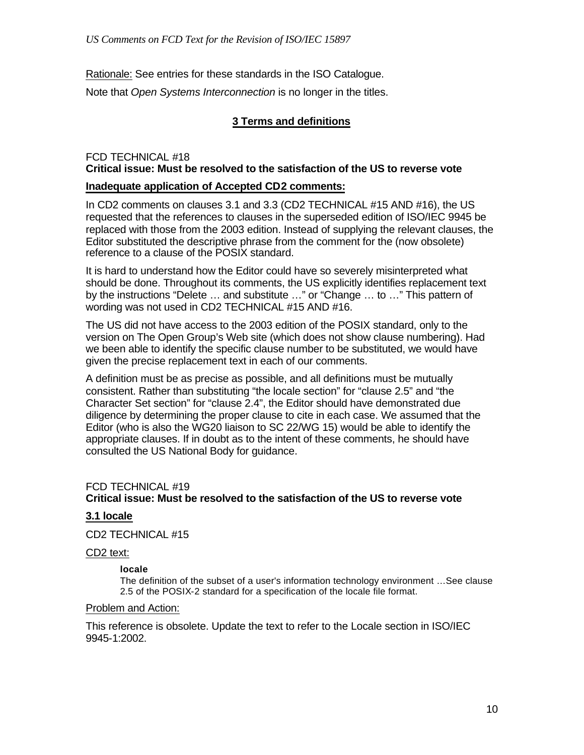Rationale: See entries for these standards in the ISO Catalogue.

Note that *Open Systems Interconnection* is no longer in the titles.

## 3 Terms and definitions

FCD TECHNICAL #18
**Critical issue: Must be resolved to the satisfaction of the US to reverse vote**

**Inadequate application of Accepted CD2 comments:**

In CD2 comments on clauses 3.1 and 3.3 (CD2 TECHNICAL #15 AND #16), the US requested that the references to clauses in the superseded edition of ISO/IEC 9945 be replaced with those from the 2003 edition. Instead of supplying the relevant clauses, the Editor substituted the descriptive phrase from the comment for the (now obsolete) reference to a clause of the POSIX standard.

It is hard to understand how the Editor could have so severely misinterpreted what should be done. Throughout its comments, the US explicitly identifies replacement text by the instructions "Delete … and substitute …" or "Change … to …" This pattern of wording was not used in CD2 TECHNICAL #15 AND #16.

The US did not have access to the 2003 edition of the POSIX standard, only to the version on The Open Group's Web site (which does not show clause numbering). Had we been able to identify the specific clause number to be substituted, we would have given the precise replacement text in each of our comments.

A definition must be as precise as possible, and all definitions must be mutually consistent. Rather than substituting "the locale section" for "clause 2.5" and "the Character Set section" for "clause 2.4", the Editor should have demonstrated due diligence by determining the proper clause to cite in each case. We assumed that the Editor (who is also the WG20 liaison to SC 22/WG 15) would be able to identify the appropriate clauses. If in doubt as to the intent of these comments, he should have consulted the US National Body for guidance.

FCD TECHNICAL #19
**Critical issue: Must be resolved to the satisfaction of the US to reverse vote**

**3.1 locale**

CD2 TECHNICAL #15

CD2 text:

> **locale**
> The definition of the subset of a user's information technology environment …See clause 2.5 of the POSIX-2 standard for a specification of the locale file format.

Problem and Action:

This reference is obsolete. Update the text to refer to the Locale section in ISO/IEC 9945-1:2002.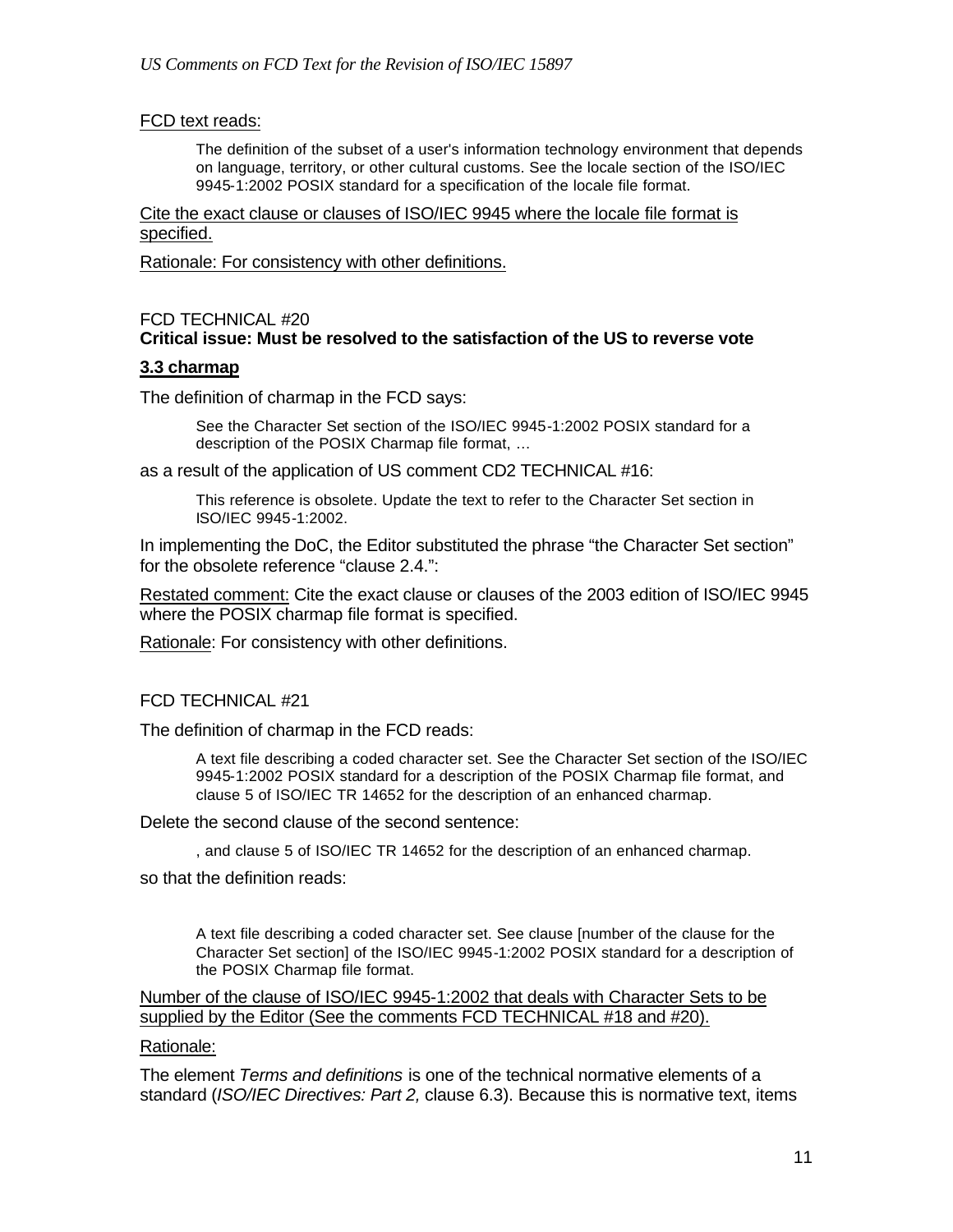FCD text reads:

> The definition of the subset of a user's information technology environment that depends on language, territory, or other cultural customs. See the locale section of the ISO/IEC 9945-1:2002 POSIX standard for a specification of the locale file format.

Cite the exact clause or clauses of ISO/IEC 9945 where the locale file format is specified.

Rationale: For consistency with other definitions.

FCD TECHNICAL #20
**Critical issue: Must be resolved to the satisfaction of the US to reverse vote**

**3.3 charmap**

The definition of charmap in the FCD says:

> See the Character Set section of the ISO/IEC 9945-1:2002 POSIX standard for a description of the POSIX Charmap file format, …

as a result of the application of US comment CD2 TECHNICAL #16:

> This reference is obsolete. Update the text to refer to the Character Set section in ISO/IEC 9945-1:2002.

In implementing the DoC, the Editor substituted the phrase "the Character Set section" for the obsolete reference "clause 2.4.":

Restated comment: Cite the exact clause or clauses of the 2003 edition of ISO/IEC 9945 where the POSIX charmap file format is specified.

Rationale: For consistency with other definitions.

FCD TECHNICAL #21

The definition of charmap in the FCD reads:

> A text file describing a coded character set. See the Character Set section of the ISO/IEC 9945-1:2002 POSIX standard for a description of the POSIX Charmap file format, and clause 5 of ISO/IEC TR 14652 for the description of an enhanced charmap.

Delete the second clause of the second sentence:

> , and clause 5 of ISO/IEC TR 14652 for the description of an enhanced charmap.

so that the definition reads:

> A text file describing a coded character set. See clause [number of the clause for the Character Set section] of the ISO/IEC 9945-1:2002 POSIX standard for a description of the POSIX Charmap file format.

Number of the clause of ISO/IEC 9945-1:2002 that deals with Character Sets to be supplied by the Editor (See the comments FCD TECHNICAL #18 and #20).

Rationale:

The element *Terms and definitions* is one of the technical normative elements of a standard (*ISO/IEC Directives: Part 2,* clause 6.3). Because this is normative text, items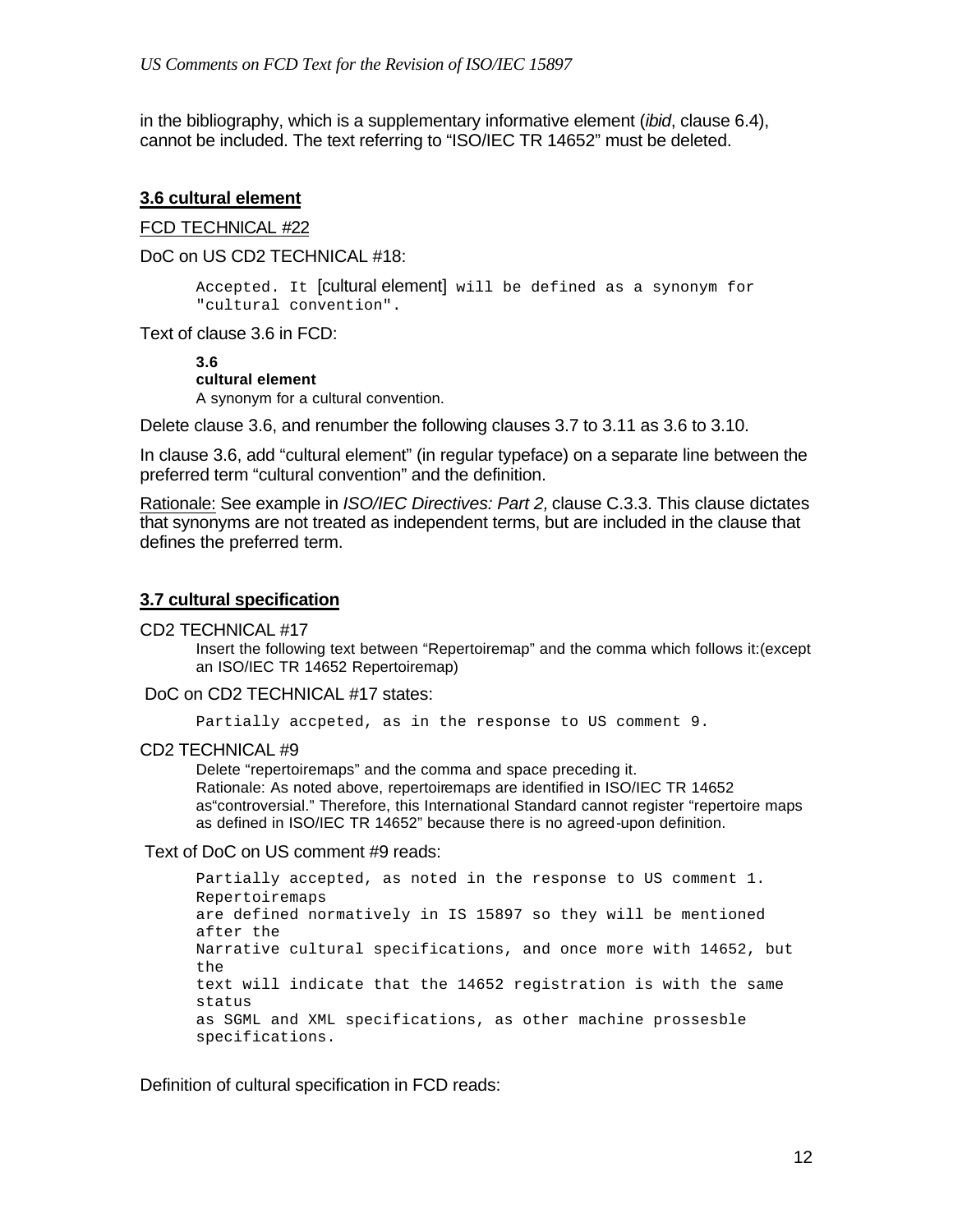in the bibliography, which is a supplementary informative element (*ibid*, clause 6.4), cannot be included. The text referring to "ISO/IEC TR 14652" must be deleted.

### 3.6 cultural element

FCD TECHNICAL #22

DoC on US CD2 TECHNICAL #18:

```
Accepted. It [cultural element] will be defined as a synonym for
"cultural convention".
```

Text of clause 3.6 in FCD:

> **3.6**
> **cultural element**
> A synonym for a cultural convention.

Delete clause 3.6, and renumber the following clauses 3.7 to 3.11 as 3.6 to 3.10.

In clause 3.6, add "cultural element" (in regular typeface) on a separate line between the preferred term "cultural convention" and the definition.

Rationale: See example in *ISO/IEC Directives: Part 2,* clause C.3.3. This clause dictates that synonyms are not treated as independent terms, but are included in the clause that defines the preferred term.

### 3.7 cultural specification

CD2 TECHNICAL #17

> Insert the following text between "Repertoiremap" and the comma which follows it:(except an ISO/IEC TR 14652 Repertoiremap)

DoC on CD2 TECHNICAL #17 states:

```
Partially accpeted, as in the response to US comment 9.
```

CD2 TECHNICAL #9

> Delete "repertoiremaps" and the comma and space preceding it.
> Rationale: As noted above, repertoiremaps are identified in ISO/IEC TR 14652 as"controversial." Therefore, this International Standard cannot register "repertoire maps as defined in ISO/IEC TR 14652" because there is no agreed-upon definition.

Text of DoC on US comment #9 reads:

```
Partially accepted, as noted in the response to US comment 1.
Repertoiremaps
are defined normatively in IS 15897 so they will be mentioned
after the
Narrative cultural specifications, and once more with 14652, but
the
text will indicate that the 14652 registration is with the same
status
as SGML and XML specifications, as other machine prossesble
specifications.
```

Definition of cultural specification in FCD reads: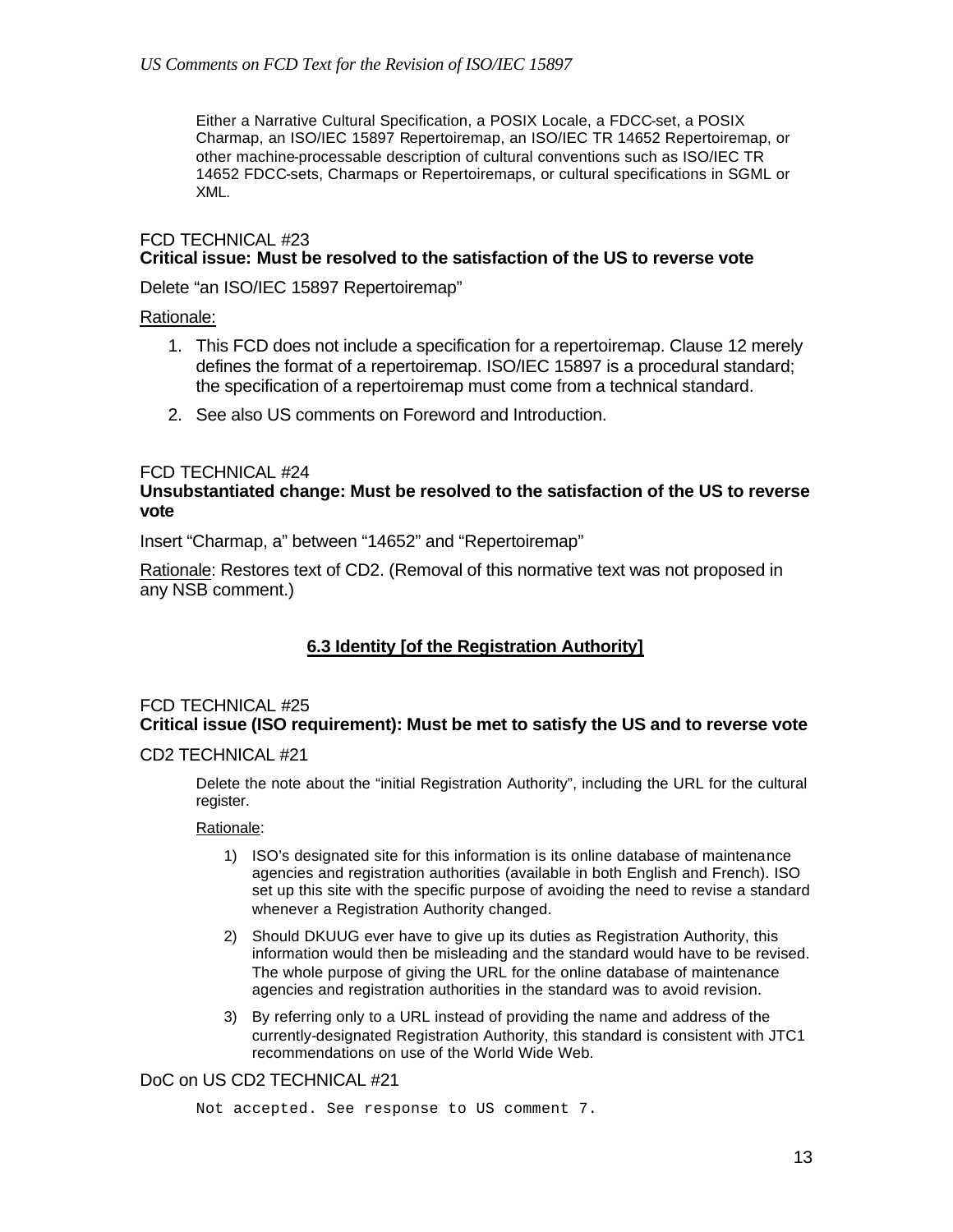Either a Narrative Cultural Specification, a POSIX Locale, a FDCC-set, a POSIX Charmap, an ISO/IEC 15897 Repertoiremap, an ISO/IEC TR 14652 Repertoiremap, or other machine-processable description of cultural conventions such as ISO/IEC TR 14652 FDCC-sets, Charmaps or Repertoiremaps, or cultural specifications in SGML or XML.

FCD TECHNICAL #23

**Critical issue: Must be resolved to the satisfaction of the US to reverse vote**

Delete "an ISO/IEC 15897 Repertoiremap"

Rationale:

1. This FCD does not include a specification for a repertoiremap. Clause 12 merely defines the format of a repertoiremap. ISO/IEC 15897 is a procedural standard; the specification of a repertoiremap must come from a technical standard.
2. See also US comments on Foreword and Introduction.

FCD TECHNICAL #24

**Unsubstantiated change: Must be resolved to the satisfaction of the US to reverse vote**

Insert "Charmap, a" between "14652" and "Repertoiremap"

Rationale: Restores text of CD2. (Removal of this normative text was not proposed in any NSB comment.)

## 6.3 Identity [of the Registration Authority]

FCD TECHNICAL #25

**Critical issue (ISO requirement): Must be met to satisfy the US and to reverse vote**

CD2 TECHNICAL #21

Delete the note about the "initial Registration Authority", including the URL for the cultural register.

Rationale:

1) ISO's designated site for this information is its online database of maintenance agencies and registration authorities (available in both English and French). ISO set up this site with the specific purpose of avoiding the need to revise a standard whenever a Registration Authority changed.

2) Should DKUUG ever have to give up its duties as Registration Authority, this information would then be misleading and the standard would have to be revised. The whole purpose of giving the URL for the online database of maintenance agencies and registration authorities in the standard was to avoid revision.

3) By referring only to a URL instead of providing the name and address of the currently-designated Registration Authority, this standard is consistent with JTC1 recommendations on use of the World Wide Web.

DoC on US CD2 TECHNICAL #21

```
Not accepted. See response to US comment 7.
```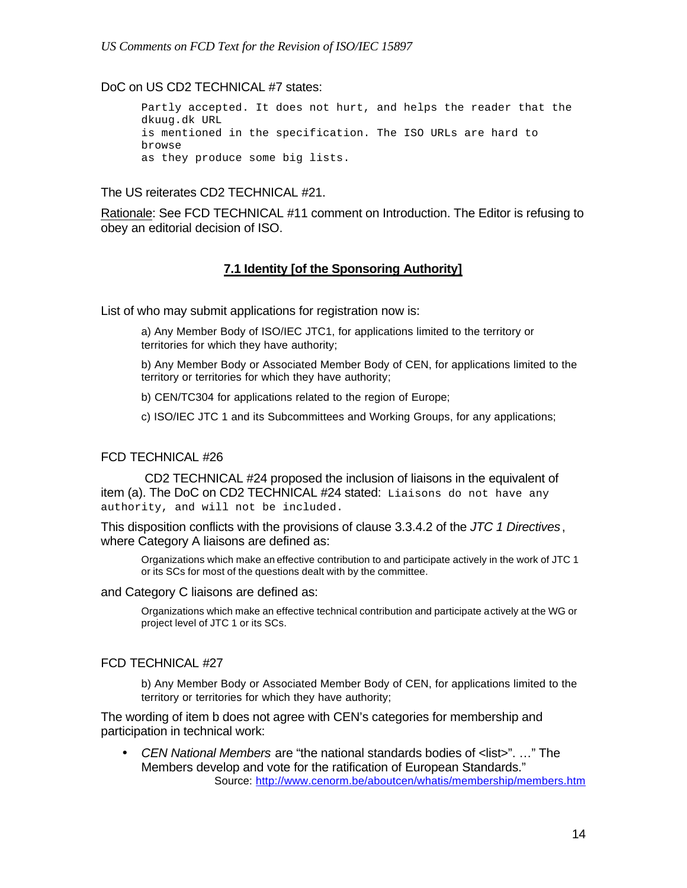DoC on US CD2 TECHNICAL #7 states:

```
Partly accepted. It does not hurt, and helps the reader that the
dkuug.dk URL
is mentioned in the specification. The ISO URLs are hard to
browse
as they produce some big lists.
```

The US reiterates CD2 TECHNICAL #21.

Rationale: See FCD TECHNICAL #11 comment on Introduction. The Editor is refusing to obey an editorial decision of ISO.

## 7.1 Identity [of the Sponsoring Authority]

List of who may submit applications for registration now is:

> a) Any Member Body of ISO/IEC JTC1, for applications limited to the territory or territories for which they have authority;
>
> b) Any Member Body or Associated Member Body of CEN, for applications limited to the territory or territories for which they have authority;
>
> b) CEN/TC304 for applications related to the region of Europe;
>
> c) ISO/IEC JTC 1 and its Subcommittees and Working Groups, for any applications;

### FCD TECHNICAL #26

CD2 TECHNICAL #24 proposed the inclusion of liaisons in the equivalent of item (a). The DoC on CD2 TECHNICAL #24 stated: `Liaisons do not have any authority, and will not be included.`

This disposition conflicts with the provisions of clause 3.3.4.2 of the *JTC 1 Directives*, where Category A liaisons are defined as:

> Organizations which make an effective contribution to and participate actively in the work of JTC 1 or its SCs for most of the questions dealt with by the committee.

and Category C liaisons are defined as:

> Organizations which make an effective technical contribution and participate actively at the WG or project level of JTC 1 or its SCs.

### FCD TECHNICAL #27

> b) Any Member Body or Associated Member Body of CEN, for applications limited to the territory or territories for which they have authority;

The wording of item b does not agree with CEN's categories for membership and participation in technical work:

- *CEN National Members* are "the national standards bodies of <list>". …" The Members develop and vote for the ratification of European Standards."
  Source: http://www.cenorm.be/aboutcen/whatis/membership/members.htm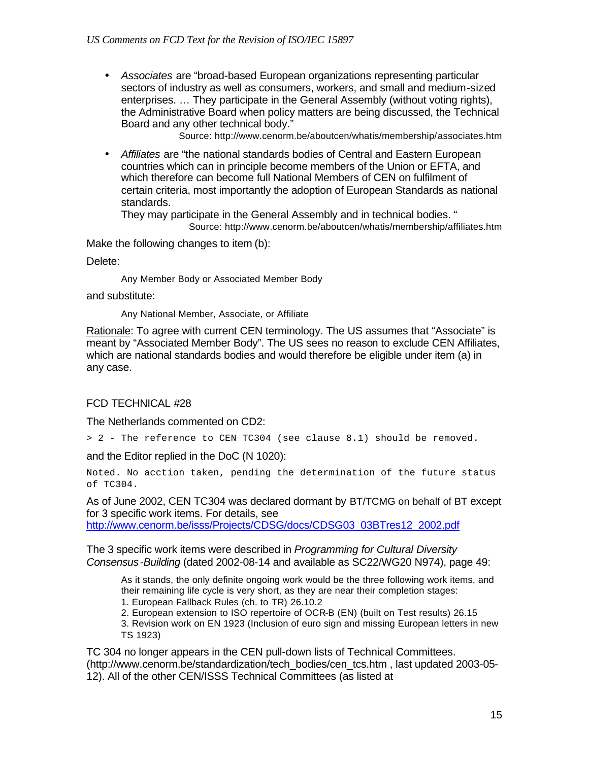- *Associates* are "broad-based European organizations representing particular sectors of industry as well as consumers, workers, and small and medium-sized enterprises. … They participate in the General Assembly (without voting rights), the Administrative Board when policy matters are being discussed, the Technical Board and any other technical body."

  Source: http://www.cenorm.be/aboutcen/whatis/membership/associates.htm

- *Affiliates* are "the national standards bodies of Central and Eastern European countries which can in principle become members of the Union or EFTA, and which therefore can become full National Members of CEN on fulfilment of certain criteria, most importantly the adoption of European Standards as national standards.

  They may participate in the General Assembly and in technical bodies. "

  Source: http://www.cenorm.be/aboutcen/whatis/membership/affiliates.htm

Make the following changes to item (b):

Delete:

> Any Member Body or Associated Member Body

and substitute:

> Any National Member, Associate, or Affiliate

Rationale: To agree with current CEN terminology. The US assumes that "Associate" is meant by "Associated Member Body". The US sees no reason to exclude CEN Affiliates, which are national standards bodies and would therefore be eligible under item (a) in any case.

FCD TECHNICAL #28

The Netherlands commented on CD2:

```
> 2 - The reference to CEN TC304 (see clause 8.1) should be removed.
```

and the Editor replied in the DoC (N 1020):

```
Noted. No acction taken, pending the determination of the future status
of TC304.
```

As of June 2002, CEN TC304 was declared dormant by BT/TCMG on behalf of BT except for 3 specific work items. For details, see http://www.cenorm.be/isss/Projects/CDSG/docs/CDSG03_03BTres12_2002.pdf

The 3 specific work items were described in *Programming for Cultural Diversity Consensus-Building* (dated 2002-08-14 and available as SC22/WG20 N974), page 49:

> As it stands, the only definite ongoing work would be the three following work items, and their remaining life cycle is very short, as they are near their completion stages:
> 1. European Fallback Rules (ch. to TR) 26.10.2
> 2. European extension to ISO repertoire of OCR-B (EN) (built on Test results) 26.15
> 3. Revision work on EN 1923 (Inclusion of euro sign and missing European letters in new TS 1923)

TC 304 no longer appears in the CEN pull-down lists of Technical Committees. (http://www.cenorm.be/standardization/tech_bodies/cen_tcs.htm , last updated 2003-05-12). All of the other CEN/ISSS Technical Committees (as listed at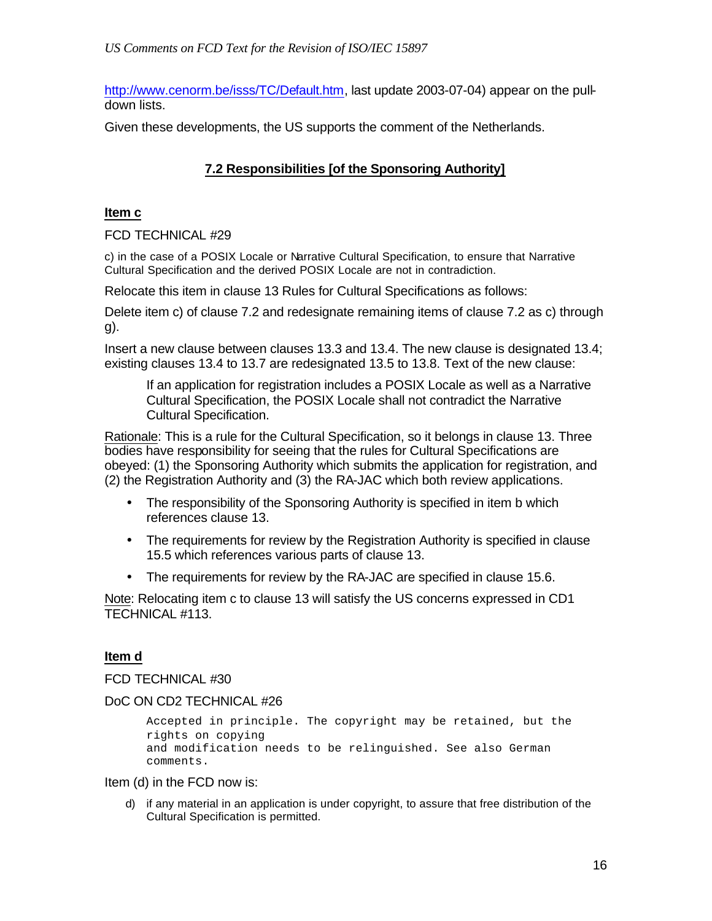http://www.cenorm.be/isss/TC/Default.htm, last update 2003-07-04) appear on the pull-down lists.

Given these developments, the US supports the comment of the Netherlands.

## 7.2 Responsibilities [of the Sponsoring Authority]

### Item c

FCD TECHNICAL #29

c) in the case of a POSIX Locale or Narrative Cultural Specification, to ensure that Narrative Cultural Specification and the derived POSIX Locale are not in contradiction.

Relocate this item in clause 13 Rules for Cultural Specifications as follows:

Delete item c) of clause 7.2 and redesignate remaining items of clause 7.2 as c) through g).

Insert a new clause between clauses 13.3 and 13.4. The new clause is designated 13.4; existing clauses 13.4 to 13.7 are redesignated 13.5 to 13.8. Text of the new clause:

> If an application for registration includes a POSIX Locale as well as a Narrative Cultural Specification, the POSIX Locale shall not contradict the Narrative Cultural Specification.

Rationale: This is a rule for the Cultural Specification, so it belongs in clause 13. Three bodies have responsibility for seeing that the rules for Cultural Specifications are obeyed: (1) the Sponsoring Authority which submits the application for registration, and (2) the Registration Authority and (3) the RA-JAC which both review applications.

- The responsibility of the Sponsoring Authority is specified in item b which references clause 13.
- The requirements for review by the Registration Authority is specified in clause 15.5 which references various parts of clause 13.
- The requirements for review by the RA-JAC are specified in clause 15.6.

Note: Relocating item c to clause 13 will satisfy the US concerns expressed in CD1 TECHNICAL #113.

### Item d

FCD TECHNICAL #30

DoC ON CD2 TECHNICAL #26

```
Accepted in principle. The copyright may be retained, but the
rights on copying
and modification needs to be relinguished. See also German
comments.
```

Item (d) in the FCD now is:

d) if any material in an application is under copyright, to assure that free distribution of the Cultural Specification is permitted.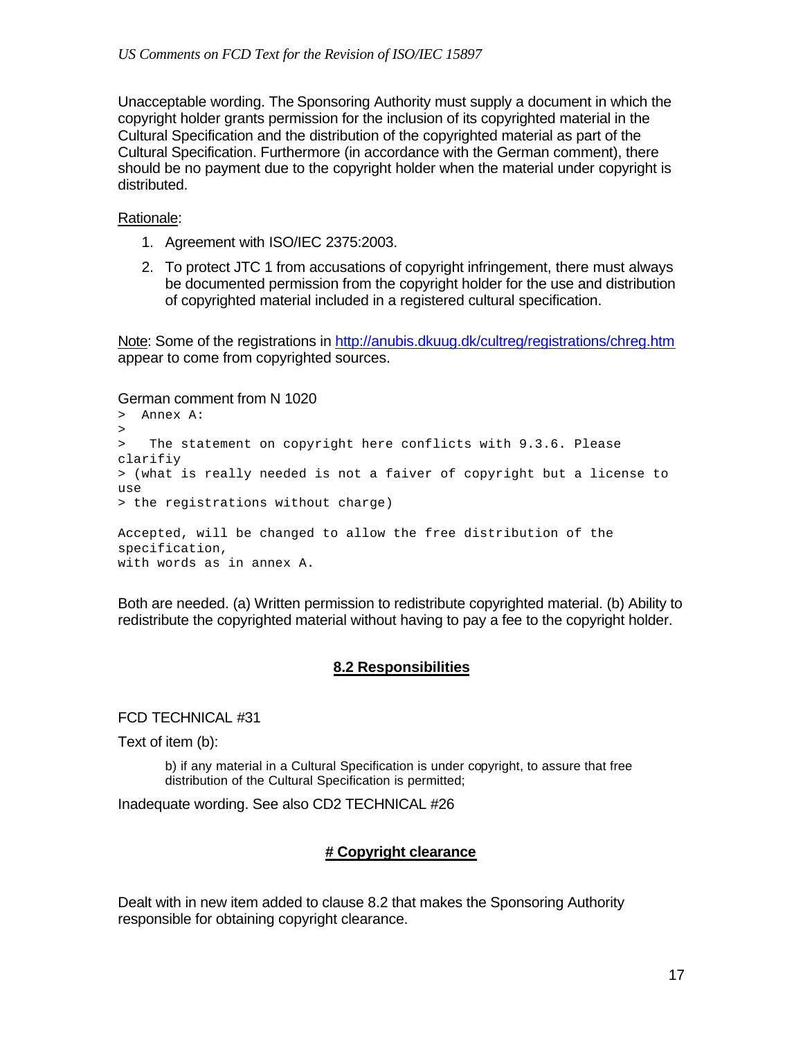Unacceptable wording. The Sponsoring Authority must supply a document in which the copyright holder grants permission for the inclusion of its copyrighted material in the Cultural Specification and the distribution of the copyrighted material as part of the Cultural Specification. Furthermore (in accordance with the German comment), there should be no payment due to the copyright holder when the material under copyright is distributed.

Rationale:

1. Agreement with ISO/IEC 2375:2003.
2. To protect JTC 1 from accusations of copyright infringement, there must always be documented permission from the copyright holder for the use and distribution of copyrighted material included in a registered cultural specification.

Note: Some of the registrations in http://anubis.dkuug.dk/cultreg/registrations/chreg.htm appear to come from copyrighted sources.

German comment from N 1020

```
>  Annex A:
>
>   The statement on copyright here conflicts with 9.3.6. Please
clarifiy
> (what is really needed is not a faiver of copyright but a license to
use
> the registrations without charge)

Accepted, will be changed to allow the free distribution of the
specification,
with words as in annex A.
```

Both are needed. (a) Written permission to redistribute copyrighted material. (b) Ability to redistribute the copyrighted material without having to pay a fee to the copyright holder.

## 8.2 Responsibilities

FCD TECHNICAL #31

Text of item (b):

> b) if any material in a Cultural Specification is under copyright, to assure that free distribution of the Cultural Specification is permitted;

Inadequate wording. See also CD2 TECHNICAL #26

## # Copyright clearance

Dealt with in new item added to clause 8.2 that makes the Sponsoring Authority responsible for obtaining copyright clearance.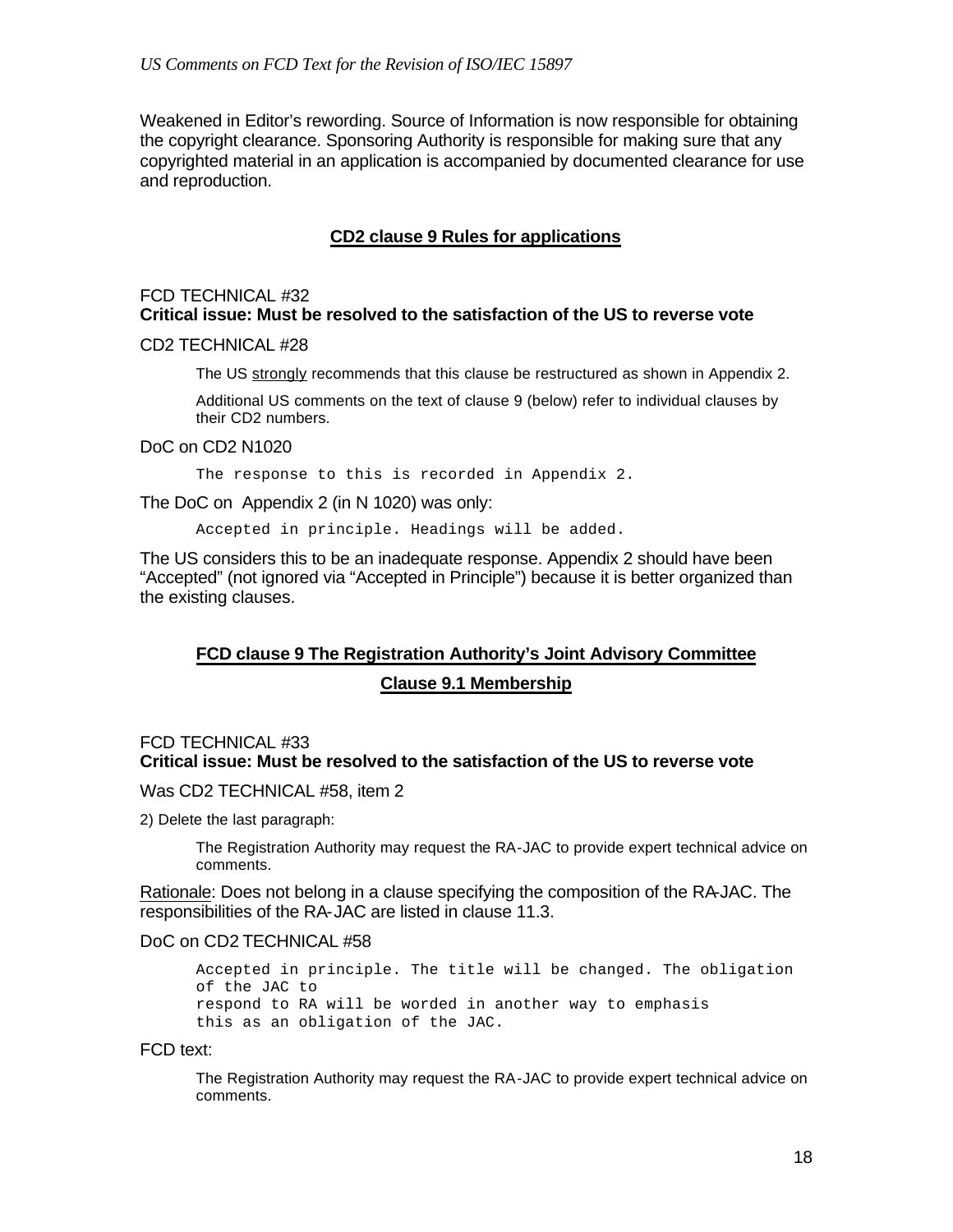Weakened in Editor's rewording. Source of Information is now responsible for obtaining the copyright clearance. Sponsoring Authority is responsible for making sure that any copyrighted material in an application is accompanied by documented clearance for use and reproduction.

## CD2 clause 9 Rules for applications

FCD TECHNICAL #32
**Critical issue: Must be resolved to the satisfaction of the US to reverse vote**

CD2 TECHNICAL #28

> The US strongly recommends that this clause be restructured as shown in Appendix 2.
>
> Additional US comments on the text of clause 9 (below) refer to individual clauses by their CD2 numbers.

DoC on CD2 N1020

```
The response to this is recorded in Appendix 2.
```

The DoC on Appendix 2 (in N 1020) was only:

```
Accepted in principle. Headings will be added.
```

The US considers this to be an inadequate response. Appendix 2 should have been "Accepted" (not ignored via "Accepted in Principle") because it is better organized than the existing clauses.

## FCD clause 9 The Registration Authority's Joint Advisory Committee

### Clause 9.1 Membership

FCD TECHNICAL #33
**Critical issue: Must be resolved to the satisfaction of the US to reverse vote**

Was CD2 TECHNICAL #58, item 2

2) Delete the last paragraph:

> The Registration Authority may request the RA-JAC to provide expert technical advice on comments.

Rationale: Does not belong in a clause specifying the composition of the RA-JAC. The responsibilities of the RA-JAC are listed in clause 11.3.

DoC on CD2 TECHNICAL #58

```
Accepted in principle. The title will be changed. The obligation
of the JAC to
respond to RA will be worded in another way to emphasis
this as an obligation of the JAC.
```

FCD text:

> The Registration Authority may request the RA-JAC to provide expert technical advice on comments.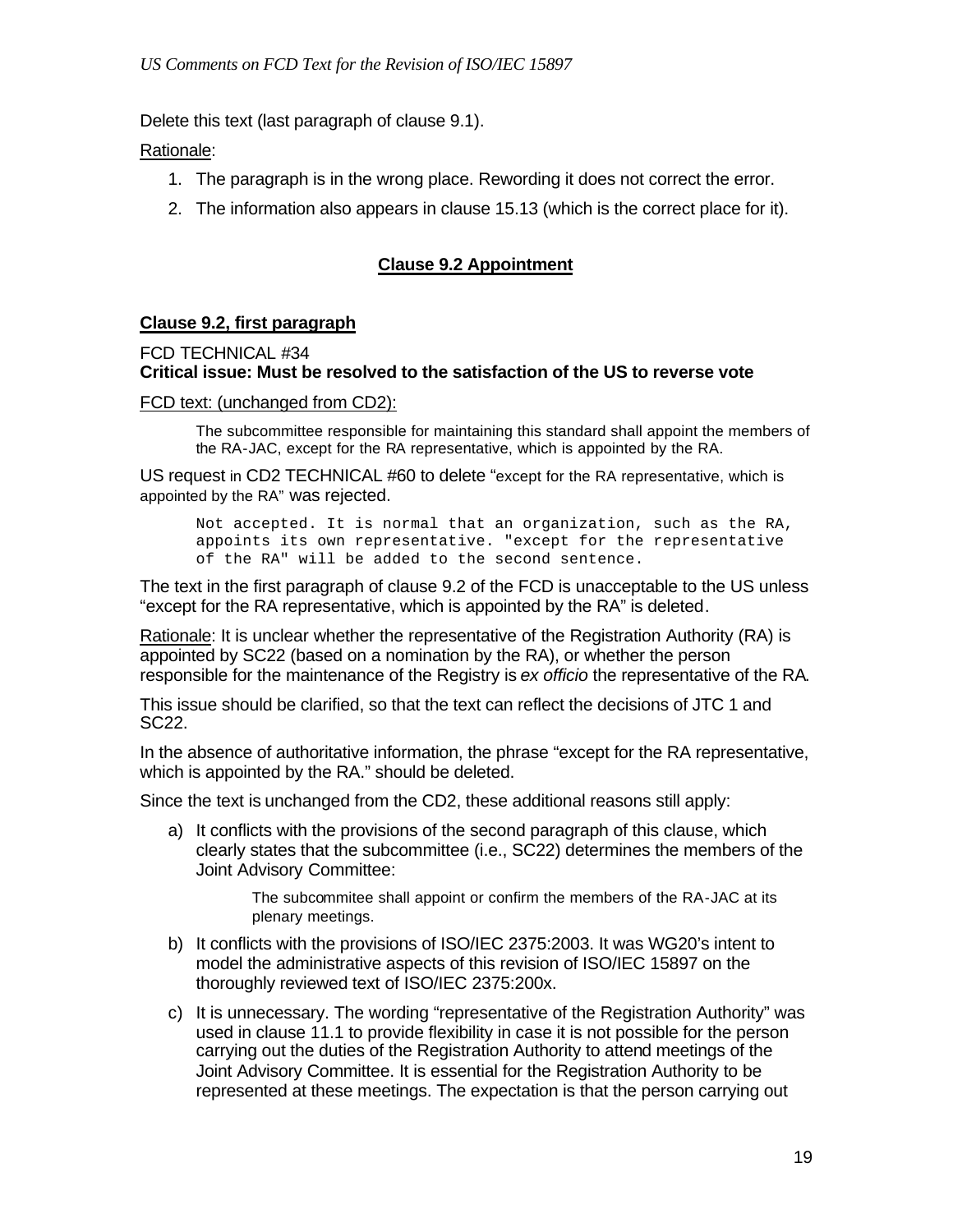Delete this text (last paragraph of clause 9.1).

Rationale:

1. The paragraph is in the wrong place. Rewording it does not correct the error.
2. The information also appears in clause 15.13 (which is the correct place for it).

## Clause 9.2 Appointment

### Clause 9.2, first paragraph

FCD TECHNICAL #34
**Critical issue: Must be resolved to the satisfaction of the US to reverse vote**

FCD text: (unchanged from CD2):

> The subcommittee responsible for maintaining this standard shall appoint the members of the RA-JAC, except for the RA representative, which is appointed by the RA.

US request in CD2 TECHNICAL #60 to delete "except for the RA representative, which is appointed by the RA" was rejected.

```
Not accepted. It is normal that an organization, such as the RA,
appoints its own representative. "except for the representative
of the RA" will be added to the second sentence.
```

The text in the first paragraph of clause 9.2 of the FCD is unacceptable to the US unless "except for the RA representative, which is appointed by the RA" is deleted.

Rationale: It is unclear whether the representative of the Registration Authority (RA) is appointed by SC22 (based on a nomination by the RA), or whether the person responsible for the maintenance of the Registry is *ex officio* the representative of the RA.

This issue should be clarified, so that the text can reflect the decisions of JTC 1 and SC22.

In the absence of authoritative information, the phrase "except for the RA representative, which is appointed by the RA." should be deleted.

Since the text is unchanged from the CD2, these additional reasons still apply:

a) It conflicts with the provisions of the second paragraph of this clause, which clearly states that the subcommittee (i.e., SC22) determines the members of the Joint Advisory Committee:

> The subcommitee shall appoint or confirm the members of the RA-JAC at its plenary meetings.

b) It conflicts with the provisions of ISO/IEC 2375:2003. It was WG20's intent to model the administrative aspects of this revision of ISO/IEC 15897 on the thoroughly reviewed text of ISO/IEC 2375:200x.

c) It is unnecessary. The wording "representative of the Registration Authority" was used in clause 11.1 to provide flexibility in case it is not possible for the person carrying out the duties of the Registration Authority to attend meetings of the Joint Advisory Committee. It is essential for the Registration Authority to be represented at these meetings. The expectation is that the person carrying out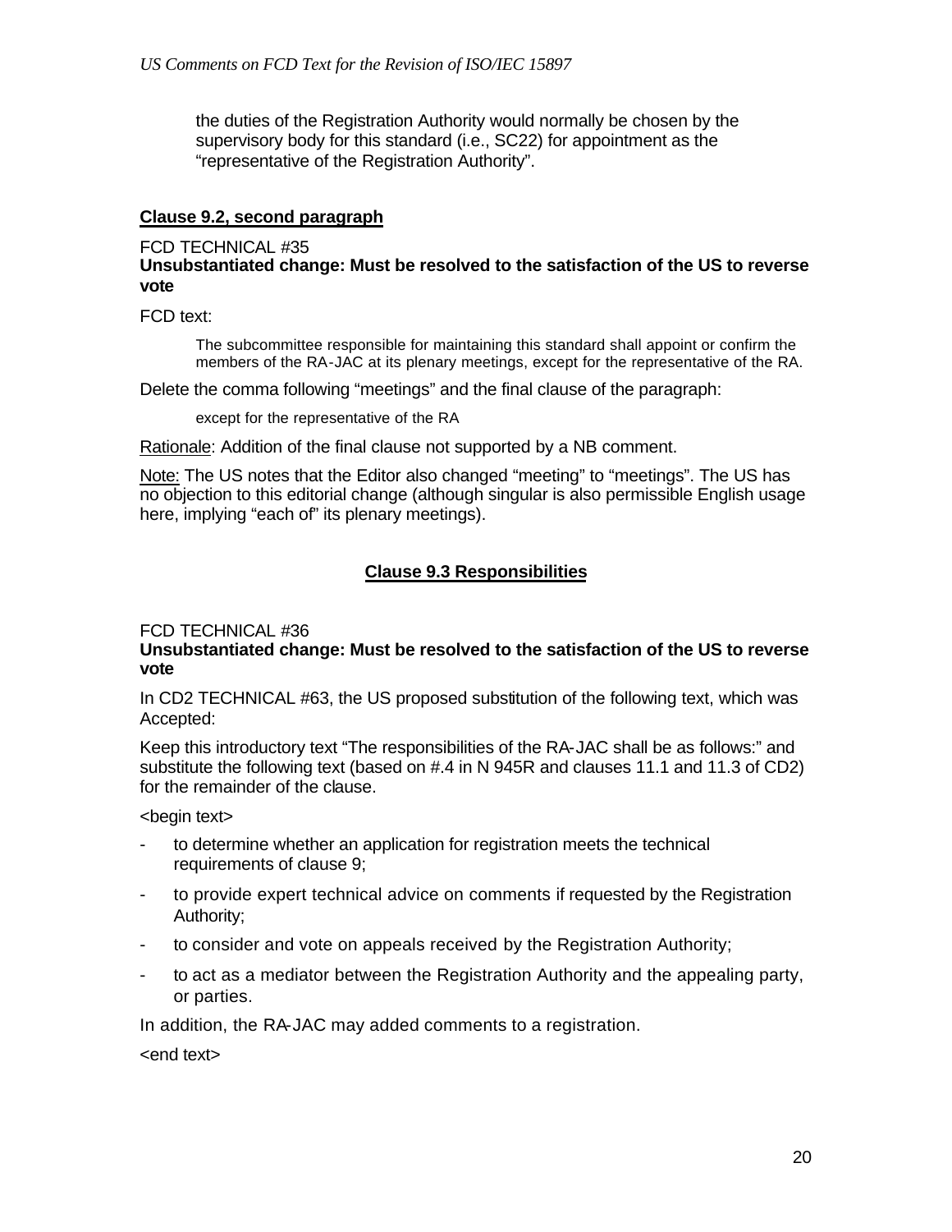the duties of the Registration Authority would normally be chosen by the supervisory body for this standard (i.e., SC22) for appointment as the "representative of the Registration Authority".

**Clause 9.2, second paragraph**

FCD TECHNICAL #35
**Unsubstantiated change: Must be resolved to the satisfaction of the US to reverse vote**

FCD text:

> The subcommittee responsible for maintaining this standard shall appoint or confirm the members of the RA-JAC at its plenary meetings, except for the representative of the RA.

Delete the comma following "meetings" and the final clause of the paragraph:

> except for the representative of the RA

Rationale: Addition of the final clause not supported by a NB comment.

Note: The US notes that the Editor also changed "meeting" to "meetings". The US has no objection to this editorial change (although singular is also permissible English usage here, implying "each of" its plenary meetings).

## Clause 9.3 Responsibilities

FCD TECHNICAL #36
**Unsubstantiated change: Must be resolved to the satisfaction of the US to reverse vote**

In CD2 TECHNICAL #63, the US proposed substitution of the following text, which was Accepted:

Keep this introductory text "The responsibilities of the RA-JAC shall be as follows:" and substitute the following text (based on #.4 in N 945R and clauses 11.1 and 11.3 of CD2) for the remainder of the clause.

<begin text>

- to determine whether an application for registration meets the technical requirements of clause 9;
- to provide expert technical advice on comments if requested by the Registration Authority;
- to consider and vote on appeals received by the Registration Authority;
- to act as a mediator between the Registration Authority and the appealing party, or parties.

In addition, the RA-JAC may added comments to a registration.

<end text>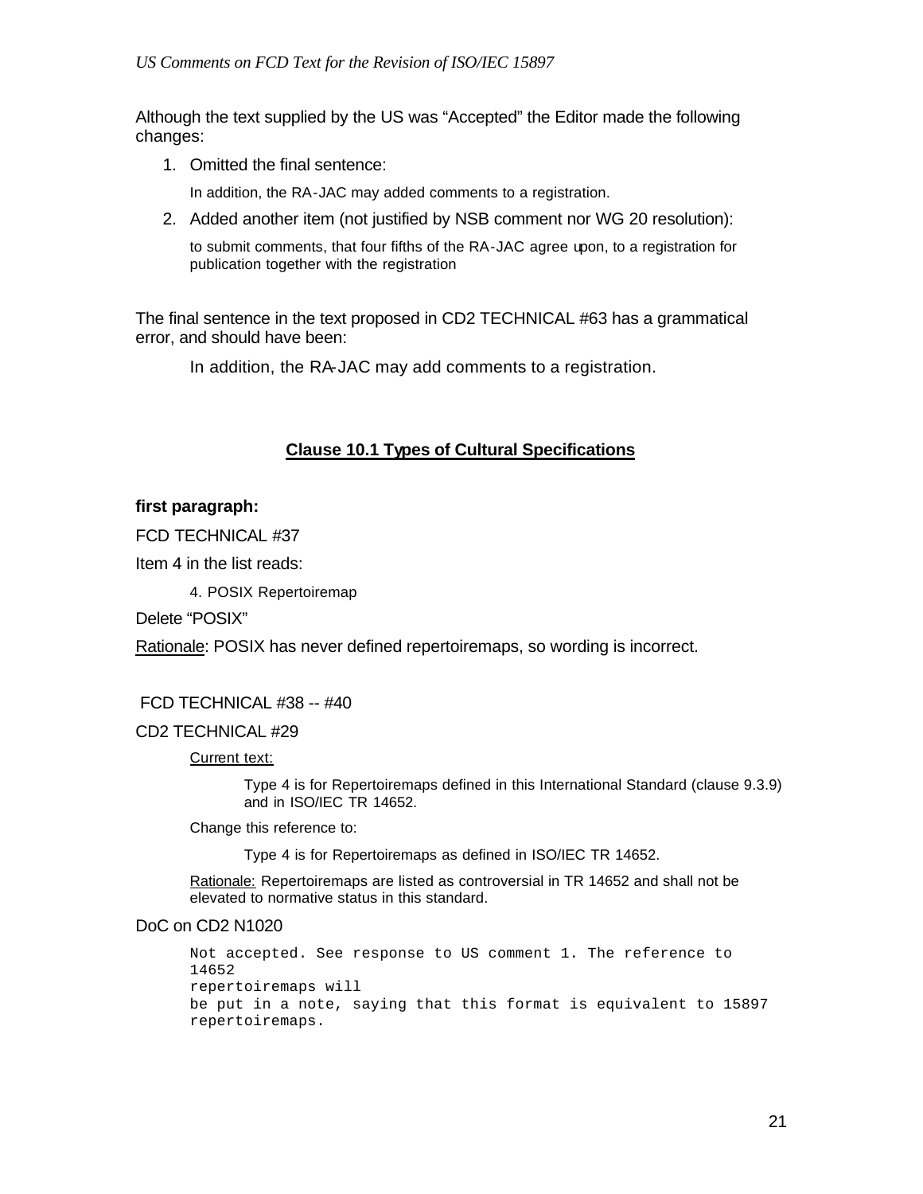Although the text supplied by the US was "Accepted" the Editor made the following changes:

1. Omitted the final sentence:

   In addition, the RA-JAC may added comments to a registration.

2. Added another item (not justified by NSB comment nor WG 20 resolution):

   to submit comments, that four fifths of the RA-JAC agree upon, to a registration for publication together with the registration

The final sentence in the text proposed in CD2 TECHNICAL #63 has a grammatical error, and should have been:

> In addition, the RA-JAC may add comments to a registration.

## Clause 10.1 Types of Cultural Specifications

**first paragraph:**

FCD TECHNICAL #37

Item 4 in the list reads:

> 4. POSIX Repertoiremap

Delete "POSIX"

Rationale: POSIX has never defined repertoiremaps, so wording is incorrect.

FCD TECHNICAL #38 -- #40

CD2 TECHNICAL #29

> Current text:
>
> > Type 4 is for Repertoiremaps defined in this International Standard (clause 9.3.9) and in ISO/IEC TR 14652.
>
> Change this reference to:
>
> > Type 4 is for Repertoiremaps as defined in ISO/IEC TR 14652.
>
> Rationale: Repertoiremaps are listed as controversial in TR 14652 and shall not be elevated to normative status in this standard.

DoC on CD2 N1020

```
Not accepted. See response to US comment 1. The reference to
14652
repertoiremaps will
be put in a note, saying that this format is equivalent to 15897
repertoiremaps.
```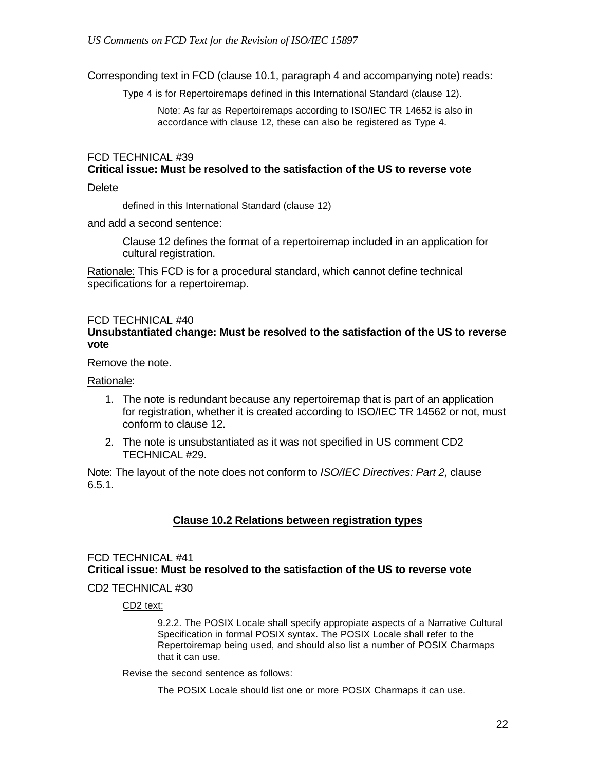Corresponding text in FCD (clause 10.1, paragraph 4 and accompanying note) reads:

> Type 4 is for Repertoiremaps defined in this International Standard (clause 12).
>
> > Note: As far as Repertoiremaps according to ISO/IEC TR 14652 is also in accordance with clause 12, these can also be registered as Type 4.

FCD TECHNICAL #39
**Critical issue: Must be resolved to the satisfaction of the US to reverse vote**

Delete

> defined in this International Standard (clause 12)

and add a second sentence:

> Clause 12 defines the format of a repertoiremap included in an application for cultural registration.

Rationale: This FCD is for a procedural standard, which cannot define technical specifications for a repertoiremap.

FCD TECHNICAL #40
**Unsubstantiated change: Must be resolved to the satisfaction of the US to reverse vote**

Remove the note.

Rationale:

1. The note is redundant because any repertoiremap that is part of an application for registration, whether it is created according to ISO/IEC TR 14562 or not, must conform to clause 12.
2. The note is unsubstantiated as it was not specified in US comment CD2 TECHNICAL #29.

Note: The layout of the note does not conform to *ISO/IEC Directives: Part 2,* clause 6.5.1.

## Clause 10.2 Relations between registration types

FCD TECHNICAL #41
**Critical issue: Must be resolved to the satisfaction of the US to reverse vote**

CD2 TECHNICAL #30

> CD2 text:
>
> > 9.2.2. The POSIX Locale shall specify appropiate aspects of a Narrative Cultural Specification in formal POSIX syntax. The POSIX Locale shall refer to the Repertoiremap being used, and should also list a number of POSIX Charmaps that it can use.
>
> Revise the second sentence as follows:
>
> > The POSIX Locale should list one or more POSIX Charmaps it can use.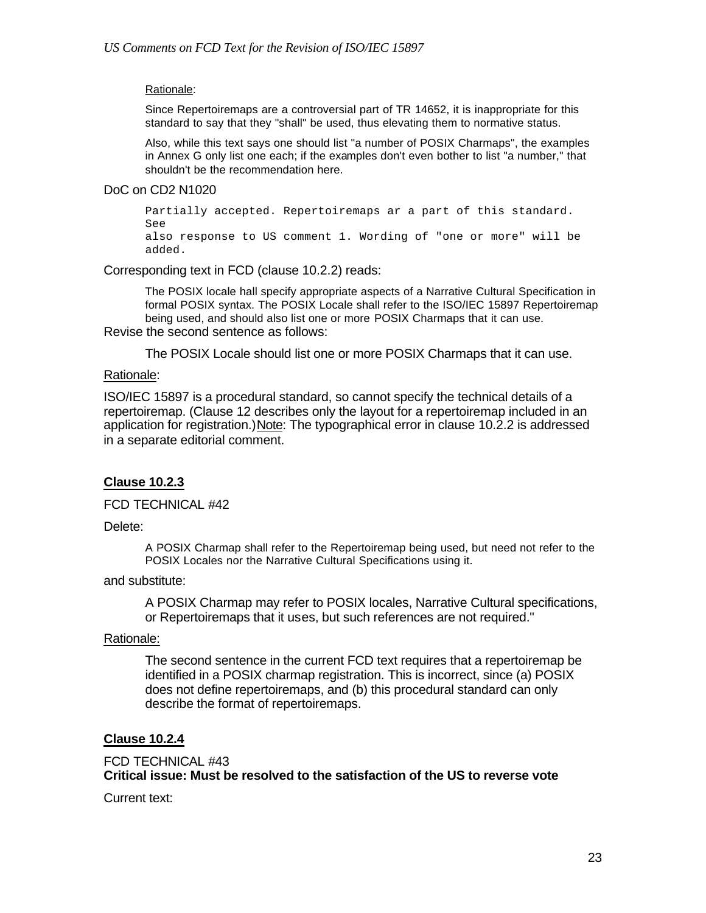Rationale:

> Since Repertoiremaps are a controversial part of TR 14652, it is inappropriate for this standard to say that they "shall" be used, thus elevating them to normative status.
>
> Also, while this text says one should list "a number of POSIX Charmaps", the examples in Annex G only list one each; if the examples don't even bother to list "a number," that shouldn't be the recommendation here.

DoC on CD2 N1020

```
Partially accepted. Repertoiremaps ar a part of this standard.
See
also response to US comment 1. Wording of "one or more" will be
added.
```

Corresponding text in FCD (clause 10.2.2) reads:

> The POSIX locale hall specify appropriate aspects of a Narrative Cultural Specification in formal POSIX syntax. The POSIX Locale shall refer to the ISO/IEC 15897 Repertoiremap being used, and should also list one or more POSIX Charmaps that it can use.

Revise the second sentence as follows:

> The POSIX Locale should list one or more POSIX Charmaps that it can use.

Rationale:

ISO/IEC 15897 is a procedural standard, so cannot specify the technical details of a repertoiremap. (Clause 12 describes only the layout for a repertoiremap included in an application for registration.) Note: The typographical error in clause 10.2.2 is addressed in a separate editorial comment.

## Clause 10.2.3

FCD TECHNICAL #42

Delete:

> A POSIX Charmap shall refer to the Repertoiremap being used, but need not refer to the POSIX Locales nor the Narrative Cultural Specifications using it.

and substitute:

> A POSIX Charmap may refer to POSIX locales, Narrative Cultural specifications, or Repertoiremaps that it uses, but such references are not required."

Rationale:

> The second sentence in the current FCD text requires that a repertoiremap be identified in a POSIX charmap registration. This is incorrect, since (a) POSIX does not define repertoiremaps, and (b) this procedural standard can only describe the format of repertoiremaps.

## Clause 10.2.4

FCD TECHNICAL #43
**Critical issue: Must be resolved to the satisfaction of the US to reverse vote**

Current text: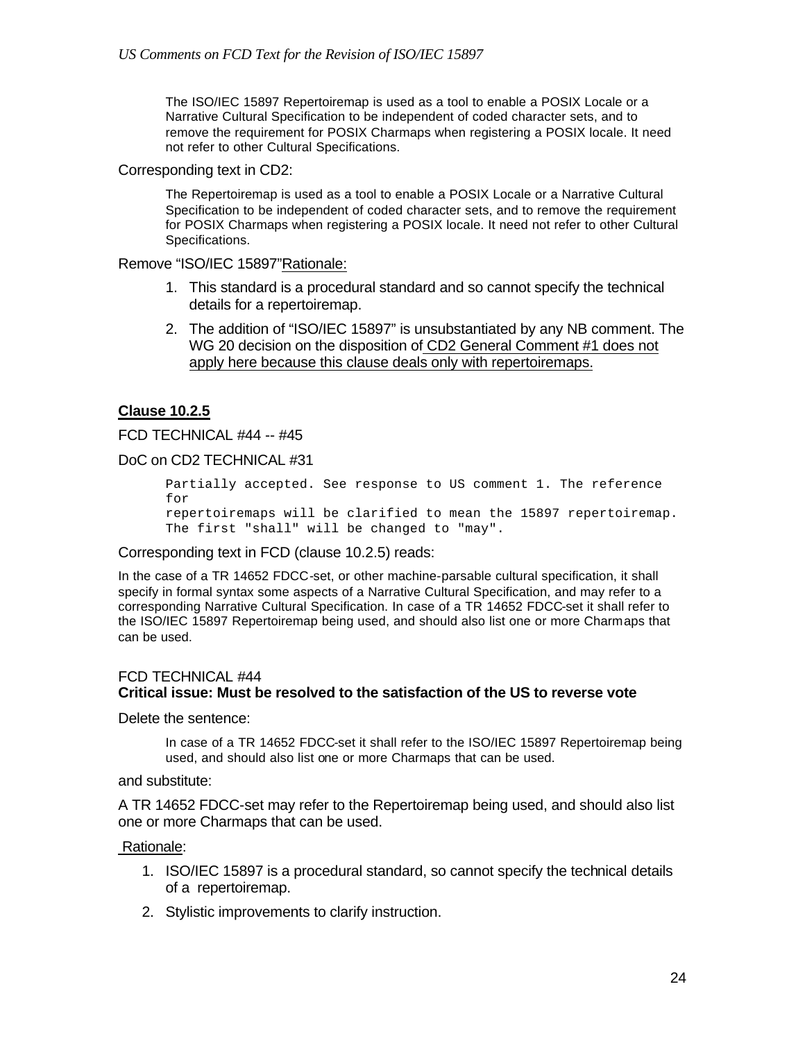The ISO/IEC 15897 Repertoiremap is used as a tool to enable a POSIX Locale or a Narrative Cultural Specification to be independent of coded character sets, and to remove the requirement for POSIX Charmaps when registering a POSIX locale. It need not refer to other Cultural Specifications.

Corresponding text in CD2:

> The Repertoiremap is used as a tool to enable a POSIX Locale or a Narrative Cultural Specification to be independent of coded character sets, and to remove the requirement for POSIX Charmaps when registering a POSIX locale. It need not refer to other Cultural Specifications.

Remove "ISO/IEC 15897"Rationale:

1. This standard is a procedural standard and so cannot specify the technical details for a repertoiremap.
2. The addition of "ISO/IEC 15897" is unsubstantiated by any NB comment. The WG 20 decision on the disposition of CD2 General Comment #1 does not apply here because this clause deals only with repertoiremaps.

**Clause 10.2.5**

FCD TECHNICAL #44 -- #45

DoC on CD2 TECHNICAL #31

```
Partially accepted. See response to US comment 1. The reference
for
repertoiremaps will be clarified to mean the 15897 repertoiremap.
The first "shall" will be changed to "may".
```

Corresponding text in FCD (clause 10.2.5) reads:

In the case of a TR 14652 FDCC-set, or other machine-parsable cultural specification, it shall specify in formal syntax some aspects of a Narrative Cultural Specification, and may refer to a corresponding Narrative Cultural Specification. In case of a TR 14652 FDCC-set it shall refer to the ISO/IEC 15897 Repertoiremap being used, and should also list one or more Charmaps that can be used.

FCD TECHNICAL #44
**Critical issue: Must be resolved to the satisfaction of the US to reverse vote**

Delete the sentence:

> In case of a TR 14652 FDCC-set it shall refer to the ISO/IEC 15897 Repertoiremap being used, and should also list one or more Charmaps that can be used.

and substitute:

A TR 14652 FDCC-set may refer to the Repertoiremap being used, and should also list one or more Charmaps that can be used.

Rationale:

1. ISO/IEC 15897 is a procedural standard, so cannot specify the technical details of a repertoiremap.
2. Stylistic improvements to clarify instruction.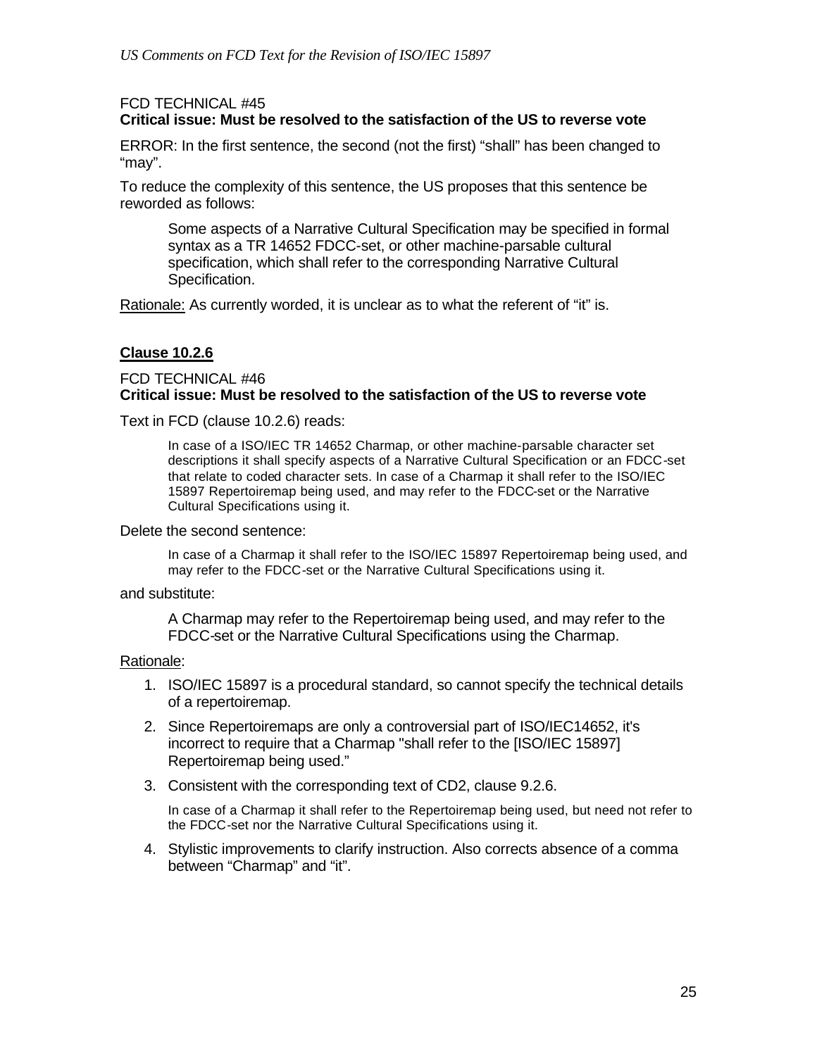FCD TECHNICAL #45
**Critical issue: Must be resolved to the satisfaction of the US to reverse vote**

ERROR: In the first sentence, the second (not the first) "shall" has been changed to "may".

To reduce the complexity of this sentence, the US proposes that this sentence be reworded as follows:

> Some aspects of a Narrative Cultural Specification may be specified in formal syntax as a TR 14652 FDCC-set, or other machine-parsable cultural specification, which shall refer to the corresponding Narrative Cultural Specification.

Rationale: As currently worded, it is unclear as to what the referent of "it" is.

## Clause 10.2.6

FCD TECHNICAL #46
**Critical issue: Must be resolved to the satisfaction of the US to reverse vote**

Text in FCD (clause 10.2.6) reads:

> In case of a ISO/IEC TR 14652 Charmap, or other machine-parsable character set descriptions it shall specify aspects of a Narrative Cultural Specification or an FDCC-set that relate to coded character sets. In case of a Charmap it shall refer to the ISO/IEC 15897 Repertoiremap being used, and may refer to the FDCC-set or the Narrative Cultural Specifications using it.

Delete the second sentence:

> In case of a Charmap it shall refer to the ISO/IEC 15897 Repertoiremap being used, and may refer to the FDCC-set or the Narrative Cultural Specifications using it.

and substitute:

> A Charmap may refer to the Repertoiremap being used, and may refer to the FDCC-set or the Narrative Cultural Specifications using the Charmap.

Rationale:

1. ISO/IEC 15897 is a procedural standard, so cannot specify the technical details of a repertoiremap.
2. Since Repertoiremaps are only a controversial part of ISO/IEC14652, it's incorrect to require that a Charmap "shall refer to the [ISO/IEC 15897] Repertoiremap being used."
3. Consistent with the corresponding text of CD2, clause 9.2.6.

   > In case of a Charmap it shall refer to the Repertoiremap being used, but need not refer to the FDCC-set nor the Narrative Cultural Specifications using it.

4. Stylistic improvements to clarify instruction. Also corrects absence of a comma between "Charmap" and "it".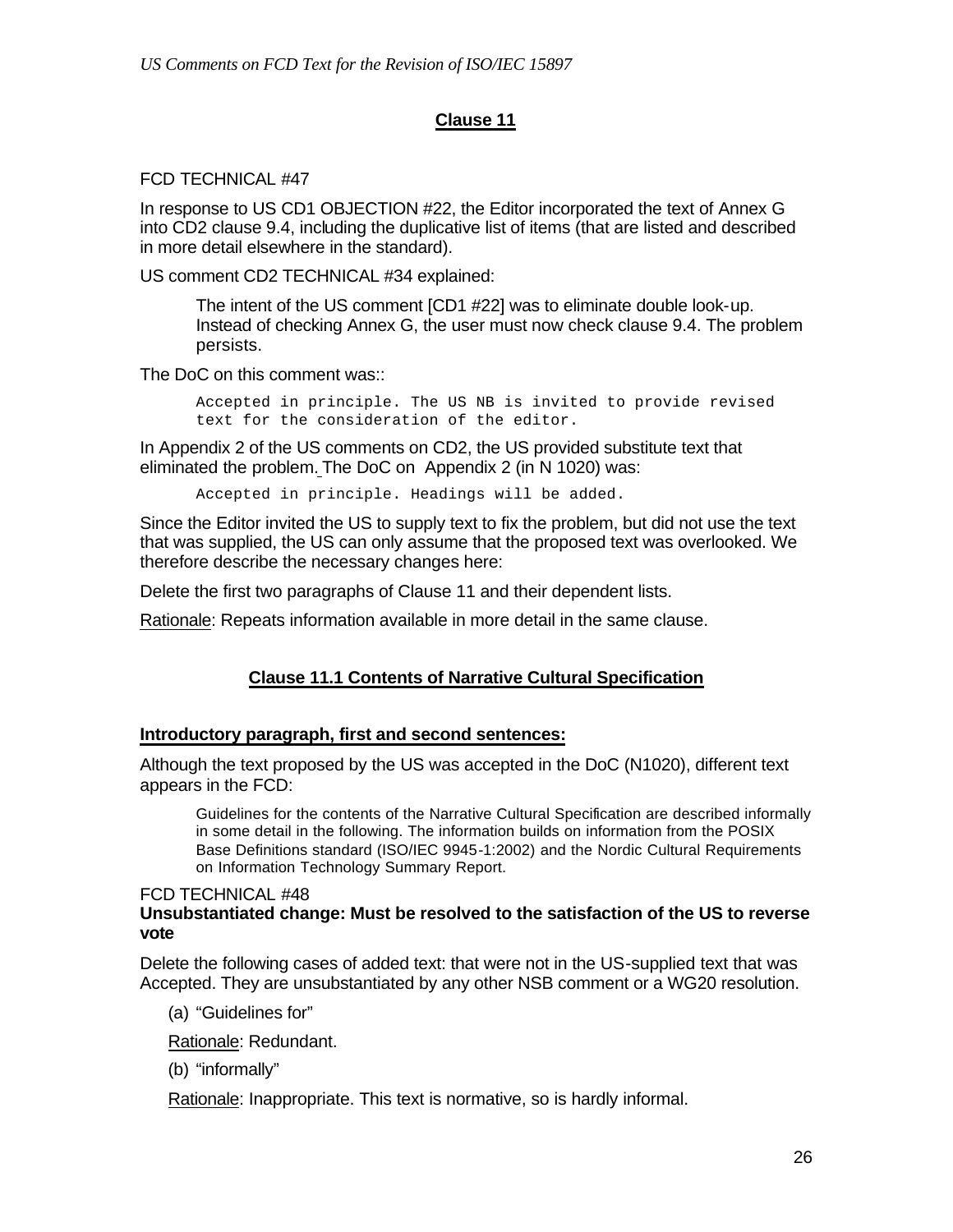## Clause 11

FCD TECHNICAL #47

In response to US CD1 OBJECTION #22, the Editor incorporated the text of Annex G into CD2 clause 9.4, including the duplicative list of items (that are listed and described in more detail elsewhere in the standard).

US comment CD2 TECHNICAL #34 explained:

> The intent of the US comment [CD1 #22] was to eliminate double look-up. Instead of checking Annex G, the user must now check clause 9.4. The problem persists.

The DoC on this comment was::

```
Accepted in principle. The US NB is invited to provide revised
text for the consideration of the editor.
```

In Appendix 2 of the US comments on CD2, the US provided substitute text that eliminated the problem. The DoC on Appendix 2 (in N 1020) was:

```
Accepted in principle. Headings will be added.
```

Since the Editor invited the US to supply text to fix the problem, but did not use the text that was supplied, the US can only assume that the proposed text was overlooked. We therefore describe the necessary changes here:

Delete the first two paragraphs of Clause 11 and their dependent lists.

Rationale: Repeats information available in more detail in the same clause.

## Clause 11.1 Contents of Narrative Cultural Specification

**Introductory paragraph, first and second sentences:**

Although the text proposed by the US was accepted in the DoC (N1020), different text appears in the FCD:

> Guidelines for the contents of the Narrative Cultural Specification are described informally in some detail in the following. The information builds on information from the POSIX Base Definitions standard (ISO/IEC 9945-1:2002) and the Nordic Cultural Requirements on Information Technology Summary Report.

FCD TECHNICAL #48

**Unsubstantiated change: Must be resolved to the satisfaction of the US to reverse vote**

Delete the following cases of added text: that were not in the US-supplied text that was Accepted. They are unsubstantiated by any other NSB comment or a WG20 resolution.

(a) "Guidelines for"

Rationale: Redundant.

(b) "informally"

Rationale: Inappropriate. This text is normative, so is hardly informal.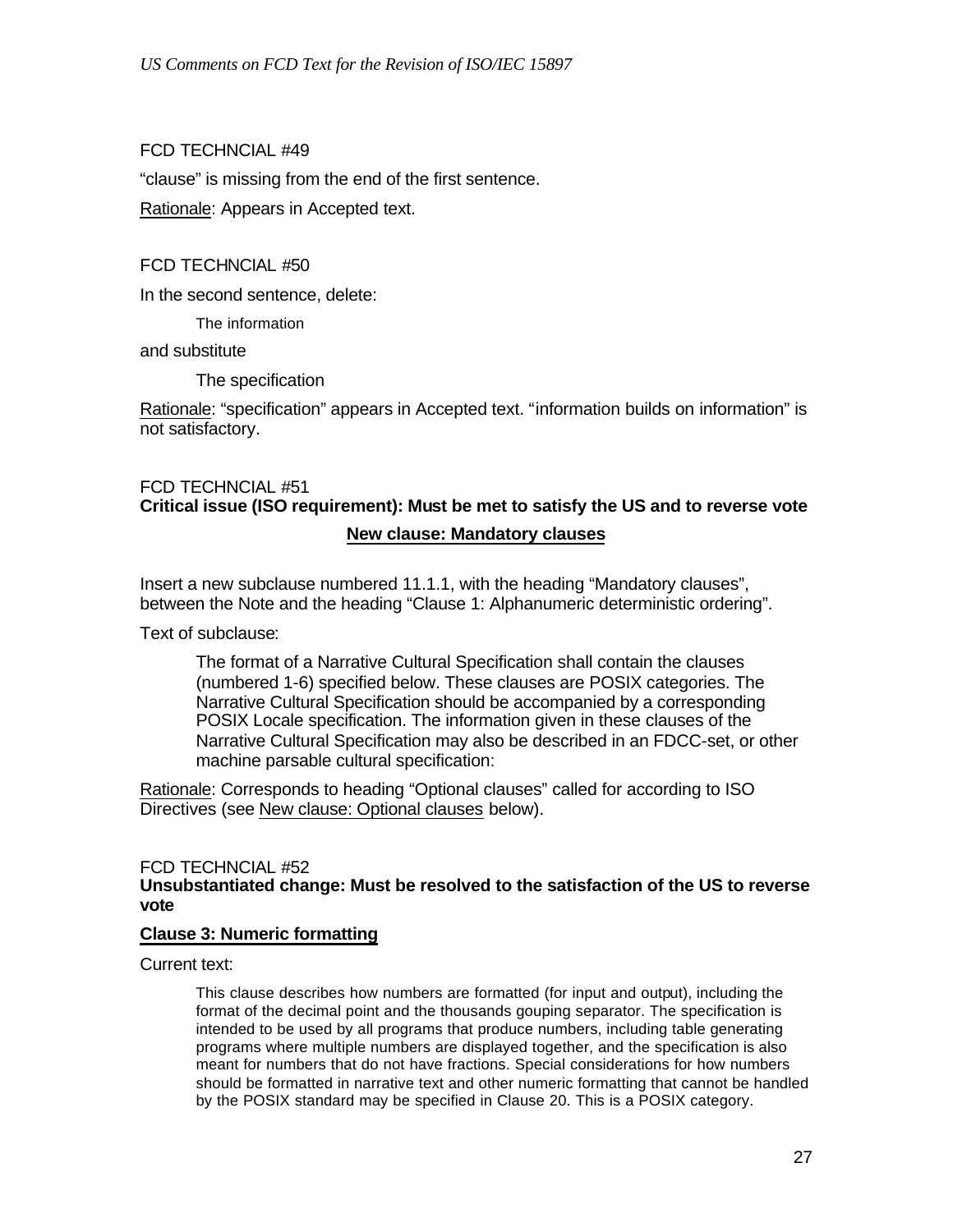FCD TECHNCIAL #49

"clause" is missing from the end of the first sentence.

Rationale: Appears in Accepted text.

FCD TECHNCIAL #50

In the second sentence, delete:

> The information

and substitute

> The specification

Rationale: "specification" appears in Accepted text. "information builds on information" is not satisfactory.

FCD TECHNCIAL #51

**Critical issue (ISO requirement): Must be met to satisfy the US and to reverse vote**

**New clause: Mandatory clauses**

Insert a new subclause numbered 11.1.1, with the heading "Mandatory clauses", between the Note and the heading "Clause 1: Alphanumeric deterministic ordering".

Text of subclause:

> The format of a Narrative Cultural Specification shall contain the clauses (numbered 1-6) specified below. These clauses are POSIX categories. The Narrative Cultural Specification should be accompanied by a corresponding POSIX Locale specification. The information given in these clauses of the Narrative Cultural Specification may also be described in an FDCC-set, or other machine parsable cultural specification:

Rationale: Corresponds to heading "Optional clauses" called for according to ISO Directives (see New clause: Optional clauses below).

FCD TECHNCIAL #52

**Unsubstantiated change: Must be resolved to the satisfaction of the US to reverse vote**

**Clause 3: Numeric formatting**

Current text:

> This clause describes how numbers are formatted (for input and output), including the format of the decimal point and the thousands gouping separator. The specification is intended to be used by all programs that produce numbers, including table generating programs where multiple numbers are displayed together, and the specification is also meant for numbers that do not have fractions. Special considerations for how numbers should be formatted in narrative text and other numeric formatting that cannot be handled by the POSIX standard may be specified in Clause 20. This is a POSIX category.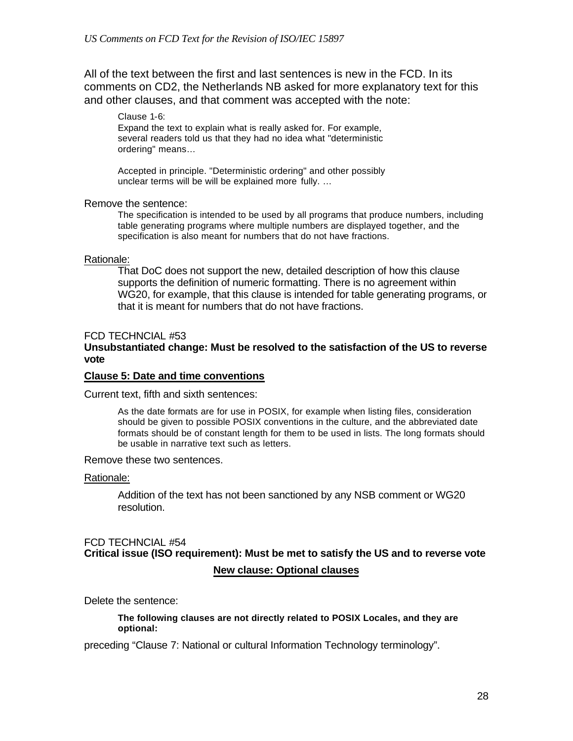All of the text between the first and last sentences is new in the FCD. In its comments on CD2, the Netherlands NB asked for more explanatory text for this and other clauses, and that comment was accepted with the note:

> Clause 1-6:
> Expand the text to explain what is really asked for. For example, several readers told us that they had no idea what "deterministic ordering" means…
>
> Accepted in principle. "Deterministic ordering" and other possibly unclear terms will be will be explained more fully. …

Remove the sentence:

> The specification is intended to be used by all programs that produce numbers, including table generating programs where multiple numbers are displayed together, and the specification is also meant for numbers that do not have fractions.

Rationale:

> That DoC does not support the new, detailed description of how this clause supports the definition of numeric formatting. There is no agreement within WG20, for example, that this clause is intended for table generating programs, or that it is meant for numbers that do not have fractions.

FCD TECHNCIAL #53

**Unsubstantiated change: Must be resolved to the satisfaction of the US to reverse vote**

**Clause 5: Date and time conventions**

Current text, fifth and sixth sentences:

> As the date formats are for use in POSIX, for example when listing files, consideration should be given to possible POSIX conventions in the culture, and the abbreviated date formats should be of constant length for them to be used in lists. The long formats should be usable in narrative text such as letters.

Remove these two sentences.

Rationale:

> Addition of the text has not been sanctioned by any NSB comment or WG20 resolution.

FCD TECHNCIAL #54

**Critical issue (ISO requirement): Must be met to satisfy the US and to reverse vote**

**New clause: Optional clauses**

Delete the sentence:

> **The following clauses are not directly related to POSIX Locales, and they are optional:**

preceding "Clause 7: National or cultural Information Technology terminology".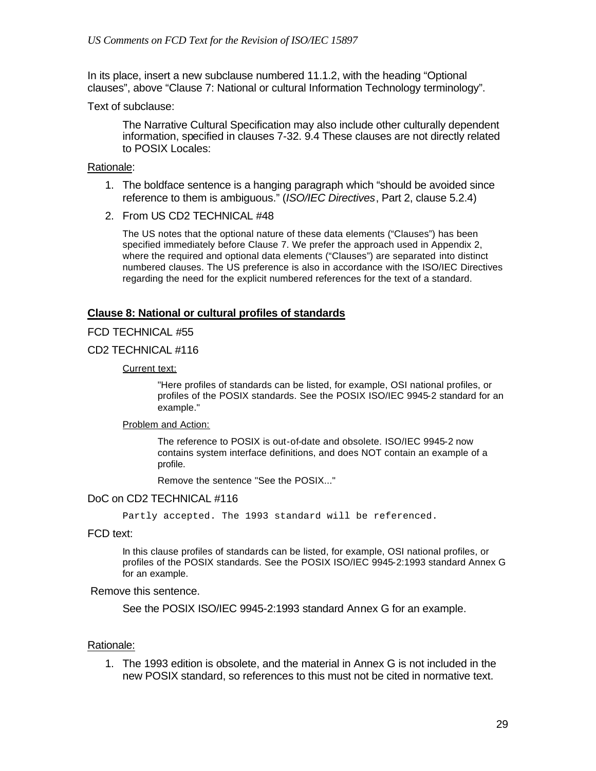In its place, insert a new subclause numbered 11.1.2, with the heading “Optional clauses”, above “Clause 7: National or cultural Information Technology terminology”.

Text of subclause:

> The Narrative Cultural Specification may also include other culturally dependent information, specified in clauses 7-32. 9.4 These clauses are not directly related to POSIX Locales:

Rationale:

1. The boldface sentence is a hanging paragraph which “should be avoided since reference to them is ambiguous.” (*ISO/IEC Directives*, Part 2, clause 5.2.4)
2. From US CD2 TECHNICAL #48

   The US notes that the optional nature of these data elements (“Clauses”) has been specified immediately before Clause 7. We prefer the approach used in Appendix 2, where the required and optional data elements (“Clauses”) are separated into distinct numbered clauses. The US preference is also in accordance with the ISO/IEC Directives regarding the need for the explicit numbered references for the text of a standard.

**Clause 8: National or cultural profiles of standards**

FCD TECHNICAL #55

CD2 TECHNICAL #116

> Current text:
>
> > "Here profiles of standards can be listed, for example, OSI national profiles, or profiles of the POSIX standards. See the POSIX ISO/IEC 9945-2 standard for an example."
>
> Problem and Action:
>
> > The reference to POSIX is out-of-date and obsolete. ISO/IEC 9945-2 now contains system interface definitions, and does NOT contain an example of a profile.
> >
> > Remove the sentence "See the POSIX..."

DoC on CD2 TECHNICAL #116

```
Partly accepted. The 1993 standard will be referenced.
```

FCD text:

> In this clause profiles of standards can be listed, for example, OSI national profiles, or profiles of the POSIX standards. See the POSIX ISO/IEC 9945-2:1993 standard Annex G for an example.

Remove this sentence.

> See the POSIX ISO/IEC 9945-2:1993 standard Annex G for an example.

Rationale:

1. The 1993 edition is obsolete, and the material in Annex G is not included in the new POSIX standard, so references to this must not be cited in normative text.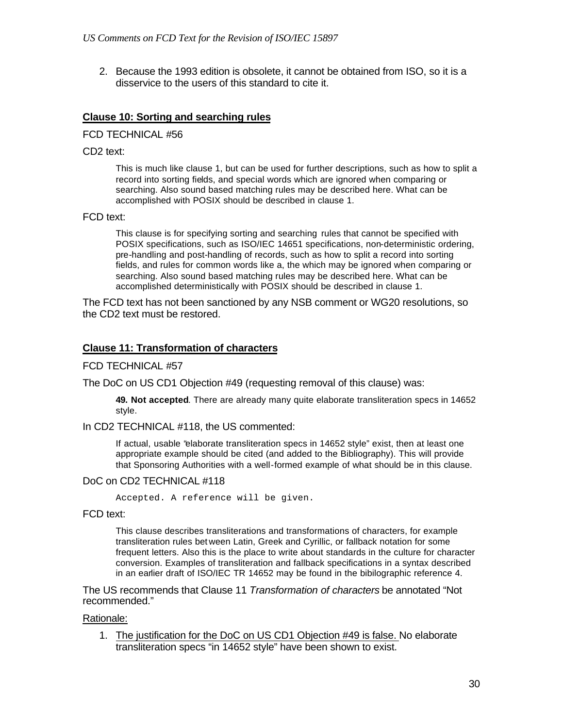2. Because the 1993 edition is obsolete, it cannot be obtained from ISO, so it is a disservice to the users of this standard to cite it.

## Clause 10: Sorting and searching rules

FCD TECHNICAL #56

CD2 text:

> This is much like clause 1, but can be used for further descriptions, such as how to split a record into sorting fields, and special words which are ignored when comparing or searching. Also sound based matching rules may be described here. What can be accomplished with POSIX should be described in clause 1.

FCD text:

> This clause is for specifying sorting and searching rules that cannot be specified with POSIX specifications, such as ISO/IEC 14651 specifications, non-deterministic ordering, pre-handling and post-handling of records, such as how to split a record into sorting fields, and rules for common words like a, the which may be ignored when comparing or searching. Also sound based matching rules may be described here. What can be accomplished deterministically with POSIX should be described in clause 1.

The FCD text has not been sanctioned by any NSB comment or WG20 resolutions, so the CD2 text must be restored.

## Clause 11: Transformation of characters

FCD TECHNICAL #57

The DoC on US CD1 Objection #49 (requesting removal of this clause) was:

> **49. Not accepted**. There are already many quite elaborate transliteration specs in 14652 style.

In CD2 TECHNICAL #118, the US commented:

> If actual, usable "elaborate transliteration specs in 14652 style" exist, then at least one appropriate example should be cited (and added to the Bibliography). This will provide that Sponsoring Authorities with a well-formed example of what should be in this clause.

DoC on CD2 TECHNICAL #118

```
Accepted. A reference will be given.
```

FCD text:

> This clause describes transliterations and transformations of characters, for example transliteration rules between Latin, Greek and Cyrillic, or fallback notation for some frequent letters. Also this is the place to write about standards in the culture for character conversion. Examples of transliteration and fallback specifications in a syntax described in an earlier draft of ISO/IEC TR 14652 may be found in the bibilographic reference 4.

The US recommends that Clause 11 *Transformation of characters* be annotated "Not recommended."

Rationale:

1. The justification for the DoC on US CD1 Objection #49 is false. No elaborate transliteration specs "in 14652 style" have been shown to exist.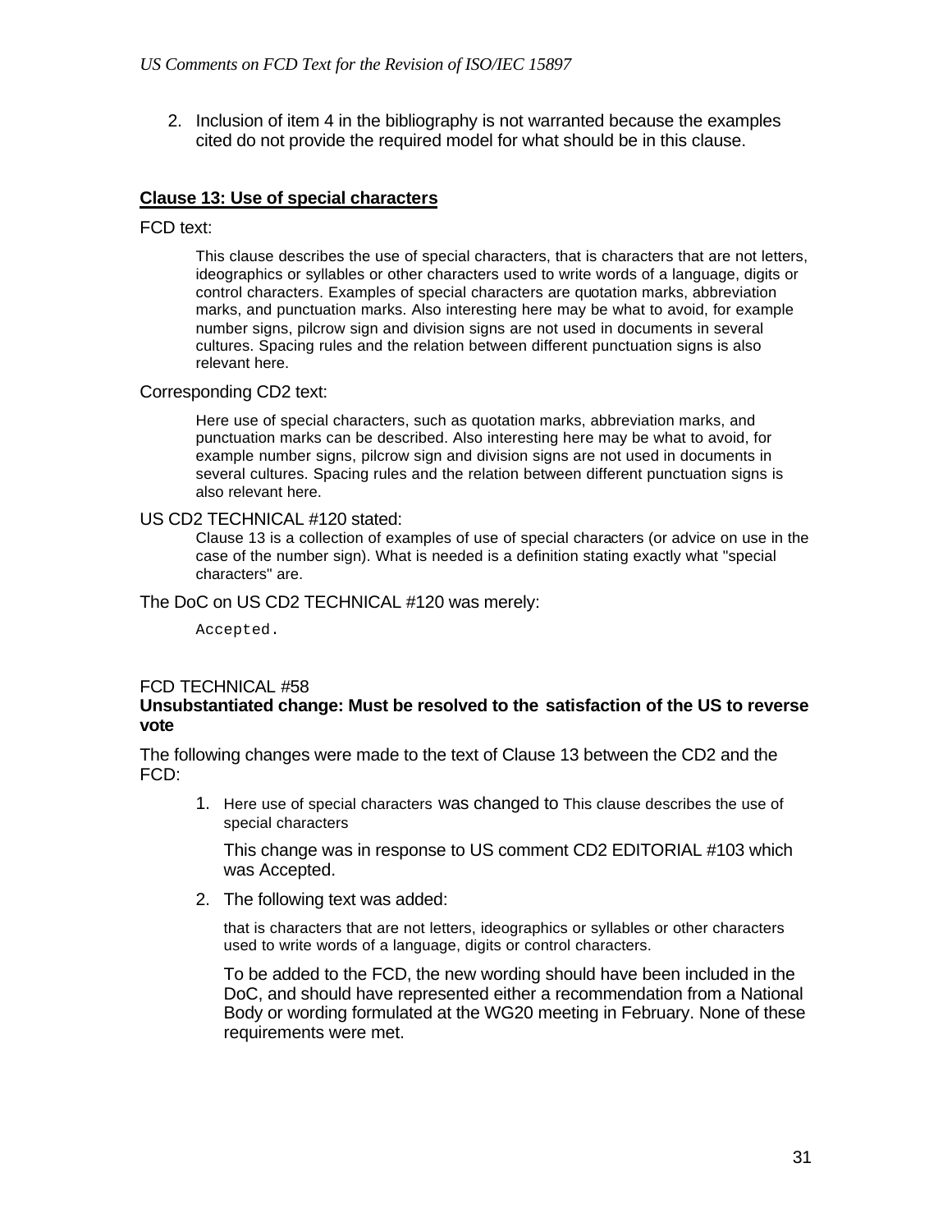2. Inclusion of item 4 in the bibliography is not warranted because the examples cited do not provide the required model for what should be in this clause.

## Clause 13: Use of special characters

FCD text:

> This clause describes the use of special characters, that is characters that are not letters, ideographics or syllables or other characters used to write words of a language, digits or control characters. Examples of special characters are quotation marks, abbreviation marks, and punctuation marks. Also interesting here may be what to avoid, for example number signs, pilcrow sign and division signs are not used in documents in several cultures. Spacing rules and the relation between different punctuation signs is also relevant here.

Corresponding CD2 text:

> Here use of special characters, such as quotation marks, abbreviation marks, and punctuation marks can be described. Also interesting here may be what to avoid, for example number signs, pilcrow sign and division signs are not used in documents in several cultures. Spacing rules and the relation between different punctuation signs is also relevant here.

US CD2 TECHNICAL #120 stated:

> Clause 13 is a collection of examples of use of special characters (or advice on use in the case of the number sign). What is needed is a definition stating exactly what "special characters" are.

The DoC on US CD2 TECHNICAL #120 was merely:

```
Accepted.
```

FCD TECHNICAL #58

**Unsubstantiated change: Must be resolved to the satisfaction of the US to reverse vote**

The following changes were made to the text of Clause 13 between the CD2 and the FCD:

1. Here use of special characters was changed to This clause describes the use of special characters

   This change was in response to US comment CD2 EDITORIAL #103 which was Accepted.

2. The following text was added:

   that is characters that are not letters, ideographics or syllables or other characters used to write words of a language, digits or control characters.

   To be added to the FCD, the new wording should have been included in the DoC, and should have represented either a recommendation from a National Body or wording formulated at the WG20 meeting in February. None of these requirements were met.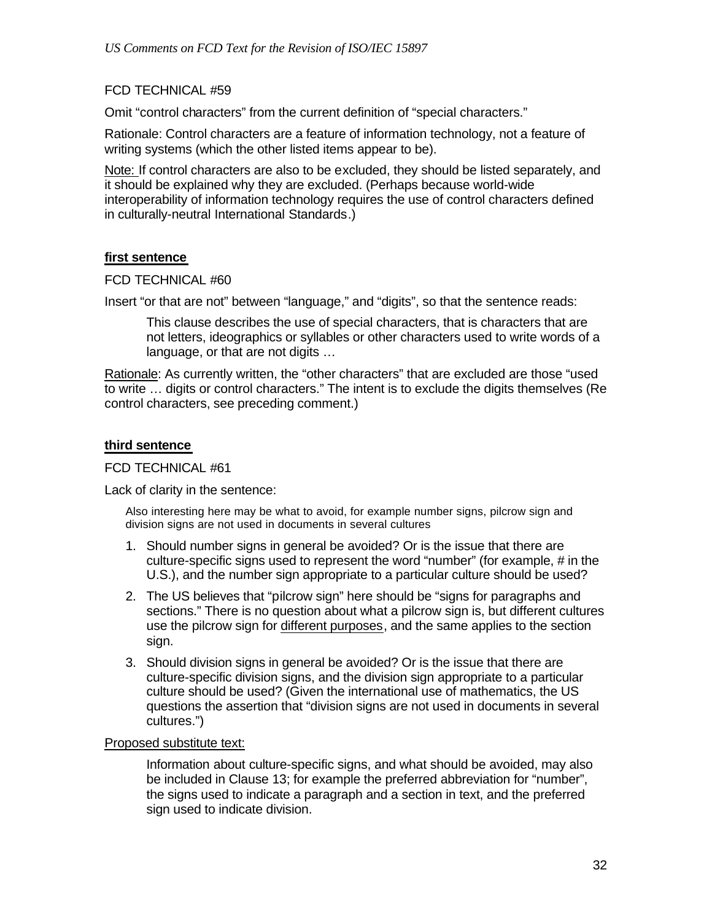FCD TECHNICAL #59

Omit “control characters” from the current definition of “special characters.”

Rationale: Control characters are a feature of information technology, not a feature of writing systems (which the other listed items appear to be).

Note: If control characters are also to be excluded, they should be listed separately, and it should be explained why they are excluded. (Perhaps because world-wide interoperability of information technology requires the use of control characters defined in culturally-neutral International Standards.)

**first sentence**

FCD TECHNICAL #60

Insert “or that are not” between “language,” and “digits”, so that the sentence reads:

> This clause describes the use of special characters, that is characters that are not letters, ideographics or syllables or other characters used to write words of a language, or that are not digits …

Rationale: As currently written, the “other characters” that are excluded are those “used to write … digits or control characters.” The intent is to exclude the digits themselves (Re control characters, see preceding comment.)

**third sentence**

FCD TECHNICAL #61

Lack of clarity in the sentence:

> Also interesting here may be what to avoid, for example number signs, pilcrow sign and division signs are not used in documents in several cultures

1. Should number signs in general be avoided? Or is the issue that there are culture-specific signs used to represent the word “number” (for example, # in the U.S.), and the number sign appropriate to a particular culture should be used?
2. The US believes that “pilcrow sign” here should be “signs for paragraphs and sections.” There is no question about what a pilcrow sign is, but different cultures use the pilcrow sign for different purposes, and the same applies to the section sign.
3. Should division signs in general be avoided? Or is the issue that there are culture-specific division signs, and the division sign appropriate to a particular culture should be used? (Given the international use of mathematics, the US questions the assertion that “division signs are not used in documents in several cultures.”)

Proposed substitute text:

> Information about culture-specific signs, and what should be avoided, may also be included in Clause 13; for example the preferred abbreviation for “number”, the signs used to indicate a paragraph and a section in text, and the preferred sign used to indicate division.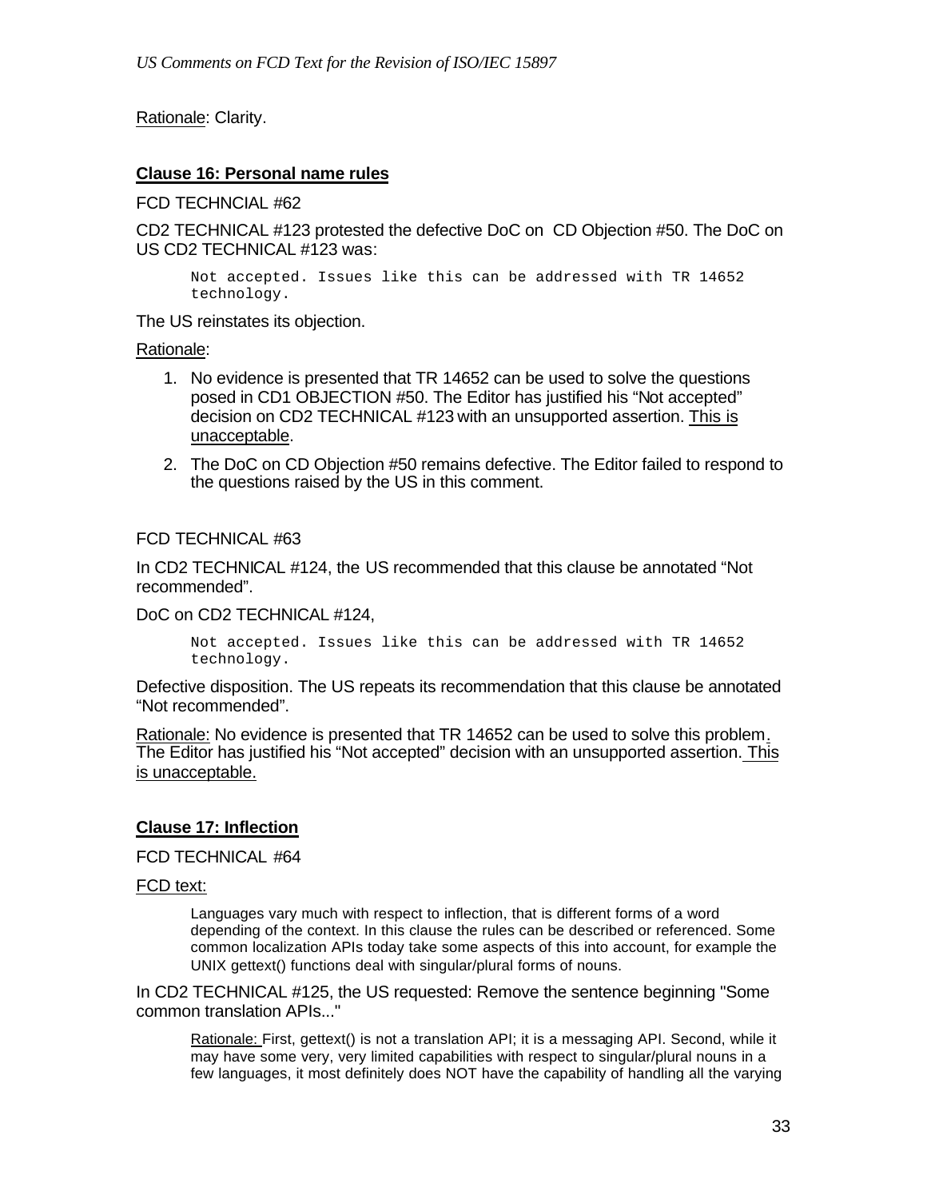Rationale: Clarity.

**Clause 16: Personal name rules**

FCD TECHNCIAL #62

CD2 TECHNICAL #123 protested the defective DoC on CD Objection #50. The DoC on US CD2 TECHNICAL #123 was:

```
Not accepted. Issues like this can be addressed with TR 14652
technology.
```

The US reinstates its objection.

Rationale:

1. No evidence is presented that TR 14652 can be used to solve the questions posed in CD1 OBJECTION #50. The Editor has justified his "Not accepted" decision on CD2 TECHNICAL #123 with an unsupported assertion. This is unacceptable.
2. The DoC on CD Objection #50 remains defective. The Editor failed to respond to the questions raised by the US in this comment.

FCD TECHNICAL #63

In CD2 TECHNICAL #124, the US recommended that this clause be annotated "Not recommended".

DoC on CD2 TECHNICAL #124,

```
Not accepted. Issues like this can be addressed with TR 14652
technology.
```

Defective disposition. The US repeats its recommendation that this clause be annotated "Not recommended".

Rationale: No evidence is presented that TR 14652 can be used to solve this problem. The Editor has justified his "Not accepted" decision with an unsupported assertion. This is unacceptable.

**Clause 17: Inflection**

FCD TECHNICAL #64

FCD text:

> Languages vary much with respect to inflection, that is different forms of a word depending of the context. In this clause the rules can be described or referenced. Some common localization APIs today take some aspects of this into account, for example the UNIX gettext() functions deal with singular/plural forms of nouns.

In CD2 TECHNICAL #125, the US requested: Remove the sentence beginning "Some common translation APIs..."

> Rationale: First, gettext() is not a translation API; it is a messaging API. Second, while it may have some very, very limited capabilities with respect to singular/plural nouns in a few languages, it most definitely does NOT have the capability of handling all the varying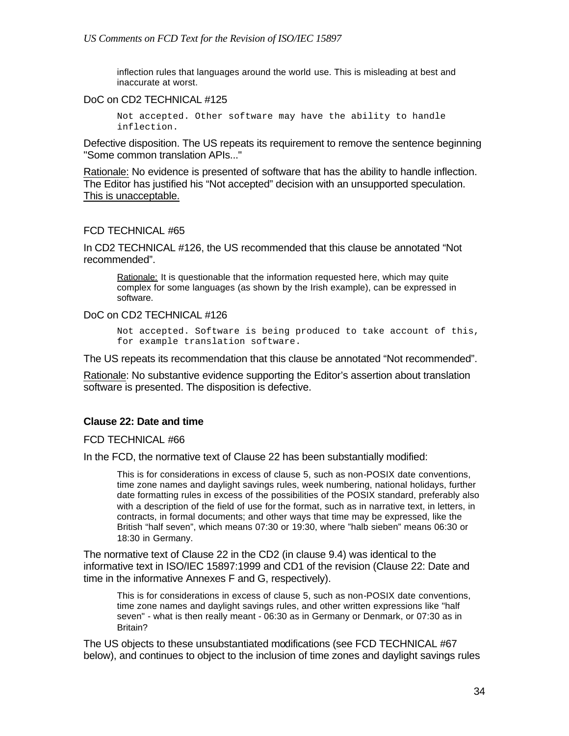inflection rules that languages around the world use. This is misleading at best and inaccurate at worst.

DoC on CD2 TECHNICAL #125

```
Not accepted. Other software may have the ability to handle
inflection.
```

Defective disposition. The US repeats its requirement to remove the sentence beginning "Some common translation APIs..."

Rationale: No evidence is presented of software that has the ability to handle inflection. The Editor has justified his "Not accepted" decision with an unsupported speculation. This is unacceptable.

FCD TECHNICAL #65

In CD2 TECHNICAL #126, the US recommended that this clause be annotated "Not recommended".

> Rationale: It is questionable that the information requested here, which may quite complex for some languages (as shown by the Irish example), can be expressed in software.

DoC on CD2 TECHNICAL #126

```
Not accepted. Software is being produced to take account of this,
for example translation software.
```

The US repeats its recommendation that this clause be annotated "Not recommended".

Rationale: No substantive evidence supporting the Editor's assertion about translation software is presented. The disposition is defective.

**Clause 22: Date and time**

FCD TECHNICAL #66

In the FCD, the normative text of Clause 22 has been substantially modified:

> This is for considerations in excess of clause 5, such as non-POSIX date conventions, time zone names and daylight savings rules, week numbering, national holidays, further date formatting rules in excess of the possibilities of the POSIX standard, preferably also with a description of the field of use for the format, such as in narrative text, in letters, in contracts, in formal documents; and other ways that time may be expressed, like the British "half seven", which means 07:30 or 19:30, where "halb sieben" means 06:30 or 18:30 in Germany.

The normative text of Clause 22 in the CD2 (in clause 9.4) was identical to the informative text in ISO/IEC 15897:1999 and CD1 of the revision (Clause 22: Date and time in the informative Annexes F and G, respectively).

> This is for considerations in excess of clause 5, such as non-POSIX date conventions, time zone names and daylight savings rules, and other written expressions like "half seven" - what is then really meant - 06:30 as in Germany or Denmark, or 07:30 as in Britain?

The US objects to these unsubstantiated modifications (see FCD TECHNICAL #67 below), and continues to object to the inclusion of time zones and daylight savings rules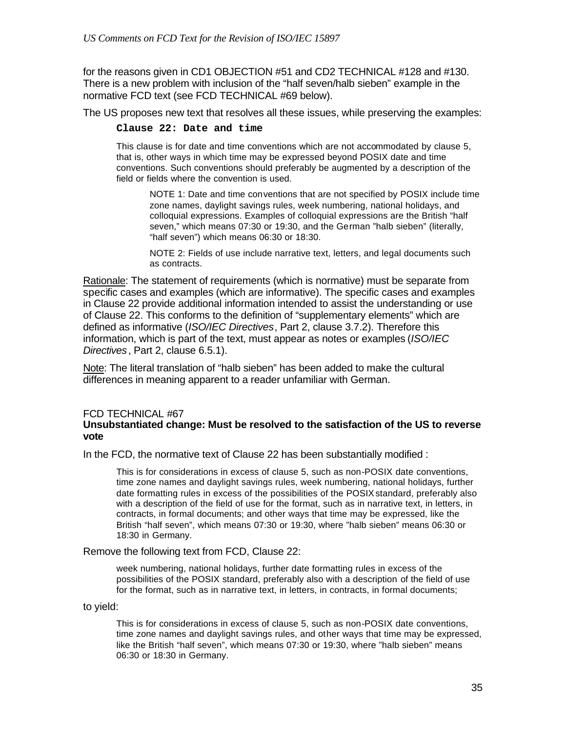for the reasons given in CD1 OBJECTION #51 and CD2 TECHNICAL #128 and #130. There is a new problem with inclusion of the "half seven/halb sieben" example in the normative FCD text (see FCD TECHNICAL #69 below).

The US proposes new text that resolves all these issues, while preserving the examples:

> **Clause 22: Date and time**
>
> This clause is for date and time conventions which are not accommodated by clause 5, that is, other ways in which time may be expressed beyond POSIX date and time conventions. Such conventions should preferably be augmented by a description of the field or fields where the convention is used.
>
> > NOTE 1: Date and time conventions that are not specified by POSIX include time zone names, daylight savings rules, week numbering, national holidays, and colloquial expressions. Examples of colloquial expressions are the British "half seven," which means 07:30 or 19:30, and the German "halb sieben" (literally, "half seven") which means 06:30 or 18:30.
> >
> > NOTE 2: Fields of use include narrative text, letters, and legal documents such as contracts.

Rationale: The statement of requirements (which is normative) must be separate from specific cases and examples (which are informative). The specific cases and examples in Clause 22 provide additional information intended to assist the understanding or use of Clause 22. This conforms to the definition of "supplementary elements" which are defined as informative (*ISO/IEC Directives*, Part 2, clause 3.7.2). Therefore this information, which is part of the text, must appear as notes or examples (*ISO/IEC Directives*, Part 2, clause 6.5.1).

Note: The literal translation of "halb sieben" has been added to make the cultural differences in meaning apparent to a reader unfamiliar with German.

FCD TECHNICAL #67
**Unsubstantiated change: Must be resolved to the satisfaction of the US to reverse vote**

In the FCD, the normative text of Clause 22 has been substantially modified :

> This is for considerations in excess of clause 5, such as non-POSIX date conventions, time zone names and daylight savings rules, week numbering, national holidays, further date formatting rules in excess of the possibilities of the POSIX standard, preferably also with a description of the field of use for the format, such as in narrative text, in letters, in contracts, in formal documents; and other ways that time may be expressed, like the British "half seven", which means 07:30 or 19:30, where "halb sieben" means 06:30 or 18:30 in Germany.

Remove the following text from FCD, Clause 22:

> week numbering, national holidays, further date formatting rules in excess of the possibilities of the POSIX standard, preferably also with a description of the field of use for the format, such as in narrative text, in letters, in contracts, in formal documents;

to yield:

> This is for considerations in excess of clause 5, such as non-POSIX date conventions, time zone names and daylight savings rules, and other ways that time may be expressed, like the British "half seven", which means 07:30 or 19:30, where "halb sieben" means 06:30 or 18:30 in Germany.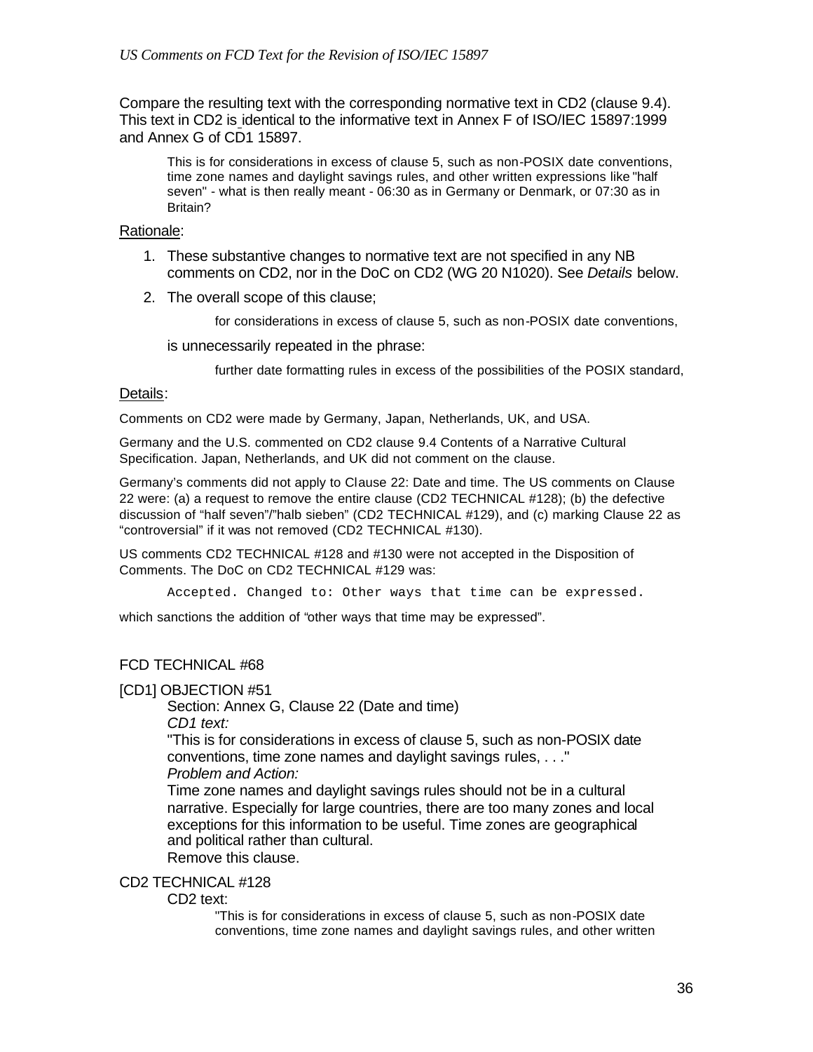Compare the resulting text with the corresponding normative text in CD2 (clause 9.4). This text in CD2 is identical to the informative text in Annex F of ISO/IEC 15897:1999 and Annex G of CD1 15897.

> This is for considerations in excess of clause 5, such as non-POSIX date conventions, time zone names and daylight savings rules, and other written expressions like "half seven" - what is then really meant - 06:30 as in Germany or Denmark, or 07:30 as in Britain?

Rationale:

1. These substantive changes to normative text are not specified in any NB comments on CD2, nor in the DoC on CD2 (WG 20 N1020). See *Details* below.
2. The overall scope of this clause;

   > for considerations in excess of clause 5, such as non-POSIX date conventions,

   is unnecessarily repeated in the phrase:

   > further date formatting rules in excess of the possibilities of the POSIX standard,

Details:

Comments on CD2 were made by Germany, Japan, Netherlands, UK, and USA.

Germany and the U.S. commented on CD2 clause 9.4 Contents of a Narrative Cultural Specification. Japan, Netherlands, and UK did not comment on the clause.

Germany's comments did not apply to Clause 22: Date and time. The US comments on Clause 22 were: (a) a request to remove the entire clause (CD2 TECHNICAL #128); (b) the defective discussion of "half seven"/"halb sieben" (CD2 TECHNICAL #129), and (c) marking Clause 22 as "controversial" if it was not removed (CD2 TECHNICAL #130).

US comments CD2 TECHNICAL #128 and #130 were not accepted in the Disposition of Comments. The DoC on CD2 TECHNICAL #129 was:

```
Accepted. Changed to: Other ways that time can be expressed.
```

which sanctions the addition of "other ways that time may be expressed".

FCD TECHNICAL #68

[CD1] OBJECTION #51

Section: Annex G, Clause 22 (Date and time)

*CD1 text:*

"This is for considerations in excess of clause 5, such as non-POSIX date conventions, time zone names and daylight savings rules, . . ."

*Problem and Action:*

Time zone names and daylight savings rules should not be in a cultural narrative. Especially for large countries, there are too many zones and local exceptions for this information to be useful. Time zones are geographical and political rather than cultural.

Remove this clause.

CD2 TECHNICAL #128

CD2 text:

> "This is for considerations in excess of clause 5, such as non-POSIX date conventions, time zone names and daylight savings rules, and other written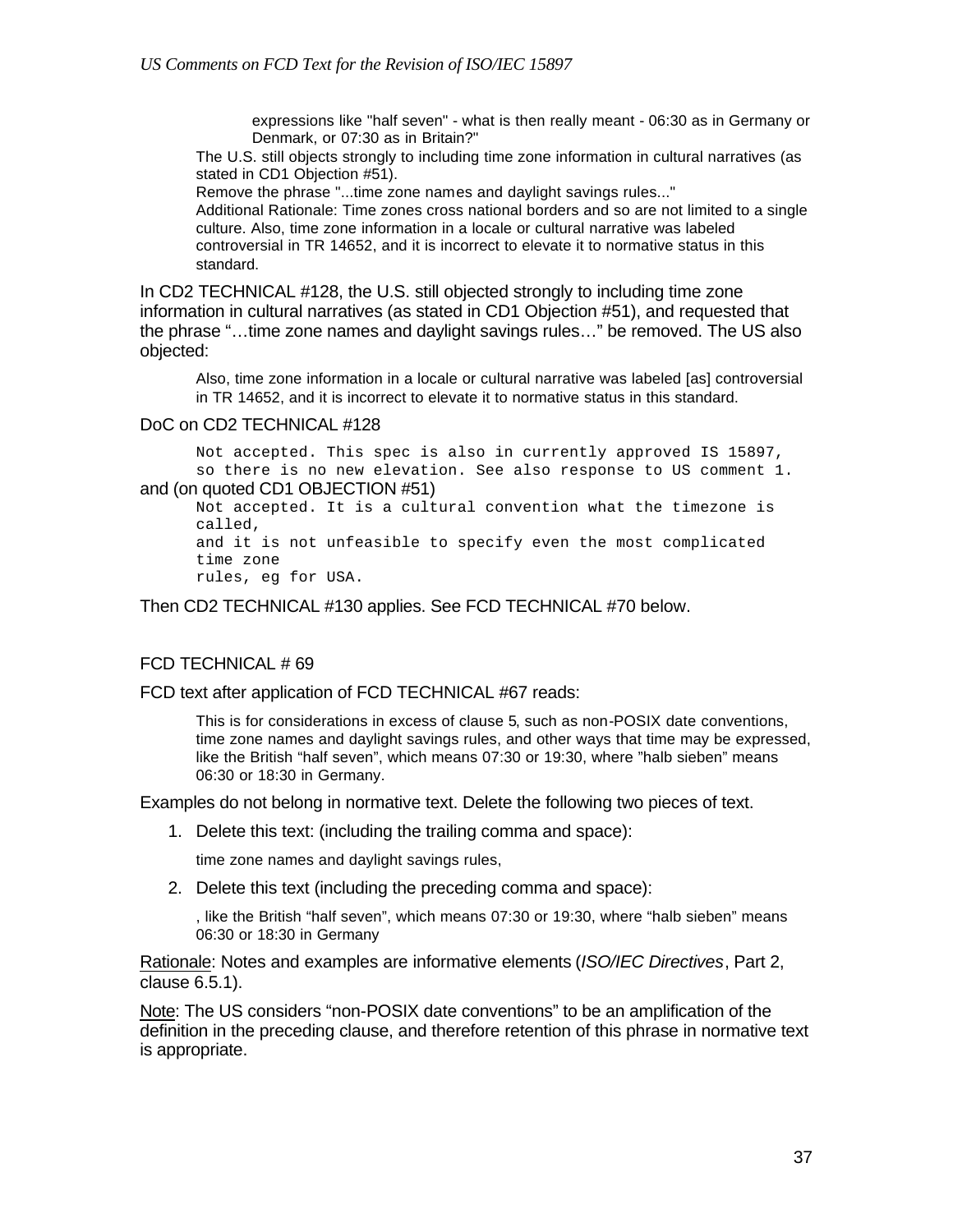> expressions like "half seven" - what is then really meant - 06:30 as in Germany or Denmark, or 07:30 as in Britain?"
>
> The U.S. still objects strongly to including time zone information in cultural narratives (as stated in CD1 Objection #51).
>
> Remove the phrase "...time zone names and daylight savings rules..."
>
> Additional Rationale: Time zones cross national borders and so are not limited to a single culture. Also, time zone information in a locale or cultural narrative was labeled controversial in TR 14652, and it is incorrect to elevate it to normative status in this standard.

In CD2 TECHNICAL #128, the U.S. still objected strongly to including time zone information in cultural narratives (as stated in CD1 Objection #51), and requested that the phrase "…time zone names and daylight savings rules…" be removed. The US also objected:

> Also, time zone information in a locale or cultural narrative was labeled [as] controversial in TR 14652, and it is incorrect to elevate it to normative status in this standard.

DoC on CD2 TECHNICAL #128

```
Not accepted. This spec is also in currently approved IS 15897,
so there is no new elevation. See also response to US comment 1.
```

and (on quoted CD1 OBJECTION #51)

```
Not accepted. It is a cultural convention what the timezone is
called,
and it is not unfeasible to specify even the most complicated
time zone
rules, eg for USA.
```

Then CD2 TECHNICAL #130 applies. See FCD TECHNICAL #70 below.

FCD TECHNICAL # 69

FCD text after application of FCD TECHNICAL #67 reads:

> This is for considerations in excess of clause 5, such as non-POSIX date conventions, time zone names and daylight savings rules, and other ways that time may be expressed, like the British "half seven", which means 07:30 or 19:30, where "halb sieben" means 06:30 or 18:30 in Germany.

Examples do not belong in normative text. Delete the following two pieces of text.

1. Delete this text: (including the trailing comma and space):

   time zone names and daylight savings rules,

2. Delete this text (including the preceding comma and space):

   , like the British "half seven", which means 07:30 or 19:30, where "halb sieben" means 06:30 or 18:30 in Germany

Rationale: Notes and examples are informative elements (*ISO/IEC Directives*, Part 2, clause 6.5.1).

Note: The US considers "non-POSIX date conventions" to be an amplification of the definition in the preceding clause, and therefore retention of this phrase in normative text is appropriate.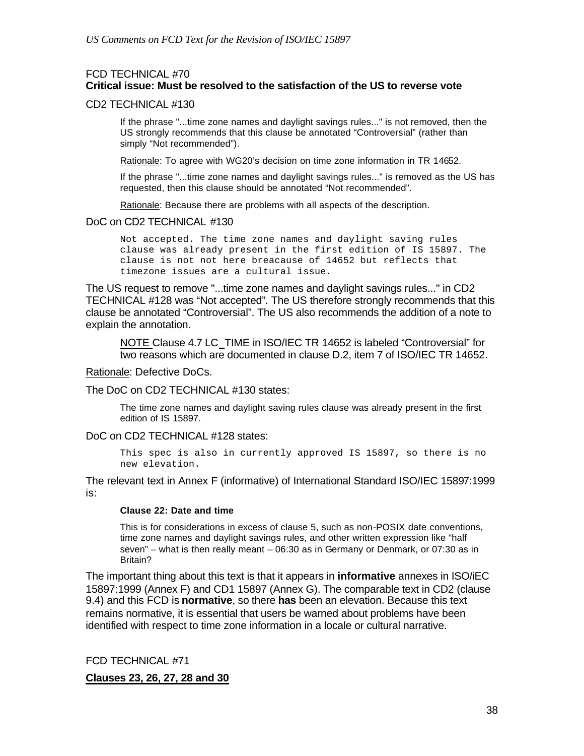FCD TECHNICAL #70

**Critical issue: Must be resolved to the satisfaction of the US to reverse vote**

CD2 TECHNICAL #130

> If the phrase "...time zone names and daylight savings rules..." is not removed, then the US strongly recommends that this clause be annotated “Controversial” (rather than simply “Not recommended”).
>
> Rationale: To agree with WG20’s decision on time zone information in TR 14652.
>
> If the phrase "...time zone names and daylight savings rules..." is removed as the US has requested, then this clause should be annotated “Not recommended”.
>
> Rationale: Because there are problems with all aspects of the description.

DoC on CD2 TECHNICAL #130

```
Not accepted. The time zone names and daylight saving rules
clause was already present in the first edition of IS 15897. The
clause is not not here breacause of 14652 but reflects that
timezone issues are a cultural issue.
```

The US request to remove "...time zone names and daylight savings rules..." in CD2 TECHNICAL #128 was “Not accepted”. The US therefore strongly recommends that this clause be annotated “Controversial”. The US also recommends the addition of a note to explain the annotation.

> NOTE Clause 4.7 LC_TIME in ISO/IEC TR 14652 is labeled “Controversial” for two reasons which are documented in clause D.2, item 7 of ISO/IEC TR 14652.

Rationale: Defective DoCs.

The DoC on CD2 TECHNICAL #130 states:

> The time zone names and daylight saving rules clause was already present in the first edition of IS 15897.

DoC on CD2 TECHNICAL #128 states:

```
This spec is also in currently approved IS 15897, so there is no
new elevation.
```

The relevant text in Annex F (informative) of International Standard ISO/IEC 15897:1999 is:

> **Clause 22: Date and time**
>
> This is for considerations in excess of clause 5, such as non-POSIX date conventions, time zone names and daylight savings rules, and other written expression like “half seven” – what is then really meant – 06:30 as in Germany or Denmark, or 07:30 as in Britain?

The important thing about this text is that it appears in **informative** annexes in ISO/iEC 15897:1999 (Annex F) and CD1 15897 (Annex G). The comparable text in CD2 (clause 9.4) and this FCD is **normative**, so there **has** been an elevation. Because this text remains normative, it is essential that users be warned about problems have been identified with respect to time zone information in a locale or cultural narrative.

FCD TECHNICAL #71

**Clauses 23, 26, 27, 28 and 30**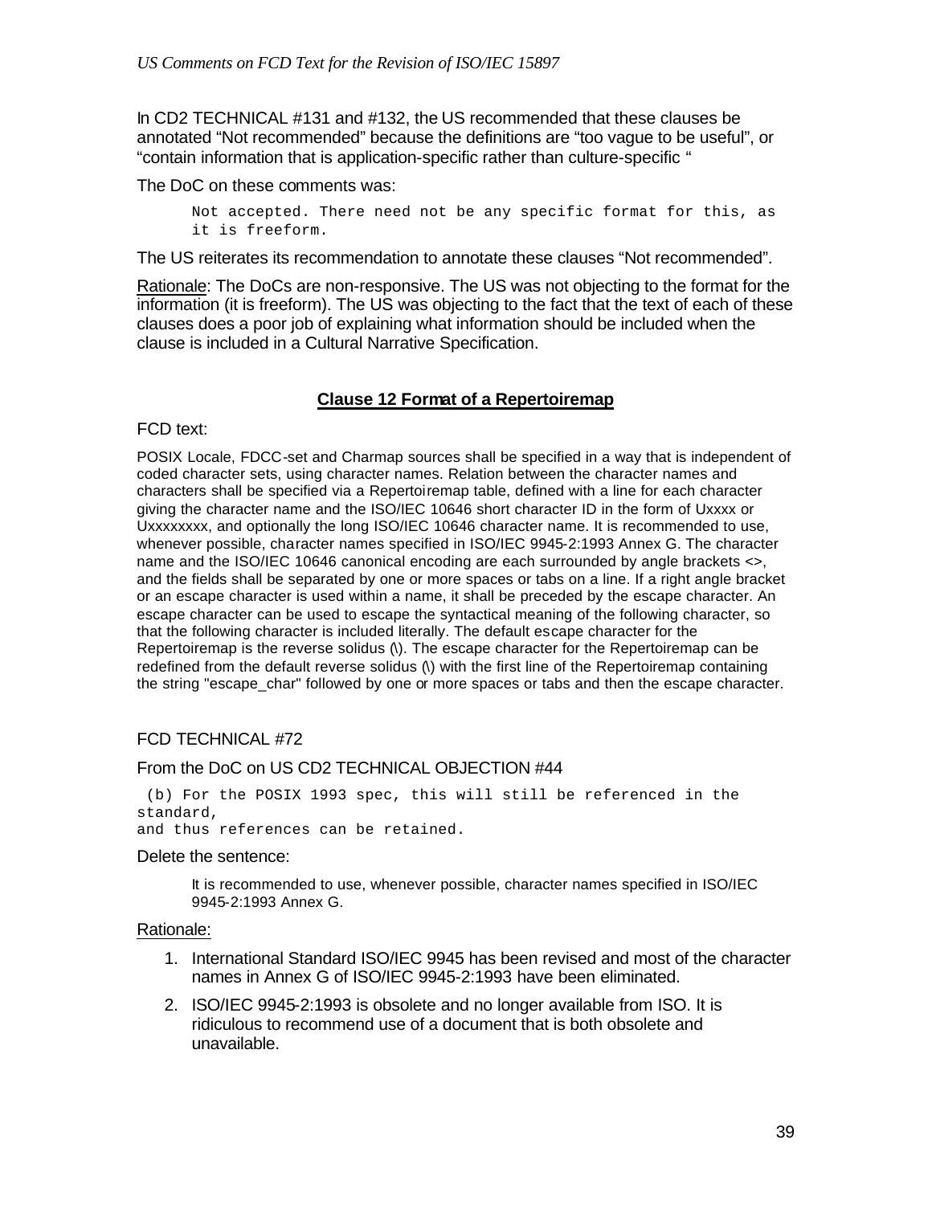In CD2 TECHNICAL #131 and #132, the US recommended that these clauses be annotated "Not recommended" because the definitions are "too vague to be useful", or "contain information that is application-specific rather than culture-specific "

The DoC on these comments was:

```
Not accepted. There need not be any specific format for this, as
it is freeform.
```

The US reiterates its recommendation to annotate these clauses "Not recommended".

Rationale: The DoCs are non-responsive. The US was not objecting to the format for the information (it is freeform). The US was objecting to the fact that the text of each of these clauses does a poor job of explaining what information should be included when the clause is included in a Cultural Narrative Specification.

## Clause 12 Format of a Repertoiremap

FCD text:

POSIX Locale, FDCC-set and Charmap sources shall be specified in a way that is independent of coded character sets, using character names. Relation between the character names and characters shall be specified via a Repertoiremap table, defined with a line for each character giving the character name and the ISO/IEC 10646 short character ID in the form of Uxxxx or Uxxxxxxxx, and optionally the long ISO/IEC 10646 character name. It is recommended to use, whenever possible, character names specified in ISO/IEC 9945-2:1993 Annex G. The character name and the ISO/IEC 10646 canonical encoding are each surrounded by angle brackets <>, and the fields shall be separated by one or more spaces or tabs on a line. If a right angle bracket or an escape character is used within a name, it shall be preceded by the escape character. An escape character can be used to escape the syntactical meaning of the following character, so that the following character is included literally. The default escape character for the Repertoiremap is the reverse solidus (\). The escape character for the Repertoiremap can be redefined from the default reverse solidus (\) with the first line of the Repertoiremap containing the string "escape_char" followed by one or more spaces or tabs and then the escape character.

FCD TECHNICAL #72

From the DoC on US CD2 TECHNICAL OBJECTION #44

```
 (b) For the POSIX 1993 spec, this will still be referenced in the
standard,
and thus references can be retained.
```

Delete the sentence:

> It is recommended to use, whenever possible, character names specified in ISO/IEC 9945-2:1993 Annex G.

Rationale:

1. International Standard ISO/IEC 9945 has been revised and most of the character names in Annex G of ISO/IEC 9945-2:1993 have been eliminated.
2. ISO/IEC 9945-2:1993 is obsolete and no longer available from ISO. It is ridiculous to recommend use of a document that is both obsolete and unavailable.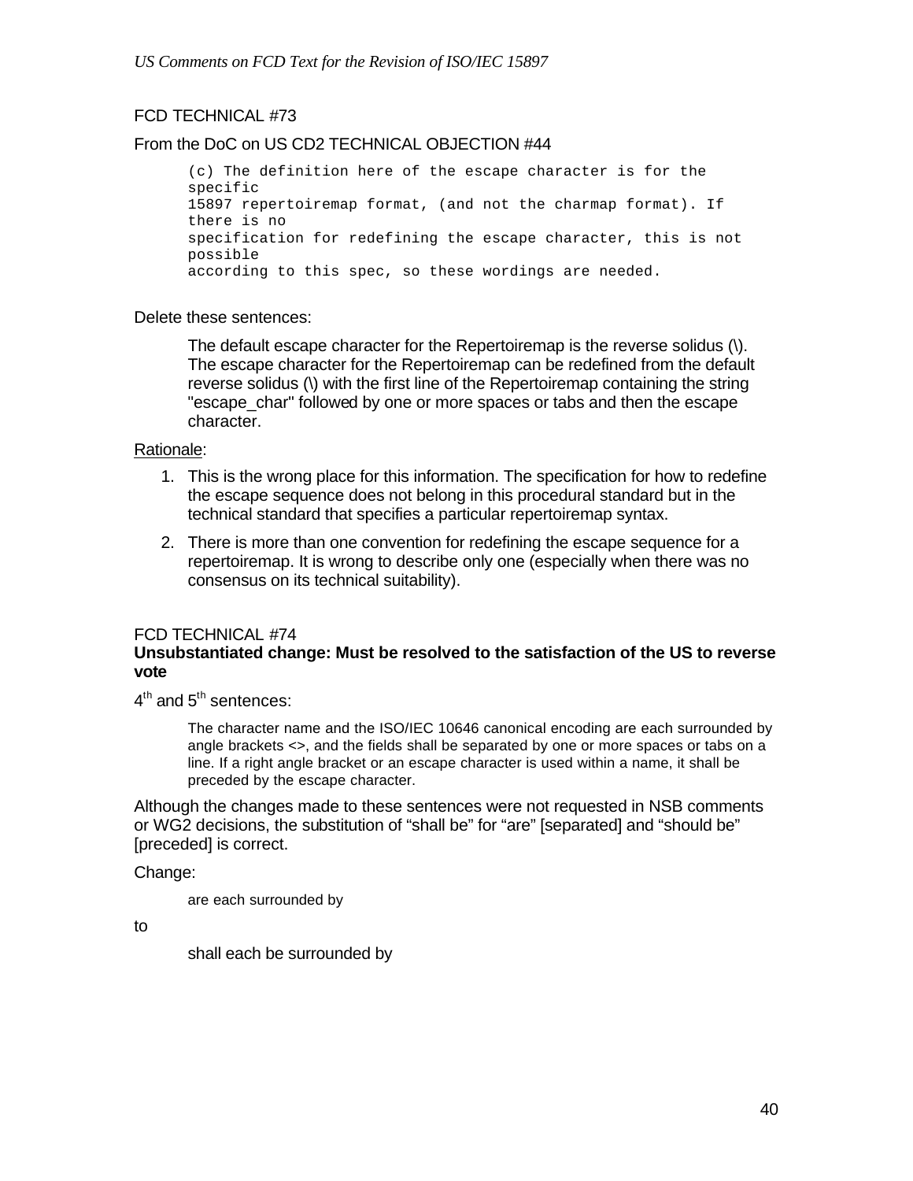FCD TECHNICAL #73

From the DoC on US CD2 TECHNICAL OBJECTION #44

```
(c) The definition here of the escape character is for the
specific
15897 repertoiremap format, (and not the charmap format). If
there is no
specification for redefining the escape character, this is not
possible
according to this spec, so these wordings are needed.
```

Delete these sentences:

> The default escape character for the Repertoiremap is the reverse solidus (\). The escape character for the Repertoiremap can be redefined from the default reverse solidus (\) with the first line of the Repertoiremap containing the string "escape_char" followed by one or more spaces or tabs and then the escape character.

Rationale:

1. This is the wrong place for this information. The specification for how to redefine the escape sequence does not belong in this procedural standard but in the technical standard that specifies a particular repertoiremap syntax.
2. There is more than one convention for redefining the escape sequence for a repertoiremap. It is wrong to describe only one (especially when there was no consensus on its technical suitability).

FCD TECHNICAL #74

**Unsubstantiated change: Must be resolved to the satisfaction of the US to reverse vote**

4th and 5th sentences:

> The character name and the ISO/IEC 10646 canonical encoding are each surrounded by angle brackets <>, and the fields shall be separated by one or more spaces or tabs on a line. If a right angle bracket or an escape character is used within a name, it shall be preceded by the escape character.

Although the changes made to these sentences were not requested in NSB comments or WG2 decisions, the substitution of “shall be” for “are” [separated] and “should be” [preceded] is correct.

Change:

> are each surrounded by

to

> shall each be surrounded by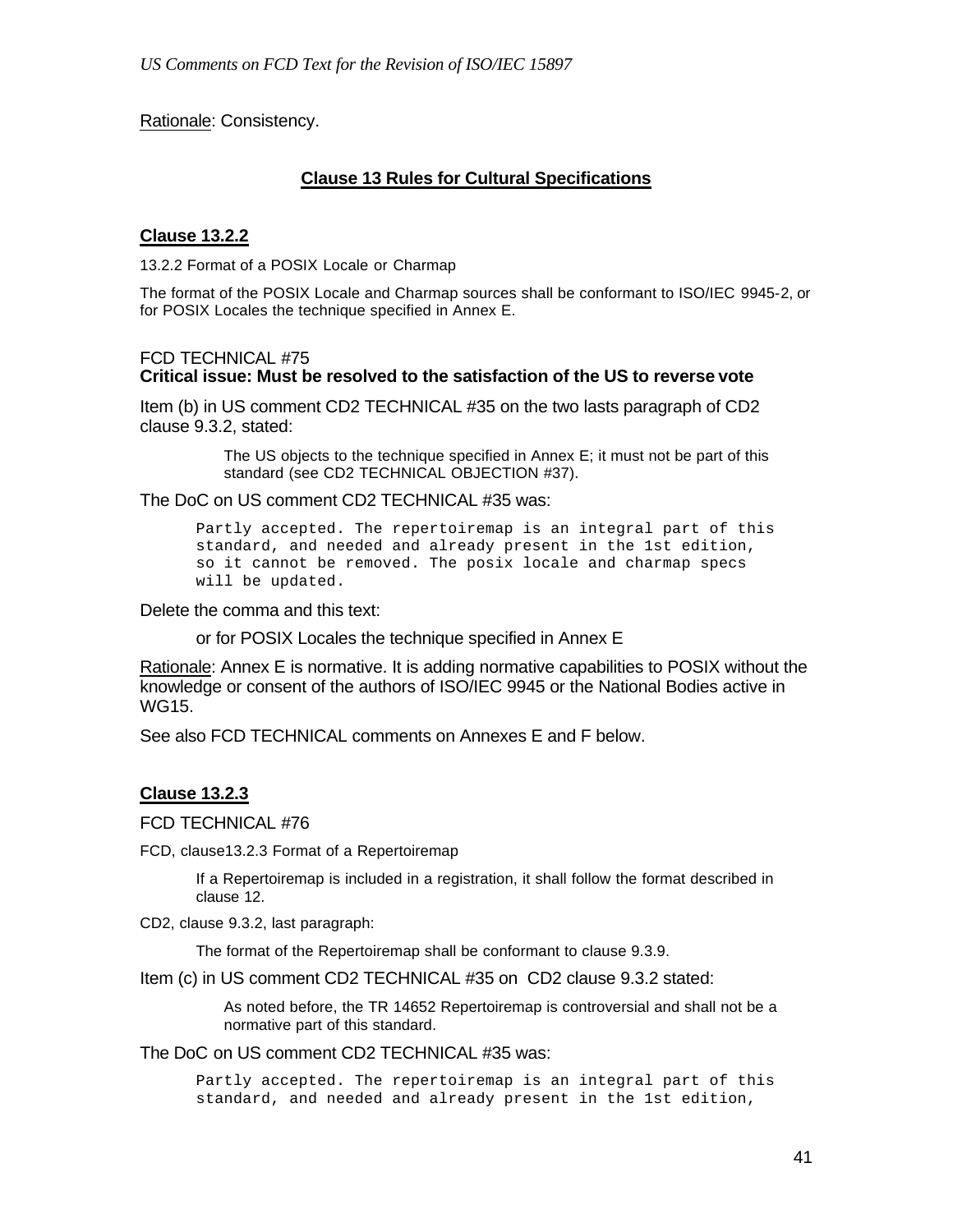Rationale: Consistency.

## Clause 13 Rules for Cultural Specifications

### Clause 13.2.2

13.2.2 Format of a POSIX Locale or Charmap

The format of the POSIX Locale and Charmap sources shall be conformant to ISO/IEC 9945-2, or for POSIX Locales the technique specified in Annex E.

FCD TECHNICAL #75
**Critical issue: Must be resolved to the satisfaction of the US to reverse vote**

Item (b) in US comment CD2 TECHNICAL #35 on the two lasts paragraph of CD2 clause 9.3.2, stated:

> The US objects to the technique specified in Annex E; it must not be part of this standard (see CD2 TECHNICAL OBJECTION #37).

The DoC on US comment CD2 TECHNICAL #35 was:

```
Partly accepted. The repertoiremap is an integral part of this
standard, and needed and already present in the 1st edition,
so it cannot be removed. The posix locale and charmap specs
will be updated.
```

Delete the comma and this text:

> or for POSIX Locales the technique specified in Annex E

Rationale: Annex E is normative. It is adding normative capabilities to POSIX without the knowledge or consent of the authors of ISO/IEC 9945 or the National Bodies active in WG15.

See also FCD TECHNICAL comments on Annexes E and F below.

### Clause 13.2.3

FCD TECHNICAL #76

FCD, clause13.2.3 Format of a Repertoiremap

> If a Repertoiremap is included in a registration, it shall follow the format described in clause 12.

CD2, clause 9.3.2, last paragraph:

> The format of the Repertoiremap shall be conformant to clause 9.3.9.

Item (c) in US comment CD2 TECHNICAL #35 on CD2 clause 9.3.2 stated:

> As noted before, the TR 14652 Repertoiremap is controversial and shall not be a normative part of this standard.

The DoC on US comment CD2 TECHNICAL #35 was:

```
Partly accepted. The repertoiremap is an integral part of this
standard, and needed and already present in the 1st edition,
```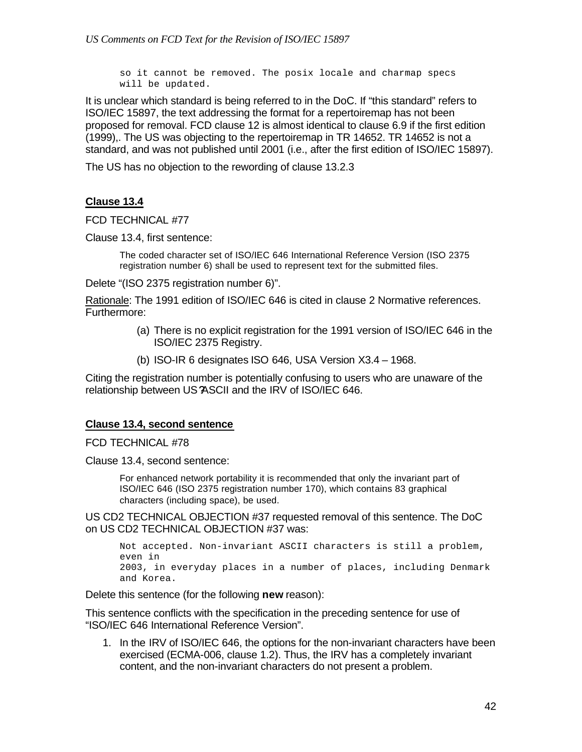```
so it cannot be removed. The posix locale and charmap specs
will be updated.
```

It is unclear which standard is being referred to in the DoC. If "this standard" refers to ISO/IEC 15897, the text addressing the format for a repertoiremap has not been proposed for removal. FCD clause 12 is almost identical to clause 6.9 if the first edition (1999),. The US was objecting to the repertoiremap in TR 14652. TR 14652 is not a standard, and was not published until 2001 (i.e., after the first edition of ISO/IEC 15897).

The US has no objection to the rewording of clause 13.2.3

## Clause 13.4

FCD TECHNICAL #77

Clause 13.4, first sentence:

> The coded character set of ISO/IEC 646 International Reference Version (ISO 2375 registration number 6) shall be used to represent text for the submitted files.

Delete "(ISO 2375 registration number 6)".

Rationale: The 1991 edition of ISO/IEC 646 is cited in clause 2 Normative references. Furthermore:

(a) There is no explicit registration for the 1991 version of ISO/IEC 646 in the ISO/IEC 2375 Registry.

(b) ISO-IR 6 designates ISO 646, USA Version X3.4 – 1968.

Citing the registration number is potentially confusing to users who are unaware of the relationship between US?ASCII and the IRV of ISO/IEC 646.

## Clause 13.4, second sentence

FCD TECHNICAL #78

Clause 13.4, second sentence:

> For enhanced network portability it is recommended that only the invariant part of ISO/IEC 646 (ISO 2375 registration number 170), which contains 83 graphical characters (including space), be used.

US CD2 TECHNICAL OBJECTION #37 requested removal of this sentence. The DoC on US CD2 TECHNICAL OBJECTION #37 was:

```
Not accepted. Non-invariant ASCII characters is still a problem,
even in
2003, in everyday places in a number of places, including Denmark
and Korea.
```

Delete this sentence (for the following **new** reason):

This sentence conflicts with the specification in the preceding sentence for use of "ISO/IEC 646 International Reference Version".

1. In the IRV of ISO/IEC 646, the options for the non-invariant characters have been exercised (ECMA-006, clause 1.2). Thus, the IRV has a completely invariant content, and the non-invariant characters do not present a problem.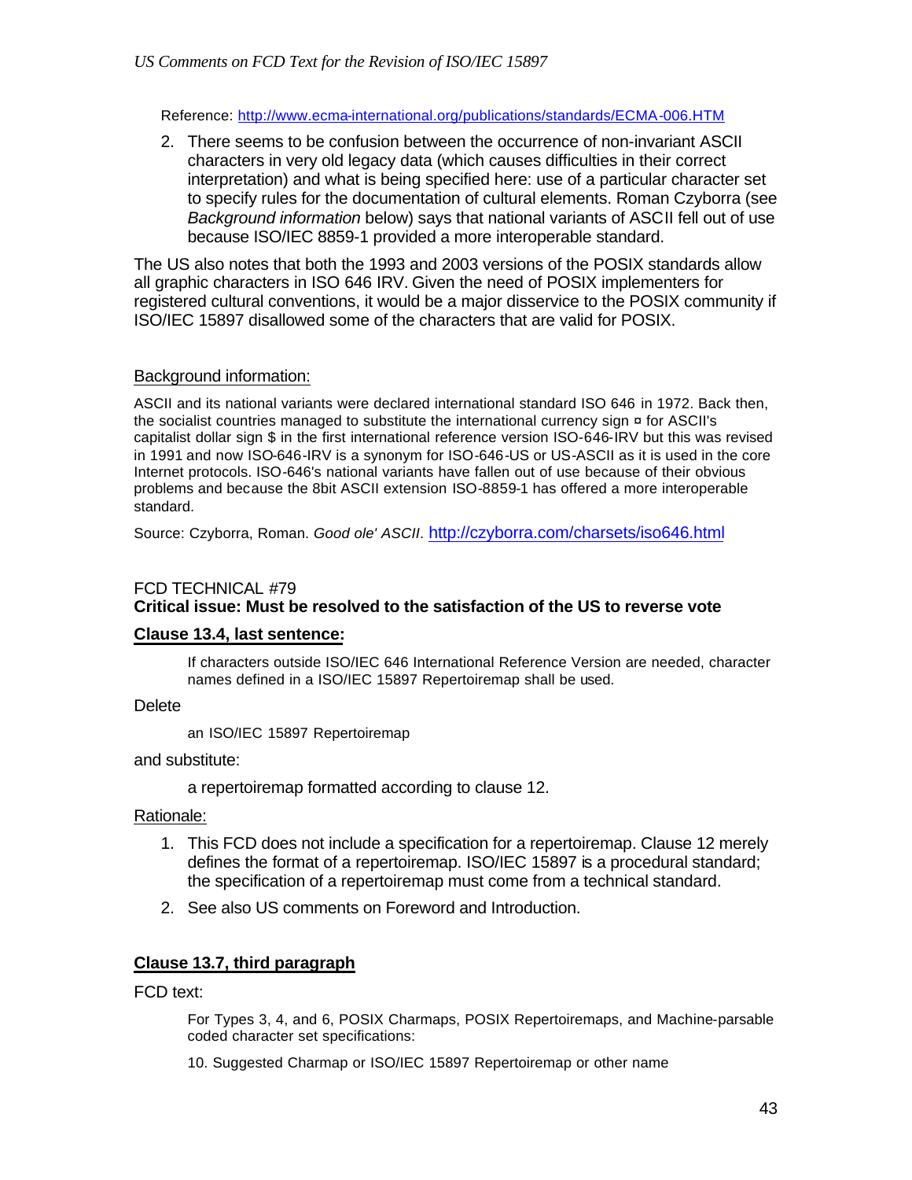Reference: http://www.ecma-international.org/publications/standards/ECMA-006.HTM

2. There seems to be confusion between the occurrence of non-invariant ASCII characters in very old legacy data (which causes difficulties in their correct interpretation) and what is being specified here: use of a particular character set to specify rules for the documentation of cultural elements. Roman Czyborra (see *Background information* below) says that national variants of ASCII fell out of use because ISO/IEC 8859-1 provided a more interoperable standard.

The US also notes that both the 1993 and 2003 versions of the POSIX standards allow all graphic characters in ISO 646 IRV. Given the need of POSIX implementers for registered cultural conventions, it would be a major disservice to the POSIX community if ISO/IEC 15897 disallowed some of the characters that are valid for POSIX.

Background information:

ASCII and its national variants were declared international standard ISO 646 in 1972. Back then, the socialist countries managed to substitute the international currency sign ¤ for ASCII's capitalist dollar sign $ in the first international reference version ISO-646-IRV but this was revised in 1991 and now ISO-646-IRV is a synonym for ISO-646-US or US-ASCII as it is used in the core Internet protocols. ISO-646's national variants have fallen out of use because of their obvious problems and because the 8bit ASCII extension ISO-8859-1 has offered a more interoperable standard.

Source: Czyborra, Roman. *Good ole' ASCII*. http://czyborra.com/charsets/iso646.html

FCD TECHNICAL #79

**Critical issue: Must be resolved to the satisfaction of the US to reverse vote**

**Clause 13.4, last sentence:**

> If characters outside ISO/IEC 646 International Reference Version are needed, character names defined in a ISO/IEC 15897 Repertoiremap shall be used.

Delete

> an ISO/IEC 15897 Repertoiremap

and substitute:

> a repertoiremap formatted according to clause 12.

Rationale:

1. This FCD does not include a specification for a repertoiremap. Clause 12 merely defines the format of a repertoiremap. ISO/IEC 15897 is a procedural standard; the specification of a repertoiremap must come from a technical standard.
2. See also US comments on Foreword and Introduction.

**Clause 13.7, third paragraph**

FCD text:

> For Types 3, 4, and 6, POSIX Charmaps, POSIX Repertoiremaps, and Machine-parsable coded character set specifications:
>
> 10. Suggested Charmap or ISO/IEC 15897 Repertoiremap or other name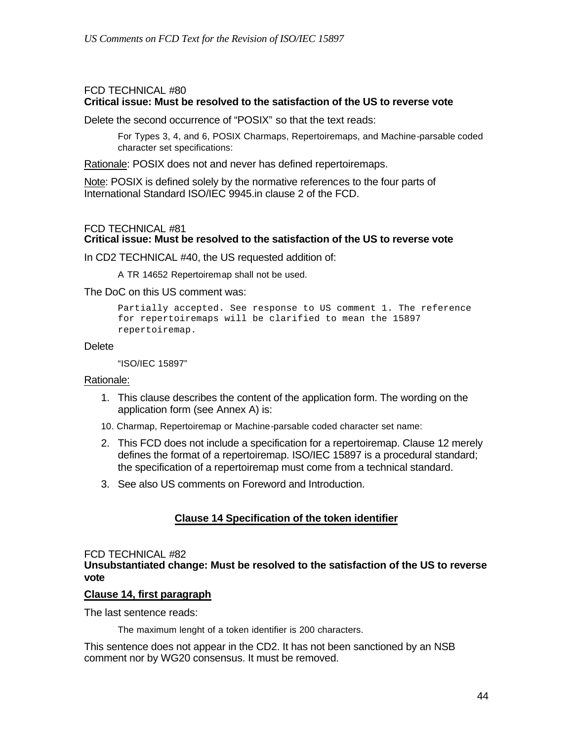FCD TECHNICAL #80

**Critical issue: Must be resolved to the satisfaction of the US to reverse vote**

Delete the second occurrence of "POSIX" so that the text reads:

> For Types 3, 4, and 6, POSIX Charmaps, Repertoiremaps, and Machine-parsable coded character set specifications:

Rationale: POSIX does not and never has defined repertoiremaps.

Note: POSIX is defined solely by the normative references to the four parts of International Standard ISO/IEC 9945.in clause 2 of the FCD.

FCD TECHNICAL #81

**Critical issue: Must be resolved to the satisfaction of the US to reverse vote**

In CD2 TECHNICAL #40, the US requested addition of:

> A TR 14652 Repertoiremap shall not be used.

The DoC on this US comment was:

```
Partially accepted. See response to US comment 1. The reference
for repertoiremaps will be clarified to mean the 15897
repertoiremap.
```

Delete

> "ISO/IEC 15897"

Rationale:

1. This clause describes the content of the application form. The wording on the application form (see Annex A) is:

   10. Charmap, Repertoiremap or Machine-parsable coded character set name:

2. This FCD does not include a specification for a repertoiremap. Clause 12 merely defines the format of a repertoiremap. ISO/IEC 15897 is a procedural standard; the specification of a repertoiremap must come from a technical standard.
3. See also US comments on Foreword and Introduction.

## Clause 14 Specification of the token identifier

FCD TECHNICAL #82

**Unsubstantiated change: Must be resolved to the satisfaction of the US to reverse vote**

**Clause 14, first paragraph**

The last sentence reads:

> The maximum lenght of a token identifier is 200 characters.

This sentence does not appear in the CD2. It has not been sanctioned by an NSB comment nor by WG20 consensus. It must be removed.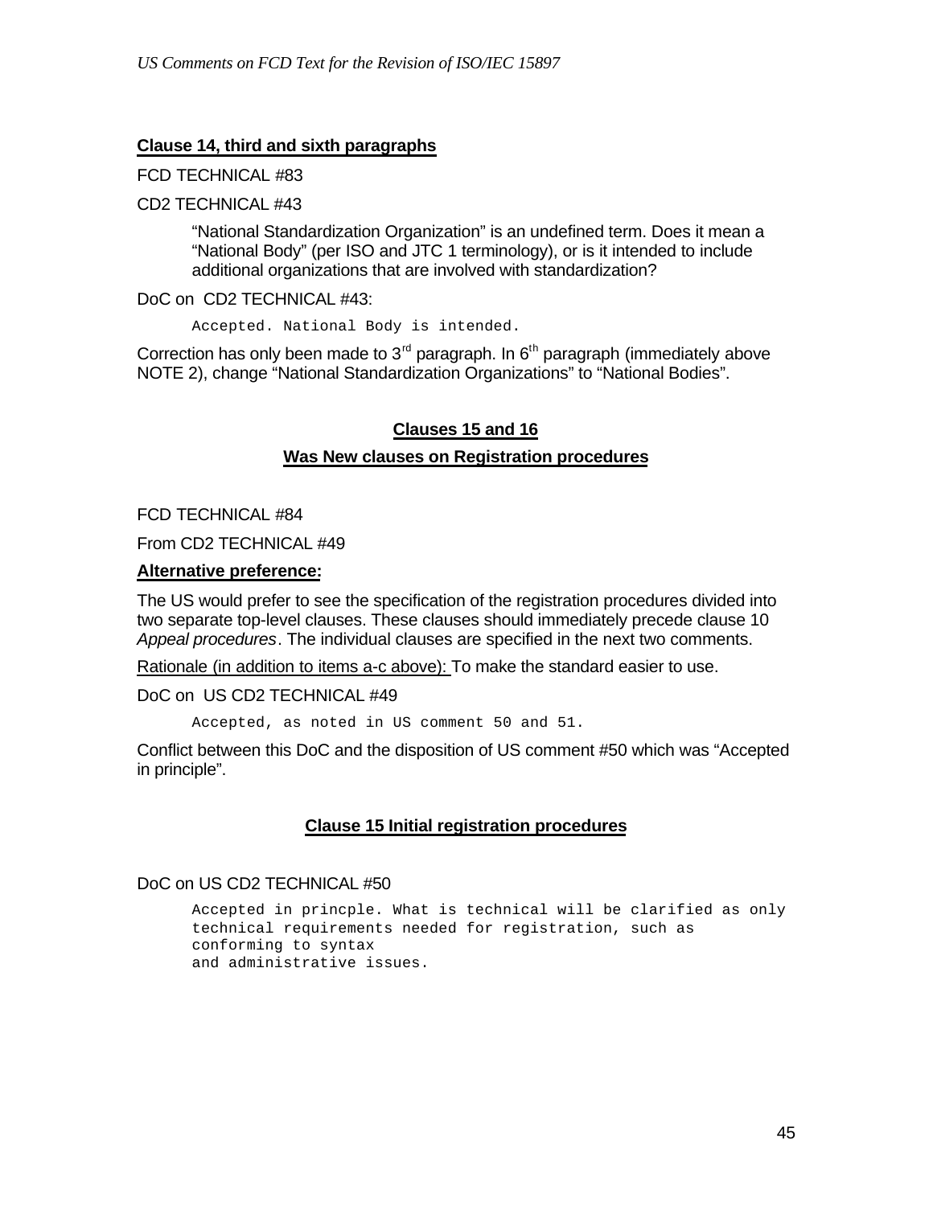**Clause 14, third and sixth paragraphs**

FCD TECHNICAL #83

CD2 TECHNICAL #43

> "National Standardization Organization" is an undefined term. Does it mean a "National Body" (per ISO and JTC 1 terminology), or is it intended to include additional organizations that are involved with standardization?

DoC on CD2 TECHNICAL #43:

```
Accepted. National Body is intended.
```

Correction has only been made to 3rd paragraph. In 6th paragraph (immediately above NOTE 2), change "National Standardization Organizations" to "National Bodies".

**Clauses 15 and 16**

**Was New clauses on Registration procedures**

FCD TECHNICAL #84

From CD2 TECHNICAL #49

**Alternative preference:**

The US would prefer to see the specification of the registration procedures divided into two separate top-level clauses. These clauses should immediately precede clause 10 *Appeal procedures*. The individual clauses are specified in the next two comments.

Rationale (in addition to items a-c above): To make the standard easier to use.

DoC on US CD2 TECHNICAL #49

```
Accepted, as noted in US comment 50 and 51.
```

Conflict between this DoC and the disposition of US comment #50 which was "Accepted in principle".

**Clause 15 Initial registration procedures**

DoC on US CD2 TECHNICAL #50

```
Accepted in princple. What is technical will be clarified as only
technical requirements needed for registration, such as
conforming to syntax
and administrative issues.
```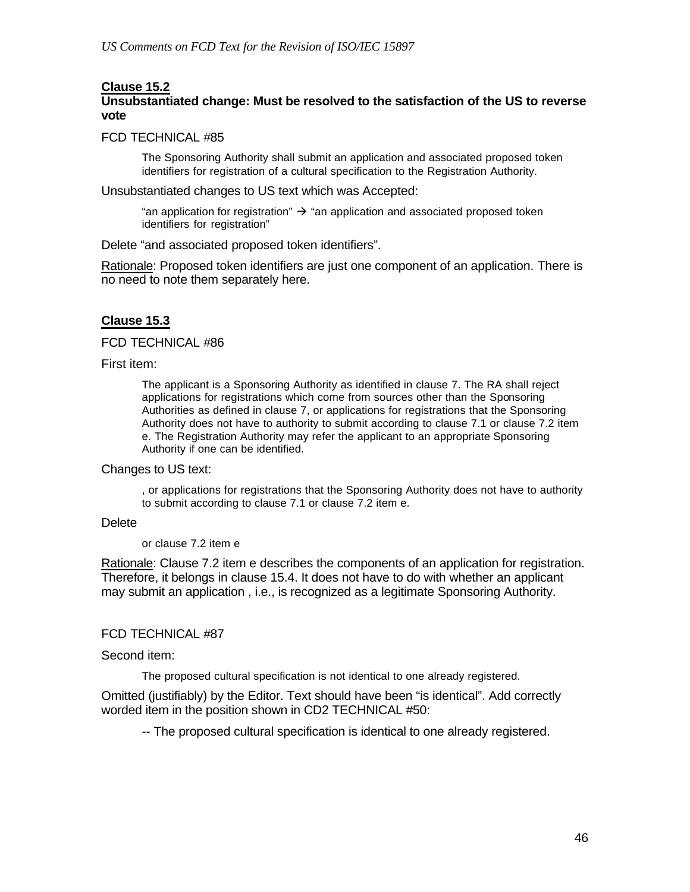**Clause 15.2**

**Unsubstantiated change: Must be resolved to the satisfaction of the US to reverse vote**

FCD TECHNICAL #85

> The Sponsoring Authority shall submit an application and associated proposed token identifiers for registration of a cultural specification to the Registration Authority.

Unsubstantiated changes to US text which was Accepted:

> "an application for registration" → "an application and associated proposed token identifiers for registration"

Delete "and associated proposed token identifiers".

Rationale: Proposed token identifiers are just one component of an application. There is no need to note them separately here.

**Clause 15.3**

FCD TECHNICAL #86

First item:

> The applicant is a Sponsoring Authority as identified in clause 7. The RA shall reject applications for registrations which come from sources other than the Sponsoring Authorities as defined in clause 7, or applications for registrations that the Sponsoring Authority does not have to authority to submit according to clause 7.1 or clause 7.2 item e. The Registration Authority may refer the applicant to an appropriate Sponsoring Authority if one can be identified.

Changes to US text:

> , or applications for registrations that the Sponsoring Authority does not have to authority to submit according to clause 7.1 or clause 7.2 item e.

Delete

> or clause 7.2 item e

Rationale: Clause 7.2 item e describes the components of an application for registration. Therefore, it belongs in clause 15.4. It does not have to do with whether an applicant may submit an application , i.e., is recognized as a legitimate Sponsoring Authority.

FCD TECHNICAL #87

Second item:

> The proposed cultural specification is not identical to one already registered.

Omitted (justifiably) by the Editor. Text should have been "is identical". Add correctly worded item in the position shown in CD2 TECHNICAL #50:

> -- The proposed cultural specification is identical to one already registered.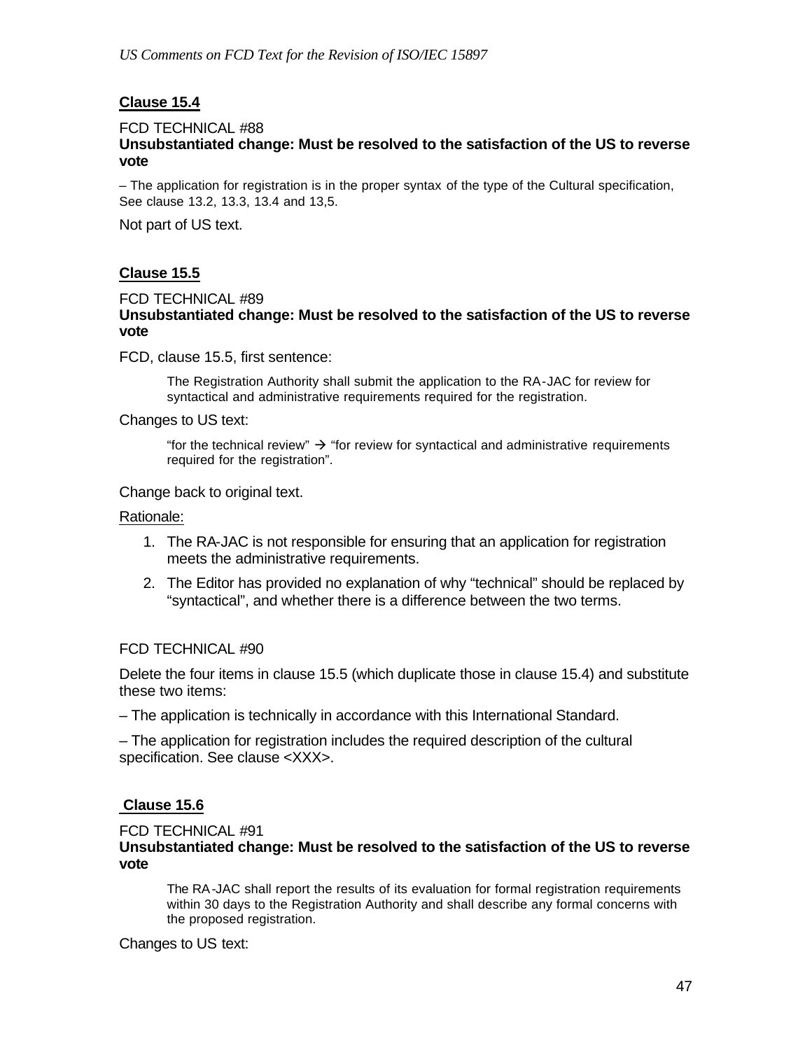**Clause 15.4**

FCD TECHNICAL #88
**Unsubstantiated change: Must be resolved to the satisfaction of the US to reverse vote**

– The application for registration is in the proper syntax of the type of the Cultural specification, See clause 13.2, 13.3, 13.4 and 13,5.

Not part of US text.

**Clause 15.5**

FCD TECHNICAL #89
**Unsubstantiated change: Must be resolved to the satisfaction of the US to reverse vote**

FCD, clause 15.5, first sentence:

> The Registration Authority shall submit the application to the RA-JAC for review for syntactical and administrative requirements required for the registration.

Changes to US text:

> "for the technical review" → "for review for syntactical and administrative requirements required for the registration".

Change back to original text.

Rationale:

1. The RA-JAC is not responsible for ensuring that an application for registration meets the administrative requirements.
2. The Editor has provided no explanation of why "technical" should be replaced by "syntactical", and whether there is a difference between the two terms.

FCD TECHNICAL #90

Delete the four items in clause 15.5 (which duplicate those in clause 15.4) and substitute these two items:

– The application is technically in accordance with this International Standard.

– The application for registration includes the required description of the cultural specification. See clause <XXX>.

**Clause 15.6**

FCD TECHNICAL #91
**Unsubstantiated change: Must be resolved to the satisfaction of the US to reverse vote**

> The RA-JAC shall report the results of its evaluation for formal registration requirements within 30 days to the Registration Authority and shall describe any formal concerns with the proposed registration.

Changes to US text: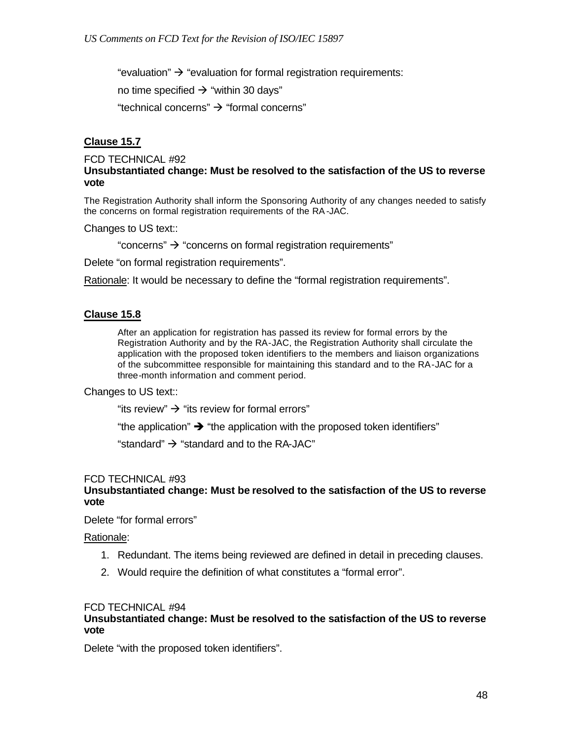"evaluation" → "evaluation for formal registration requirements:

no time specified → "within 30 days"

"technical concerns" → "formal concerns"

**Clause 15.7**

FCD TECHNICAL #92
**Unsubstantiated change: Must be resolved to the satisfaction of the US to reverse vote**

The Registration Authority shall inform the Sponsoring Authority of any changes needed to satisfy the concerns on formal registration requirements of the RA-JAC.

Changes to US text::

"concerns" → "concerns on formal registration requirements"

Delete "on formal registration requirements".

Rationale: It would be necessary to define the "formal registration requirements".

**Clause 15.8**

> After an application for registration has passed its review for formal errors by the Registration Authority and by the RA-JAC, the Registration Authority shall circulate the application with the proposed token identifiers to the members and liaison organizations of the subcommittee responsible for maintaining this standard and to the RA-JAC for a three-month information and comment period.

Changes to US text::

"its review" → "its review for formal errors"

"the application" → "the application with the proposed token identifiers"

"standard" → "standard and to the RA-JAC"

FCD TECHNICAL #93
**Unsubstantiated change: Must be resolved to the satisfaction of the US to reverse vote**

Delete "for formal errors"

Rationale:

1. Redundant. The items being reviewed are defined in detail in preceding clauses.
2. Would require the definition of what constitutes a "formal error".

FCD TECHNICAL #94
**Unsubstantiated change: Must be resolved to the satisfaction of the US to reverse vote**

Delete "with the proposed token identifiers".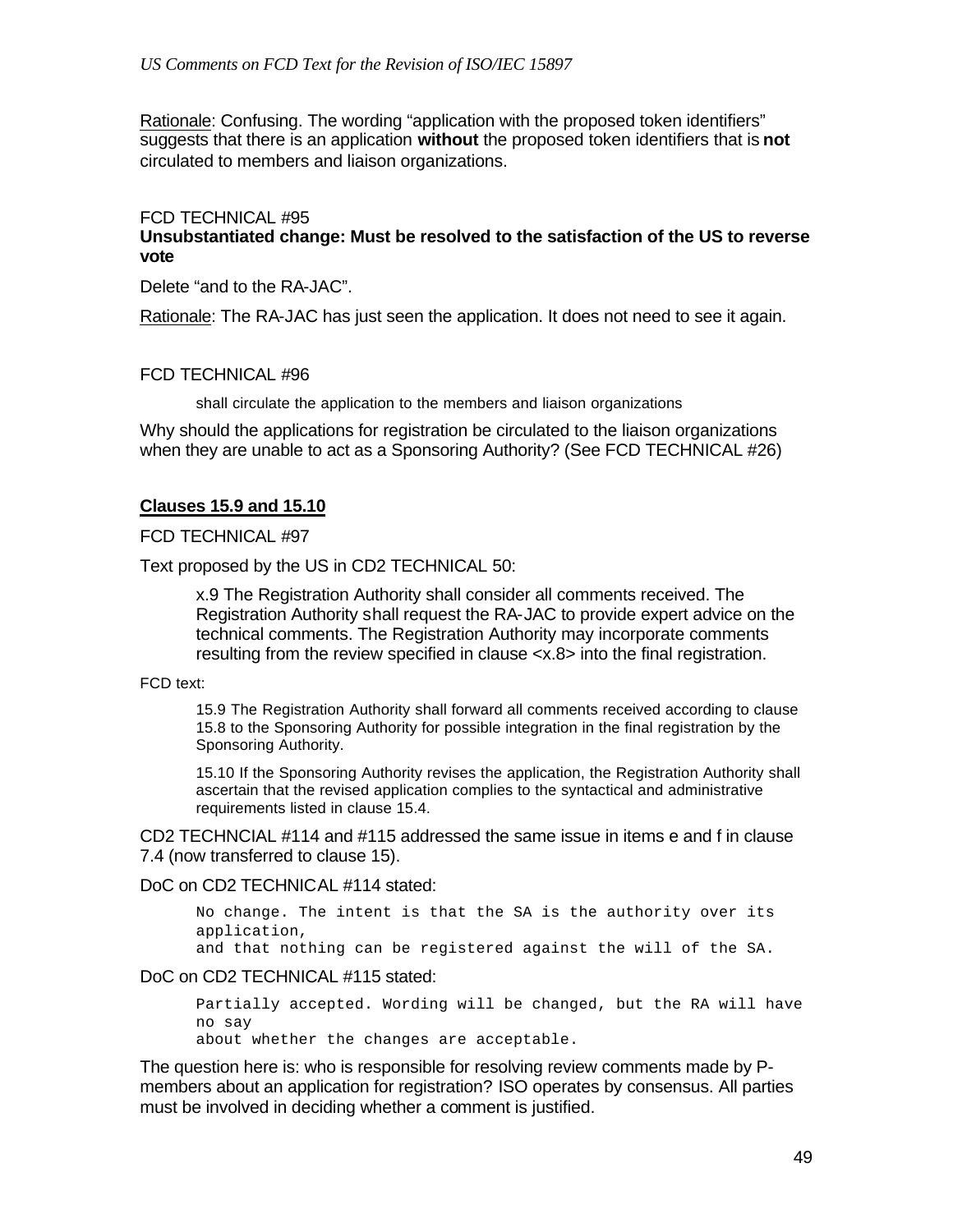Rationale: Confusing. The wording "application with the proposed token identifiers" suggests that there is an application **without** the proposed token identifiers that is **not** circulated to members and liaison organizations.

FCD TECHNICAL #95
**Unsubstantiated change: Must be resolved to the satisfaction of the US to reverse vote**

Delete "and to the RA-JAC".

Rationale: The RA-JAC has just seen the application. It does not need to see it again.

FCD TECHNICAL #96

> shall circulate the application to the members and liaison organizations

Why should the applications for registration be circulated to the liaison organizations when they are unable to act as a Sponsoring Authority? (See FCD TECHNICAL #26)

**Clauses 15.9 and 15.10**

FCD TECHNICAL #97

Text proposed by the US in CD2 TECHNICAL 50:

> x.9 The Registration Authority shall consider all comments received. The Registration Authority shall request the RA-JAC to provide expert advice on the technical comments. The Registration Authority may incorporate comments resulting from the review specified in clause <x.8> into the final registration.

FCD text:

> 15.9 The Registration Authority shall forward all comments received according to clause 15.8 to the Sponsoring Authority for possible integration in the final registration by the Sponsoring Authority.
>
> 15.10 If the Sponsoring Authority revises the application, the Registration Authority shall ascertain that the revised application complies to the syntactical and administrative requirements listed in clause 15.4.

CD2 TECHNCIAL #114 and #115 addressed the same issue in items e and f in clause 7.4 (now transferred to clause 15).

DoC on CD2 TECHNICAL #114 stated:

```
No change. The intent is that the SA is the authority over its application,
and that nothing can be registered against the will of the SA.
```

DoC on CD2 TECHNICAL #115 stated:

```
Partially accepted. Wording will be changed, but the RA will have no say
about whether the changes are acceptable.
```

The question here is: who is responsible for resolving review comments made by P-members about an application for registration? ISO operates by consensus. All parties must be involved in deciding whether a comment is justified.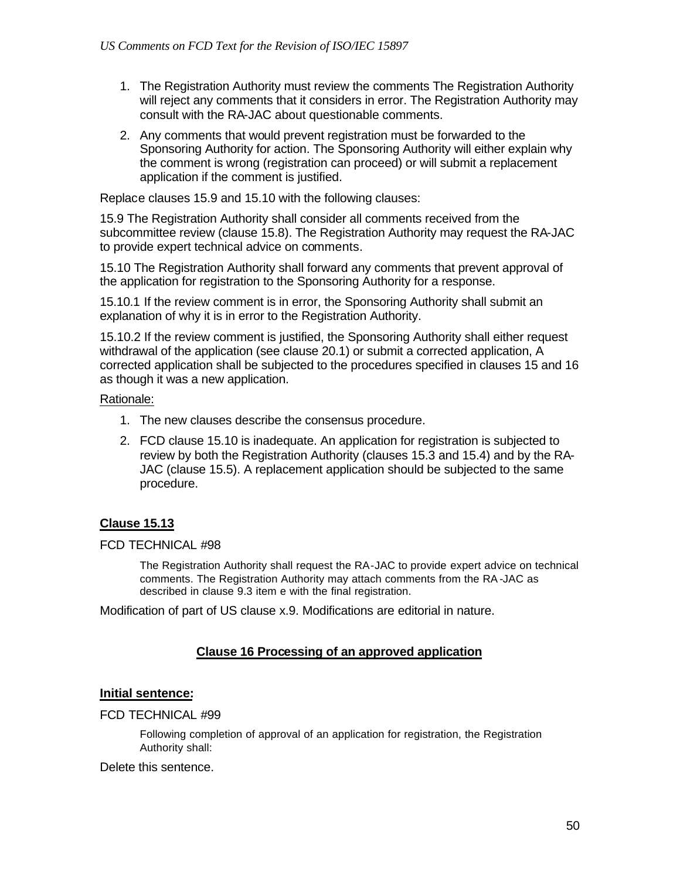1. The Registration Authority must review the comments The Registration Authority will reject any comments that it considers in error. The Registration Authority may consult with the RA-JAC about questionable comments.
2. Any comments that would prevent registration must be forwarded to the Sponsoring Authority for action. The Sponsoring Authority will either explain why the comment is wrong (registration can proceed) or will submit a replacement application if the comment is justified.

Replace clauses 15.9 and 15.10 with the following clauses:

15.9 The Registration Authority shall consider all comments received from the subcommittee review (clause 15.8). The Registration Authority may request the RA-JAC to provide expert technical advice on comments.

15.10 The Registration Authority shall forward any comments that prevent approval of the application for registration to the Sponsoring Authority for a response.

15.10.1 If the review comment is in error, the Sponsoring Authority shall submit an explanation of why it is in error to the Registration Authority.

15.10.2 If the review comment is justified, the Sponsoring Authority shall either request withdrawal of the application (see clause 20.1) or submit a corrected application, A corrected application shall be subjected to the procedures specified in clauses 15 and 16 as though it was a new application.

Rationale:

1. The new clauses describe the consensus procedure.
2. FCD clause 15.10 is inadequate. An application for registration is subjected to review by both the Registration Authority (clauses 15.3 and 15.4) and by the RA-JAC (clause 15.5). A replacement application should be subjected to the same procedure.

## Clause 15.13

FCD TECHNICAL #98

> The Registration Authority shall request the RA-JAC to provide expert advice on technical comments. The Registration Authority may attach comments from the RA-JAC as described in clause 9.3 item e with the final registration.

Modification of part of US clause x.9. Modifications are editorial in nature.

## Clause 16 Processing of an approved application

### Initial sentence:

FCD TECHNICAL #99

> Following completion of approval of an application for registration, the Registration Authority shall:

Delete this sentence.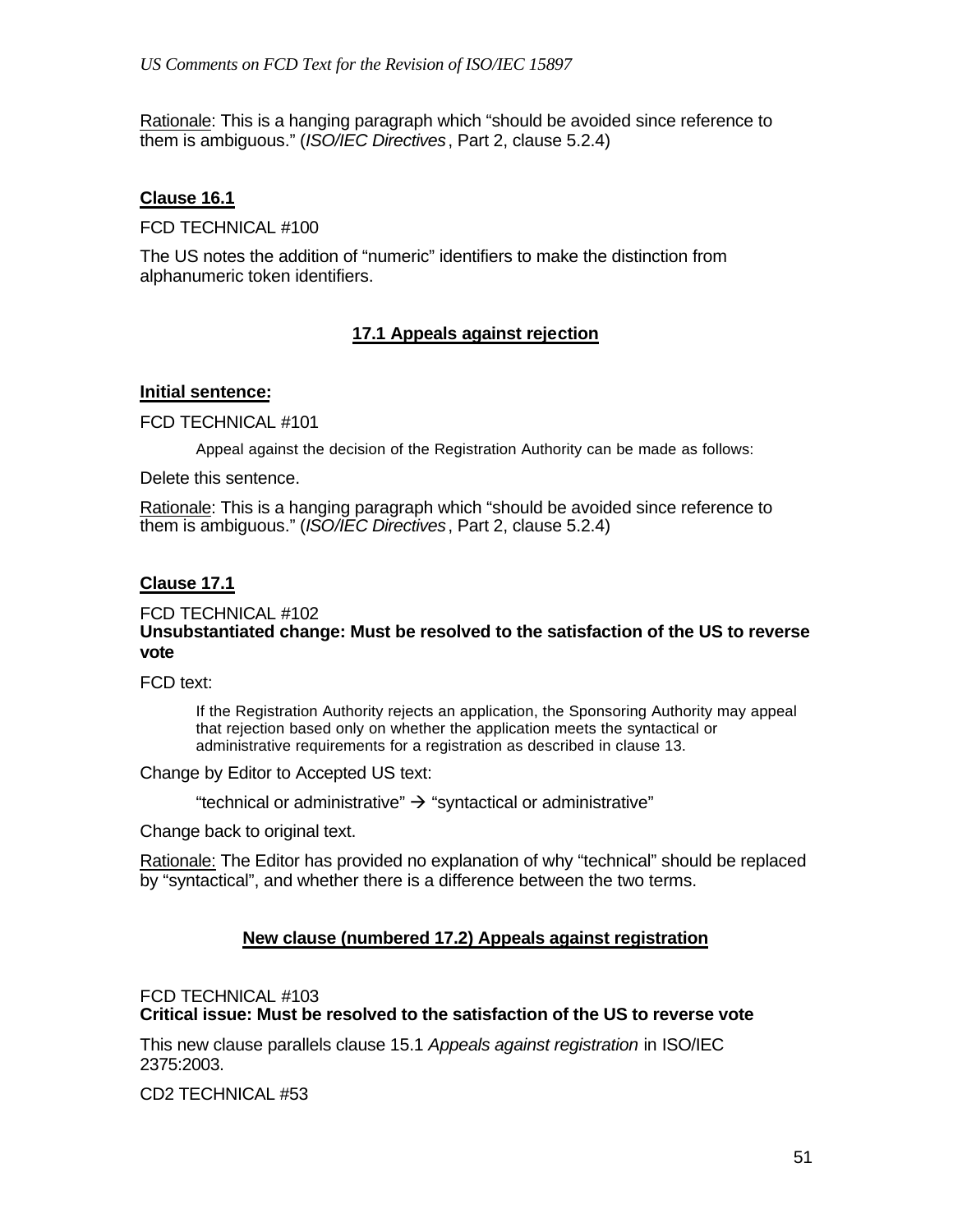Rationale: This is a hanging paragraph which "should be avoided since reference to them is ambiguous." (*ISO/IEC Directives*, Part 2, clause 5.2.4)

**Clause 16.1**

FCD TECHNICAL #100

The US notes the addition of "numeric" identifiers to make the distinction from alphanumeric token identifiers.

## 17.1 Appeals against rejection

**Initial sentence:**

FCD TECHNICAL #101

> Appeal against the decision of the Registration Authority can be made as follows:

Delete this sentence.

Rationale: This is a hanging paragraph which "should be avoided since reference to them is ambiguous." (*ISO/IEC Directives*, Part 2, clause 5.2.4)

**Clause 17.1**

FCD TECHNICAL #102
**Unsubstantiated change: Must be resolved to the satisfaction of the US to reverse vote**

FCD text:

> If the Registration Authority rejects an application, the Sponsoring Authority may appeal that rejection based only on whether the application meets the syntactical or administrative requirements for a registration as described in clause 13.

Change by Editor to Accepted US text:

> "technical or administrative" → "syntactical or administrative"

Change back to original text.

Rationale: The Editor has provided no explanation of why "technical" should be replaced by "syntactical", and whether there is a difference between the two terms.

## New clause (numbered 17.2) Appeals against registration

FCD TECHNICAL #103
**Critical issue: Must be resolved to the satisfaction of the US to reverse vote**

This new clause parallels clause 15.1 *Appeals against registration* in ISO/IEC 2375:2003.

CD2 TECHNICAL #53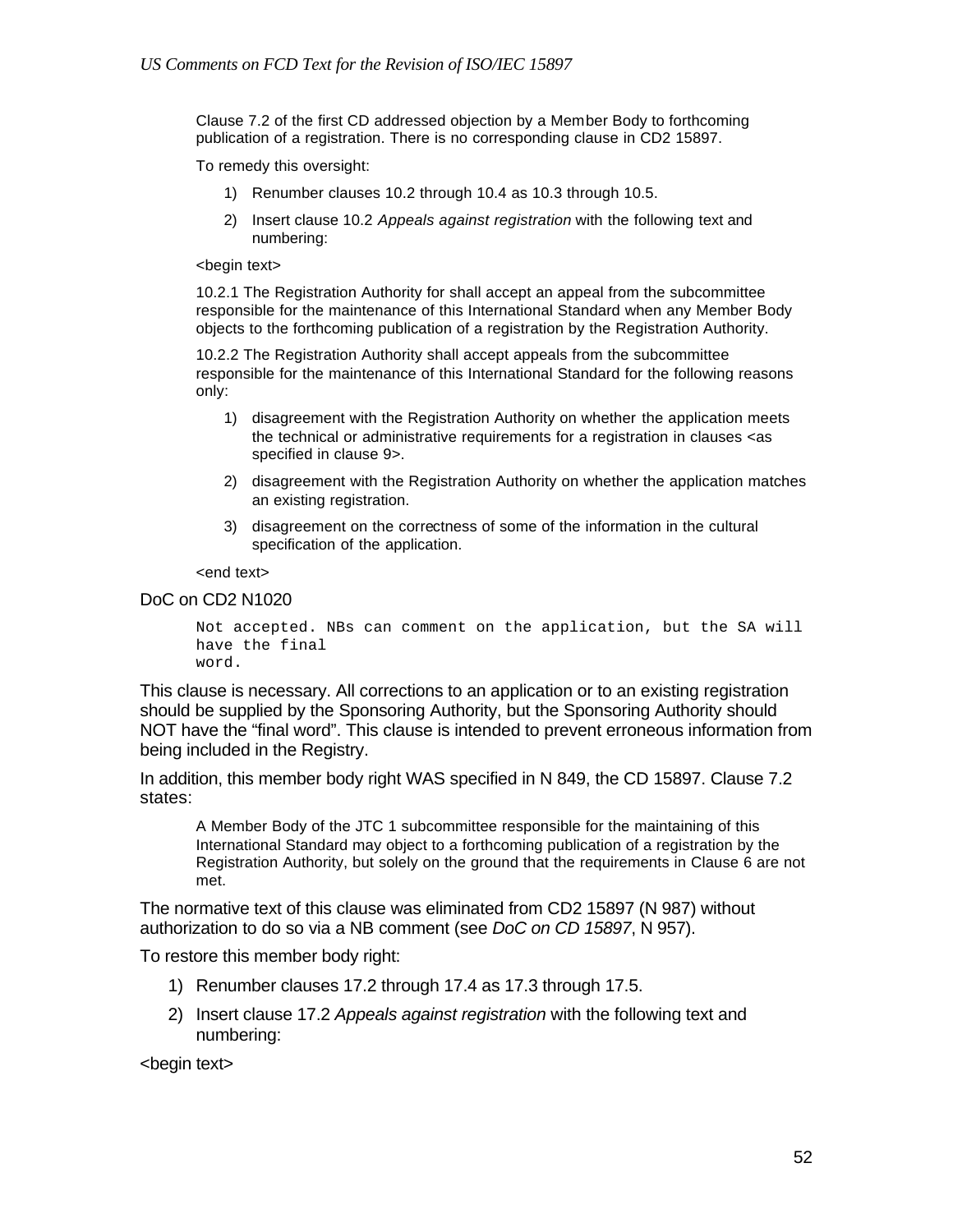Clause 7.2 of the first CD addressed objection by a Member Body to forthcoming publication of a registration. There is no corresponding clause in CD2 15897.

To remedy this oversight:

1) Renumber clauses 10.2 through 10.4 as 10.3 through 10.5.
2) Insert clause 10.2 *Appeals against registration* with the following text and numbering:

<begin text>

10.2.1 The Registration Authority for shall accept an appeal from the subcommittee responsible for the maintenance of this International Standard when any Member Body objects to the forthcoming publication of a registration by the Registration Authority.

10.2.2 The Registration Authority shall accept appeals from the subcommittee responsible for the maintenance of this International Standard for the following reasons only:

1) disagreement with the Registration Authority on whether the application meets the technical or administrative requirements for a registration in clauses <as specified in clause 9>.
2) disagreement with the Registration Authority on whether the application matches an existing registration.
3) disagreement on the correctness of some of the information in the cultural specification of the application.

<end text>

DoC on CD2 N1020

```
Not accepted. NBs can comment on the application, but the SA will
have the final
word.
```

This clause is necessary. All corrections to an application or to an existing registration should be supplied by the Sponsoring Authority, but the Sponsoring Authority should NOT have the "final word". This clause is intended to prevent erroneous information from being included in the Registry.

In addition, this member body right WAS specified in N 849, the CD 15897. Clause 7.2 states:

> A Member Body of the JTC 1 subcommittee responsible for the maintaining of this International Standard may object to a forthcoming publication of a registration by the Registration Authority, but solely on the ground that the requirements in Clause 6 are not met.

The normative text of this clause was eliminated from CD2 15897 (N 987) without authorization to do so via a NB comment (see *DoC on CD 15897*, N 957).

To restore this member body right:

1) Renumber clauses 17.2 through 17.4 as 17.3 through 17.5.
2) Insert clause 17.2 *Appeals against registration* with the following text and numbering:

<begin text>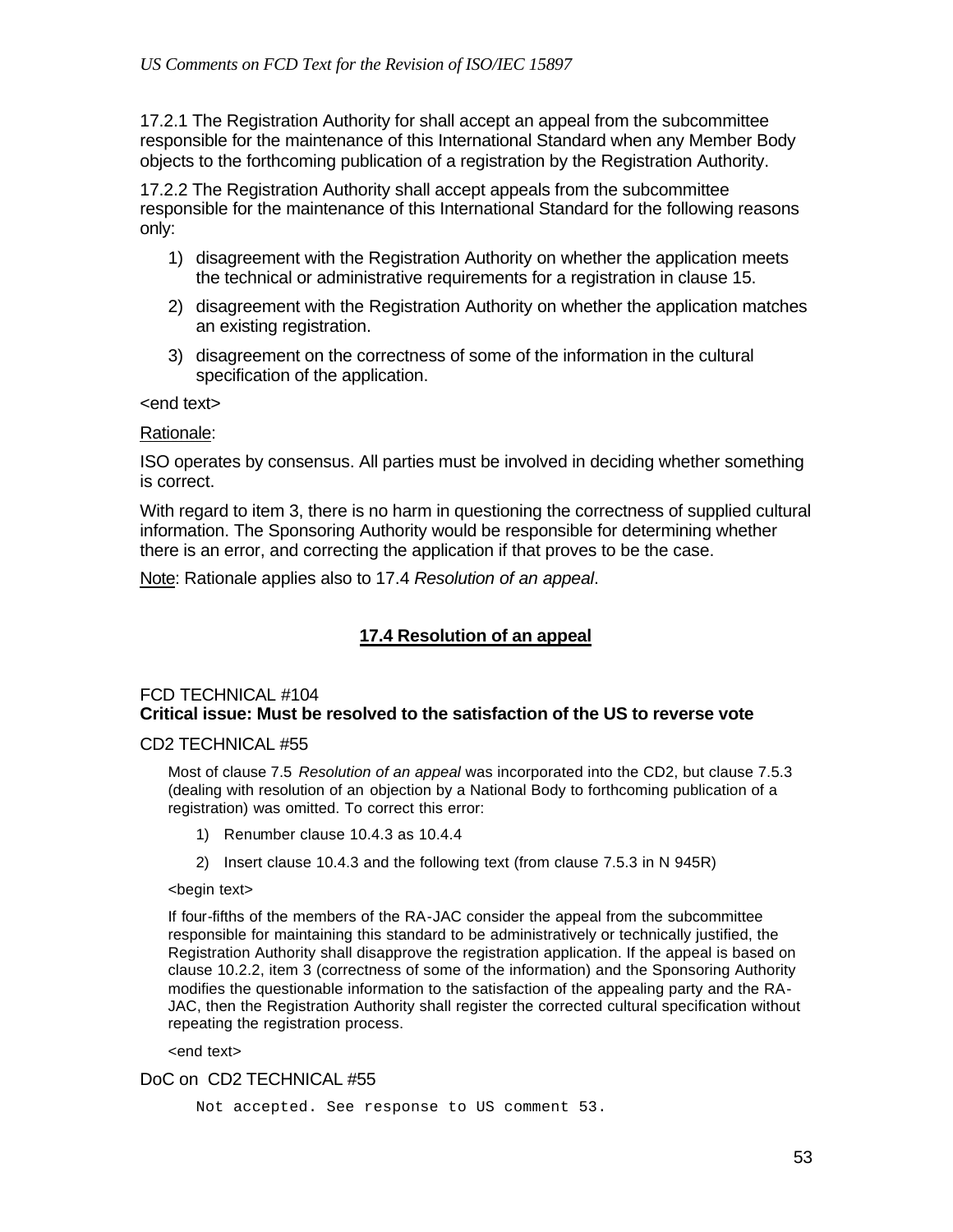17.2.1 The Registration Authority for shall accept an appeal from the subcommittee responsible for the maintenance of this International Standard when any Member Body objects to the forthcoming publication of a registration by the Registration Authority.

17.2.2 The Registration Authority shall accept appeals from the subcommittee responsible for the maintenance of this International Standard for the following reasons only:

1) disagreement with the Registration Authority on whether the application meets the technical or administrative requirements for a registration in clause 15.
2) disagreement with the Registration Authority on whether the application matches an existing registration.
3) disagreement on the correctness of some of the information in the cultural specification of the application.

<end text>

Rationale:

ISO operates by consensus. All parties must be involved in deciding whether something is correct.

With regard to item 3, there is no harm in questioning the correctness of supplied cultural information. The Sponsoring Authority would be responsible for determining whether there is an error, and correcting the application if that proves to be the case.

Note: Rationale applies also to 17.4 *Resolution of an appeal*.

## 17.4 Resolution of an appeal

FCD TECHNICAL #104

**Critical issue: Must be resolved to the satisfaction of the US to reverse vote**

CD2 TECHNICAL #55

Most of clause 7.5 *Resolution of an appeal* was incorporated into the CD2, but clause 7.5.3 (dealing with resolution of an objection by a National Body to forthcoming publication of a registration) was omitted. To correct this error:

1) Renumber clause 10.4.3 as 10.4.4
2) Insert clause 10.4.3 and the following text (from clause 7.5.3 in N 945R)

<begin text>

If four-fifths of the members of the RA-JAC consider the appeal from the subcommittee responsible for maintaining this standard to be administratively or technically justified, the Registration Authority shall disapprove the registration application. If the appeal is based on clause 10.2.2, item 3 (correctness of some of the information) and the Sponsoring Authority modifies the questionable information to the satisfaction of the appealing party and the RA-JAC, then the Registration Authority shall register the corrected cultural specification without repeating the registration process.

<end text>

DoC on CD2 TECHNICAL #55

```
Not accepted. See response to US comment 53.
```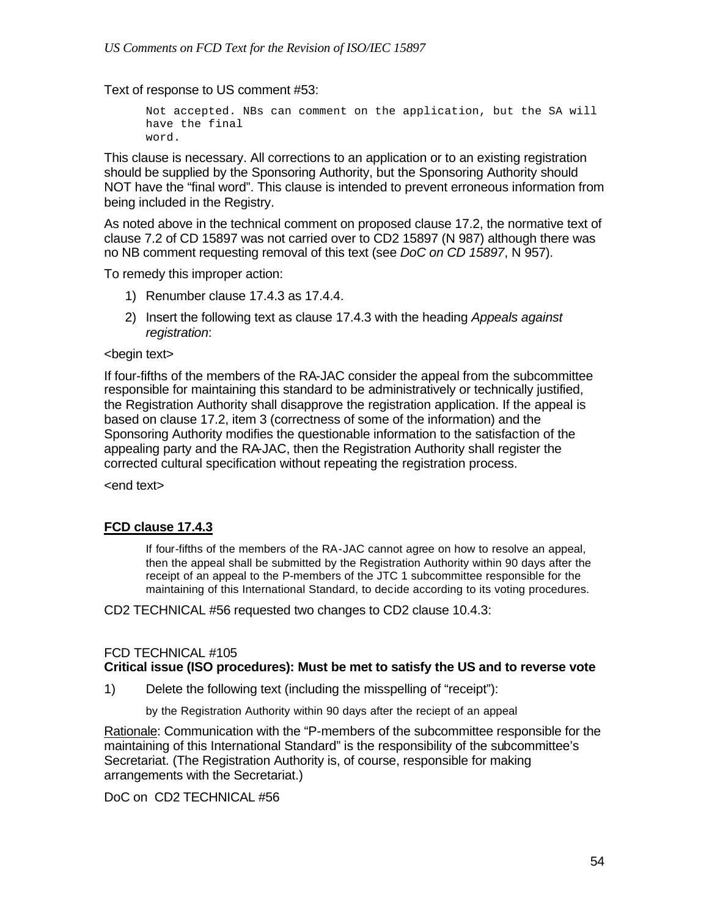Text of response to US comment #53:

```
Not accepted. NBs can comment on the application, but the SA will
have the final
word.
```

This clause is necessary. All corrections to an application or to an existing registration should be supplied by the Sponsoring Authority, but the Sponsoring Authority should NOT have the "final word". This clause is intended to prevent erroneous information from being included in the Registry.

As noted above in the technical comment on proposed clause 17.2, the normative text of clause 7.2 of CD 15897 was not carried over to CD2 15897 (N 987) although there was no NB comment requesting removal of this text (see *DoC on CD 15897*, N 957).

To remedy this improper action:

1) Renumber clause 17.4.3 as 17.4.4.
2) Insert the following text as clause 17.4.3 with the heading *Appeals against registration*:

<begin text>

If four-fifths of the members of the RA-JAC consider the appeal from the subcommittee responsible for maintaining this standard to be administratively or technically justified, the Registration Authority shall disapprove the registration application. If the appeal is based on clause 17.2, item 3 (correctness of some of the information) and the Sponsoring Authority modifies the questionable information to the satisfaction of the appealing party and the RA-JAC, then the Registration Authority shall register the corrected cultural specification without repeating the registration process.

<end text>

**FCD clause 17.4.3**

> If four-fifths of the members of the RA-JAC cannot agree on how to resolve an appeal, then the appeal shall be submitted by the Registration Authority within 90 days after the receipt of an appeal to the P-members of the JTC 1 subcommittee responsible for the maintaining of this International Standard, to decide according to its voting procedures.

CD2 TECHNICAL #56 requested two changes to CD2 clause 10.4.3:

FCD TECHNICAL #105
**Critical issue (ISO procedures): Must be met to satisfy the US and to reverse vote**

1) Delete the following text (including the misspelling of "receipt"):

> by the Registration Authority within 90 days after the reciept of an appeal

Rationale: Communication with the "P-members of the subcommittee responsible for the maintaining of this International Standard" is the responsibility of the subcommittee's Secretariat. (The Registration Authority is, of course, responsible for making arrangements with the Secretariat.)

DoC on CD2 TECHNICAL #56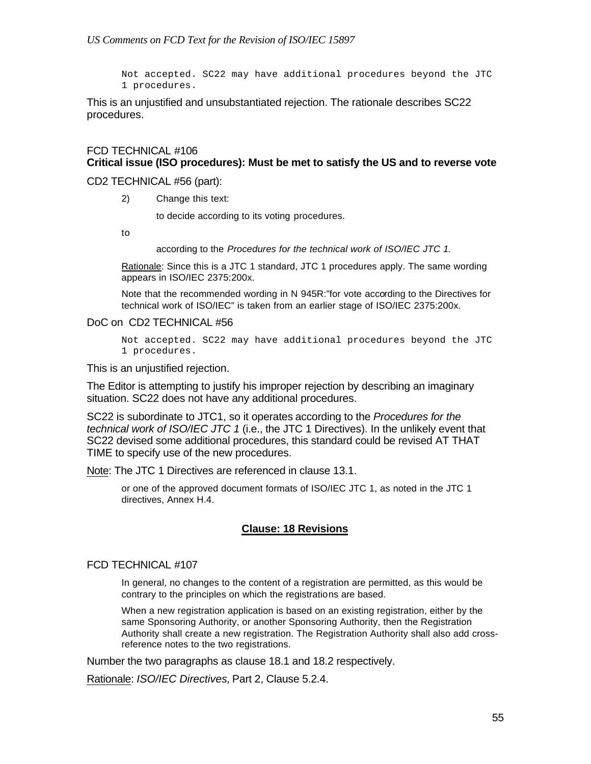```
Not accepted. SC22 may have additional procedures beyond the JTC
1 procedures.
```

This is an unjustified and unsubstantiated rejection. The rationale describes SC22 procedures.

FCD TECHNICAL #106
**Critical issue (ISO procedures): Must be met to satisfy the US and to reverse vote**

CD2 TECHNICAL #56 (part):

> 2) Change this text:
>
> to decide according to its voting procedures.
>
> to
>
> according to the *Procedures for the technical work of ISO/IEC JTC 1.*
>
> Rationale: Since this is a JTC 1 standard, JTC 1 procedures apply. The same wording appears in ISO/IEC 2375:200x.
>
> Note that the recommended wording in N 945R:"for vote according to the Directives for technical work of ISO/IEC" is taken from an earlier stage of ISO/IEC 2375:200x.

DoC on CD2 TECHNICAL #56

```
Not accepted. SC22 may have additional procedures beyond the JTC
1 procedures.
```

This is an unjustified rejection.

The Editor is attempting to justify his improper rejection by describing an imaginary situation. SC22 does not have any additional procedures.

SC22 is subordinate to JTC1, so it operates according to the *Procedures for the technical work of ISO/IEC JTC 1* (i.e., the JTC 1 Directives). In the unlikely event that SC22 devised some additional procedures, this standard could be revised AT THAT TIME to specify use of the new procedures.

Note: The JTC 1 Directives are referenced in clause 13.1.

> or one of the approved document formats of ISO/IEC JTC 1, as noted in the JTC 1 directives, Annex H.4.

## Clause: 18 Revisions

FCD TECHNICAL #107

> In general, no changes to the content of a registration are permitted, as this would be contrary to the principles on which the registrations are based.
>
> When a new registration application is based on an existing registration, either by the same Sponsoring Authority, or another Sponsoring Authority, then the Registration Authority shall create a new registration. The Registration Authority shall also add cross-reference notes to the two registrations.

Number the two paragraphs as clause 18.1 and 18.2 respectively.

Rationale: *ISO/IEC Directives,* Part 2, Clause 5.2.4.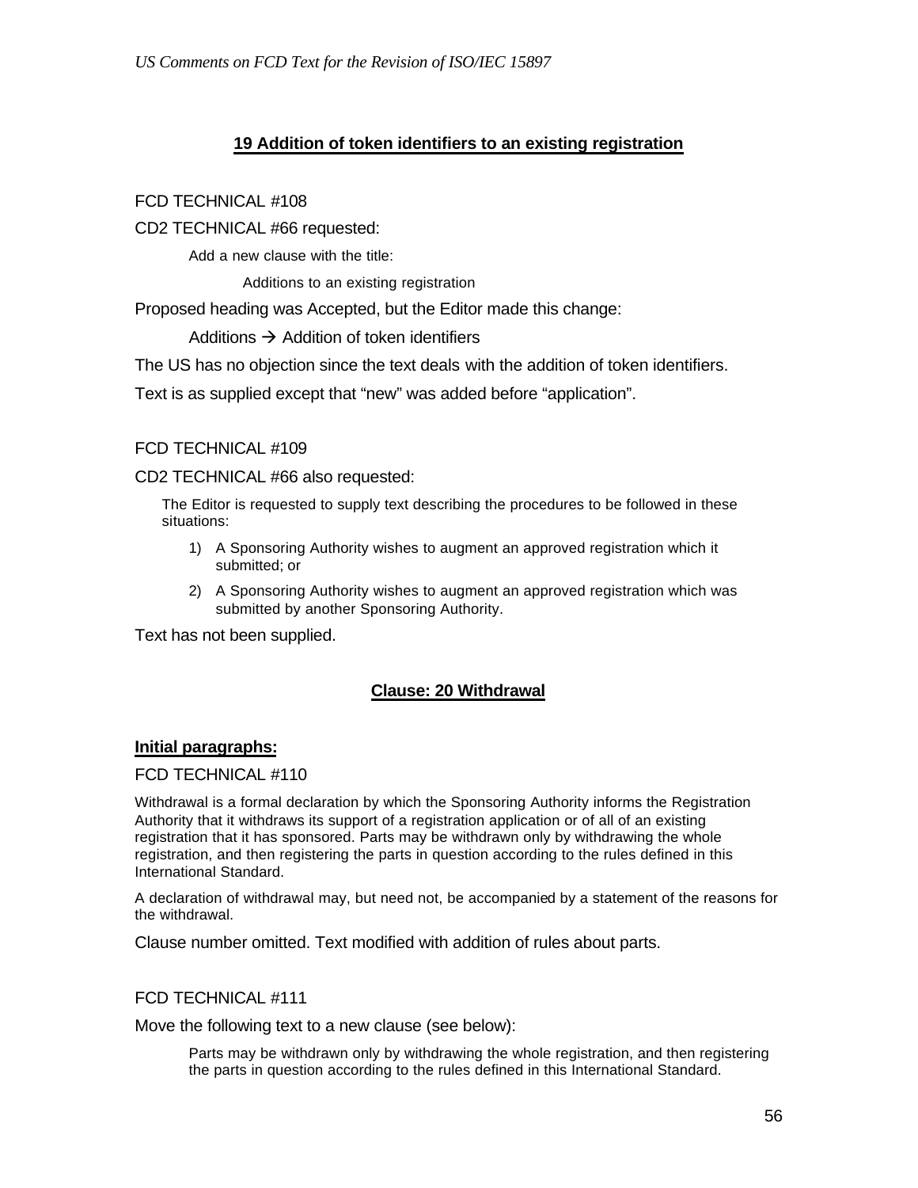## 19 Addition of token identifiers to an existing registration

FCD TECHNICAL #108

CD2 TECHNICAL #66 requested:

> Add a new clause with the title:
>
> > Additions to an existing registration

Proposed heading was Accepted, but the Editor made this change:

> Additions → Addition of token identifiers

The US has no objection since the text deals with the addition of token identifiers.

Text is as supplied except that “new” was added before “application”.

FCD TECHNICAL #109

CD2 TECHNICAL #66 also requested:

> The Editor is requested to supply text describing the procedures to be followed in these situations:
>
> 1) A Sponsoring Authority wishes to augment an approved registration which it submitted; or
> 2) A Sponsoring Authority wishes to augment an approved registration which was submitted by another Sponsoring Authority.

Text has not been supplied.

## Clause: 20 Withdrawal

**Initial paragraphs:**

FCD TECHNICAL #110

Withdrawal is a formal declaration by which the Sponsoring Authority informs the Registration Authority that it withdraws its support of a registration application or of all of an existing registration that it has sponsored. Parts may be withdrawn only by withdrawing the whole registration, and then registering the parts in question according to the rules defined in this International Standard.

A declaration of withdrawal may, but need not, be accompanied by a statement of the reasons for the withdrawal.

Clause number omitted. Text modified with addition of rules about parts.

FCD TECHNICAL #111

Move the following text to a new clause (see below):

> Parts may be withdrawn only by withdrawing the whole registration, and then registering the parts in question according to the rules defined in this International Standard.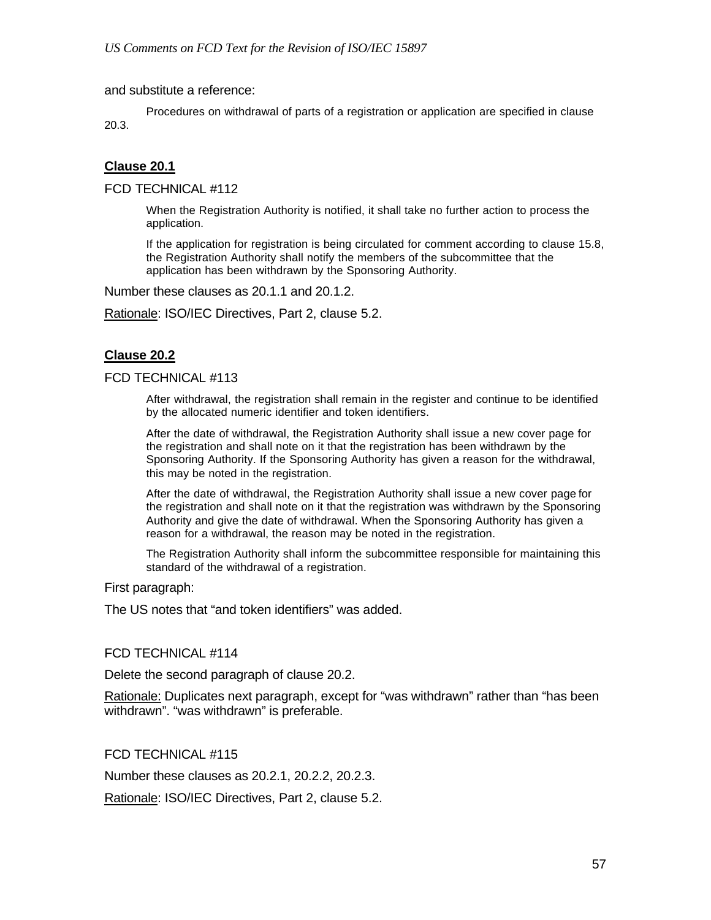and substitute a reference:

> Procedures on withdrawal of parts of a registration or application are specified in clause 20.3.

**Clause 20.1**

FCD TECHNICAL #112

> When the Registration Authority is notified, it shall take no further action to process the application.
>
> If the application for registration is being circulated for comment according to clause 15.8, the Registration Authority shall notify the members of the subcommittee that the application has been withdrawn by the Sponsoring Authority.

Number these clauses as 20.1.1 and 20.1.2.

Rationale: ISO/IEC Directives, Part 2, clause 5.2.

**Clause 20.2**

FCD TECHNICAL #113

> After withdrawal, the registration shall remain in the register and continue to be identified by the allocated numeric identifier and token identifiers.
>
> After the date of withdrawal, the Registration Authority shall issue a new cover page for the registration and shall note on it that the registration has been withdrawn by the Sponsoring Authority. If the Sponsoring Authority has given a reason for the withdrawal, this may be noted in the registration.
>
> After the date of withdrawal, the Registration Authority shall issue a new cover page for the registration and shall note on it that the registration was withdrawn by the Sponsoring Authority and give the date of withdrawal. When the Sponsoring Authority has given a reason for a withdrawal, the reason may be noted in the registration.
>
> The Registration Authority shall inform the subcommittee responsible for maintaining this standard of the withdrawal of a registration.

First paragraph:

The US notes that “and token identifiers” was added.

FCD TECHNICAL #114

Delete the second paragraph of clause 20.2.

Rationale: Duplicates next paragraph, except for “was withdrawn” rather than “has been withdrawn”. “was withdrawn” is preferable.

FCD TECHNICAL #115

Number these clauses as 20.2.1, 20.2.2, 20.2.3.

Rationale: ISO/IEC Directives, Part 2, clause 5.2.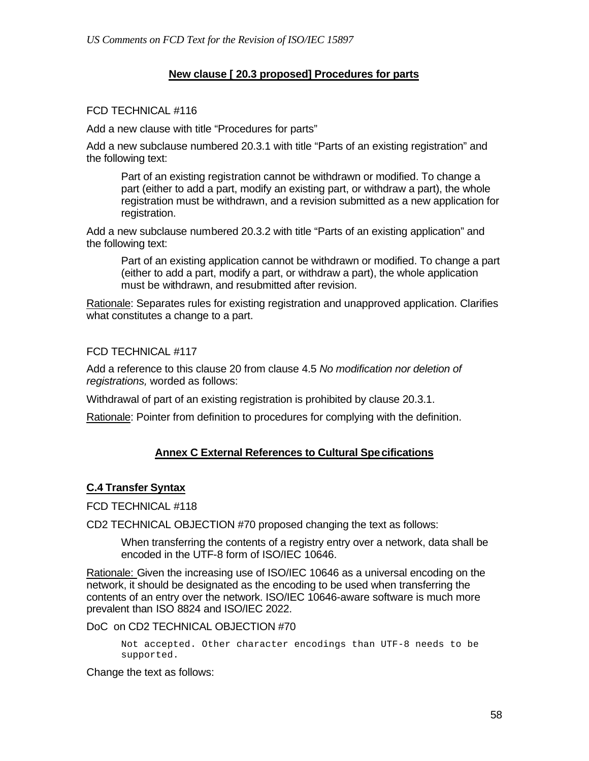## New clause [ 20.3 proposed] Procedures for parts

FCD TECHNICAL #116

Add a new clause with title "Procedures for parts"

Add a new subclause numbered 20.3.1 with title "Parts of an existing registration" and the following text:

> Part of an existing registration cannot be withdrawn or modified. To change a part (either to add a part, modify an existing part, or withdraw a part), the whole registration must be withdrawn, and a revision submitted as a new application for registration.

Add a new subclause numbered 20.3.2 with title "Parts of an existing application" and the following text:

> Part of an existing application cannot be withdrawn or modified. To change a part (either to add a part, modify a part, or withdraw a part), the whole application must be withdrawn, and resubmitted after revision.

Rationale: Separates rules for existing registration and unapproved application. Clarifies what constitutes a change to a part.

FCD TECHNICAL #117

Add a reference to this clause 20 from clause 4.5 *No modification nor deletion of registrations,* worded as follows:

Withdrawal of part of an existing registration is prohibited by clause 20.3.1.

Rationale: Pointer from definition to procedures for complying with the definition.

## Annex C External References to Cultural Specifications

### C.4 Transfer Syntax

FCD TECHNICAL #118

CD2 TECHNICAL OBJECTION #70 proposed changing the text as follows:

> When transferring the contents of a registry entry over a network, data shall be encoded in the UTF-8 form of ISO/IEC 10646.

Rationale: Given the increasing use of ISO/IEC 10646 as a universal encoding on the network, it should be designated as the encoding to be used when transferring the contents of an entry over the network. ISO/IEC 10646-aware software is much more prevalent than ISO 8824 and ISO/IEC 2022.

DoC on CD2 TECHNICAL OBJECTION #70

```
Not accepted. Other character encodings than UTF-8 needs to be
supported.
```

Change the text as follows: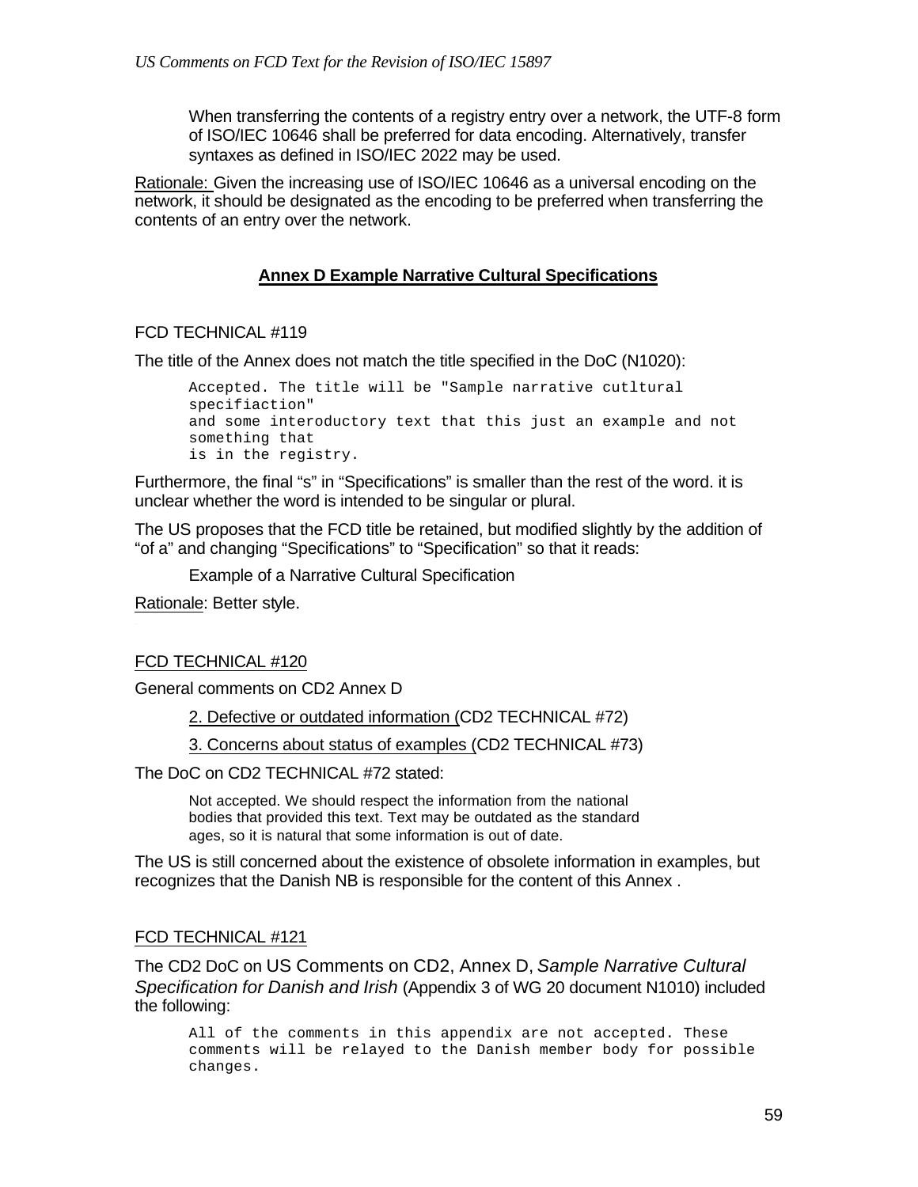When transferring the contents of a registry entry over a network, the UTF-8 form of ISO/IEC 10646 shall be preferred for data encoding. Alternatively, transfer syntaxes as defined in ISO/IEC 2022 may be used.

Rationale: Given the increasing use of ISO/IEC 10646 as a universal encoding on the network, it should be designated as the encoding to be preferred when transferring the contents of an entry over the network.

## Annex D Example Narrative Cultural Specifications

FCD TECHNICAL #119

The title of the Annex does not match the title specified in the DoC (N1020):

```
Accepted. The title will be "Sample narrative cutltural
specifiaction"
and some interoductory text that this just an example and not
something that
is in the registry.
```

Furthermore, the final “s” in “Specifications” is smaller than the rest of the word. it is unclear whether the word is intended to be singular or plural.

The US proposes that the FCD title be retained, but modified slightly by the addition of “of a” and changing “Specifications” to “Specification” so that it reads:

Example of a Narrative Cultural Specification

Rationale: Better style.

FCD TECHNICAL #120

General comments on CD2 Annex D

2. Defective or outdated information (CD2 TECHNICAL #72)

3. Concerns about status of examples (CD2 TECHNICAL #73)

The DoC on CD2 TECHNICAL #72 stated:

Not accepted. We should respect the information from the national bodies that provided this text. Text may be outdated as the standard ages, so it is natural that some information is out of date.

The US is still concerned about the existence of obsolete information in examples, but recognizes that the Danish NB is responsible for the content of this Annex .

FCD TECHNICAL #121

The CD2 DoC on US Comments on CD2, Annex D, *Sample Narrative Cultural Specification for Danish and Irish* (Appendix 3 of WG 20 document N1010) included the following:

```
All of the comments in this appendix are not accepted. These
comments will be relayed to the Danish member body for possible
changes.
```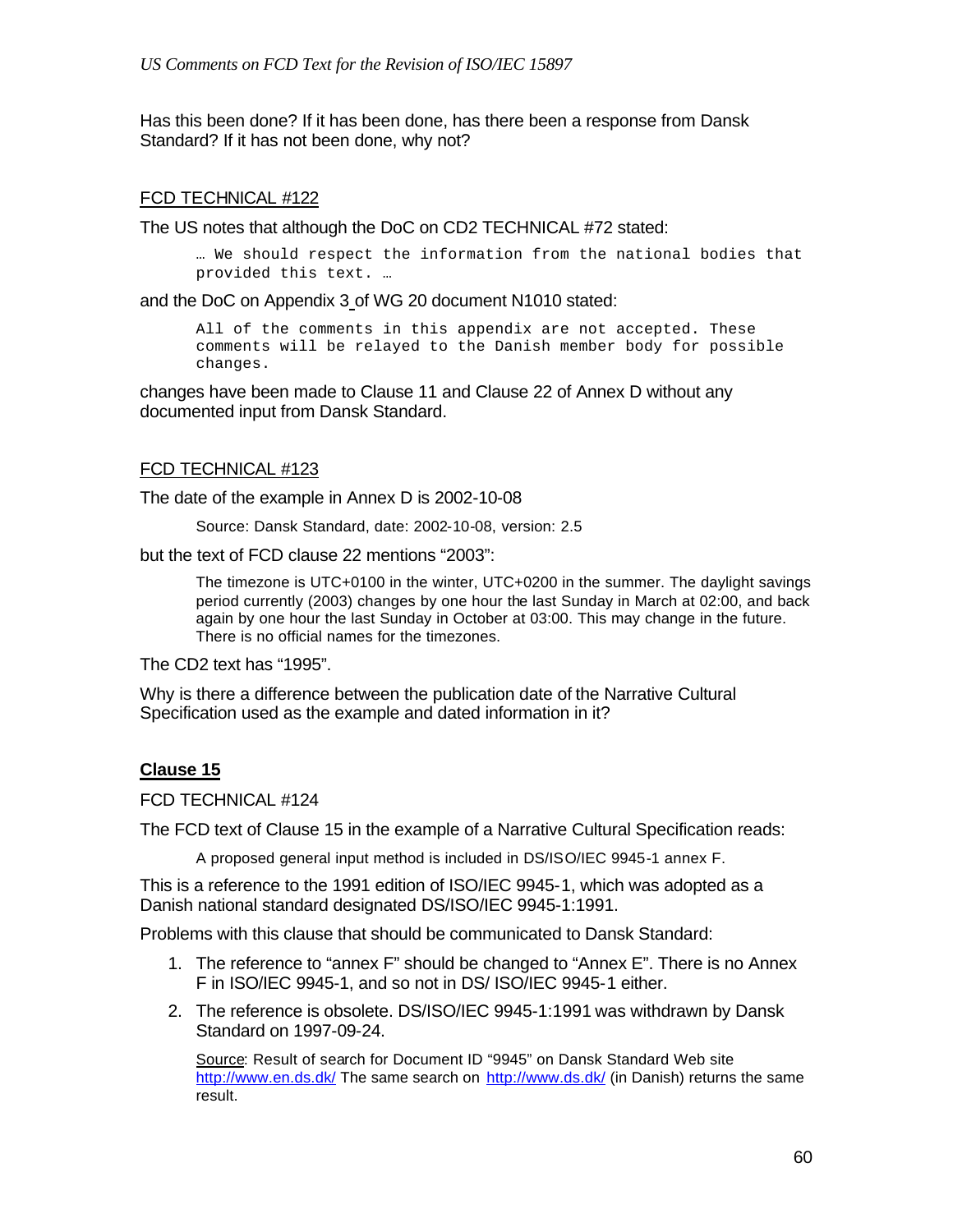Has this been done? If it has been done, has there been a response from Dansk Standard? If it has not been done, why not?

<u>FCD TECHNICAL #122</u>

The US notes that although the DoC on CD2 TECHNICAL #72 stated:

```
… We should respect the information from the national bodies that
provided this text. …
```

and the DoC on Appendix 3 of WG 20 document N1010 stated:

```
All of the comments in this appendix are not accepted. These
comments will be relayed to the Danish member body for possible
changes.
```

changes have been made to Clause 11 and Clause 22 of Annex D without any documented input from Dansk Standard.

<u>FCD TECHNICAL #123</u>

The date of the example in Annex D is 2002-10-08

> Source: Dansk Standard, date: 2002-10-08, version: 2.5

but the text of FCD clause 22 mentions “2003”:

> The timezone is UTC+0100 in the winter, UTC+0200 in the summer. The daylight savings period currently (2003) changes by one hour the last Sunday in March at 02:00, and back again by one hour the last Sunday in October at 03:00. This may change in the future. There is no official names for the timezones.

The CD2 text has “1995”.

Why is there a difference between the publication date of the Narrative Cultural Specification used as the example and dated information in it?

## Clause 15

FCD TECHNICAL #124

The FCD text of Clause 15 in the example of a Narrative Cultural Specification reads:

> A proposed general input method is included in DS/ISO/IEC 9945-1 annex F.

This is a reference to the 1991 edition of ISO/IEC 9945-1, which was adopted as a Danish national standard designated DS/ISO/IEC 9945-1:1991.

Problems with this clause that should be communicated to Dansk Standard:

1. The reference to “annex F” should be changed to “Annex E”. There is no Annex F in ISO/IEC 9945-1, and so not in DS/ ISO/IEC 9945-1 either.
2. The reference is obsolete. DS/ISO/IEC 9945-1:1991 was withdrawn by Dansk Standard on 1997-09-24.

   <u>Source</u>: Result of search for Document ID “9945” on Dansk Standard Web site http://www.en.ds.dk/ The same search on http://www.ds.dk/ (in Danish) returns the same result.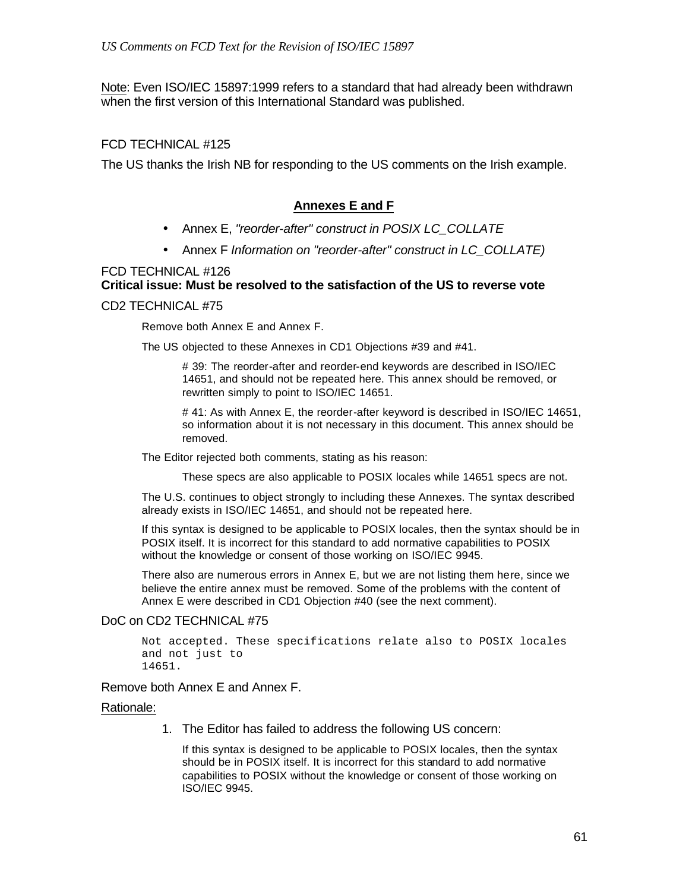Note: Even ISO/IEC 15897:1999 refers to a standard that had already been withdrawn when the first version of this International Standard was published.

FCD TECHNICAL #125

The US thanks the Irish NB for responding to the US comments on the Irish example.

## Annexes E and F

- Annex E, *"reorder-after" construct in POSIX LC_COLLATE*
- Annex F *Information on "reorder-after" construct in LC_COLLATE)*

FCD TECHNICAL #126
**Critical issue: Must be resolved to the satisfaction of the US to reverse vote**

CD2 TECHNICAL #75

> Remove both Annex E and Annex F.
>
> The US objected to these Annexes in CD1 Objections #39 and #41.
>
> > # 39: The reorder-after and reorder-end keywords are described in ISO/IEC 14651, and should not be repeated here. This annex should be removed, or rewritten simply to point to ISO/IEC 14651.
> >
> > # 41: As with Annex E, the reorder-after keyword is described in ISO/IEC 14651, so information about it is not necessary in this document. This annex should be removed.
>
> The Editor rejected both comments, stating as his reason:
>
> > These specs are also applicable to POSIX locales while 14651 specs are not.
>
> The U.S. continues to object strongly to including these Annexes. The syntax described already exists in ISO/IEC 14651, and should not be repeated here.
>
> If this syntax is designed to be applicable to POSIX locales, then the syntax should be in POSIX itself. It is incorrect for this standard to add normative capabilities to POSIX without the knowledge or consent of those working on ISO/IEC 9945.
>
> There also are numerous errors in Annex E, but we are not listing them here, since we believe the entire annex must be removed. Some of the problems with the content of Annex E were described in CD1 Objection #40 (see the next comment).

DoC on CD2 TECHNICAL #75

```
Not accepted. These specifications relate also to POSIX locales
and not just to
14651.
```

Remove both Annex E and Annex F.

Rationale:

1. The Editor has failed to address the following US concern:

   If this syntax is designed to be applicable to POSIX locales, then the syntax should be in POSIX itself. It is incorrect for this standard to add normative capabilities to POSIX without the knowledge or consent of those working on ISO/IEC 9945.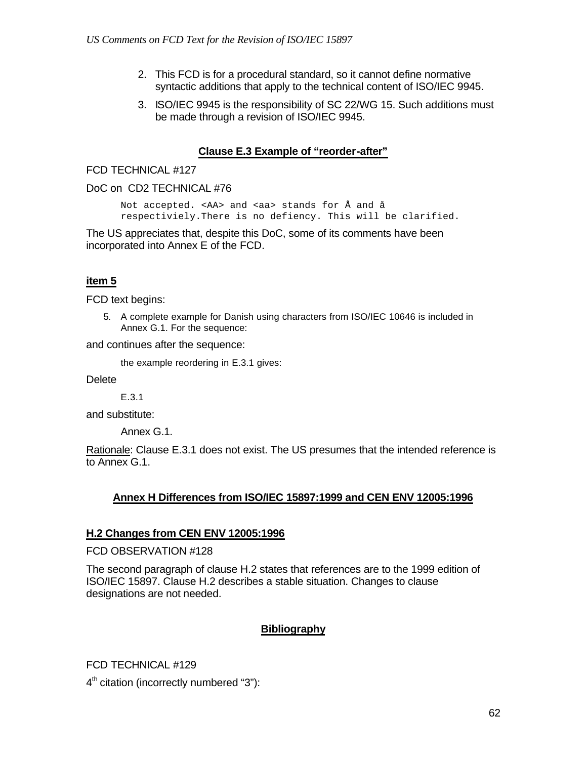2. This FCD is for a procedural standard, so it cannot define normative syntactic additions that apply to the technical content of ISO/IEC 9945.
3. ISO/IEC 9945 is the responsibility of SC 22/WG 15. Such additions must be made through a revision of ISO/IEC 9945.

**Clause E.3 Example of "reorder-after"**

FCD TECHNICAL #127

DoC on CD2 TECHNICAL #76

```
Not accepted. <AA> and <aa> stands for Å and å
respectiviely.There is no defiency. This will be clarified.
```

The US appreciates that, despite this DoC, some of its comments have been incorporated into Annex E of the FCD.

**item 5**

FCD text begins:

> 5. A complete example for Danish using characters from ISO/IEC 10646 is included in Annex G.1. For the sequence:

and continues after the sequence:

> the example reordering in E.3.1 gives:

Delete

> E.3.1

and substitute:

> Annex G.1.

Rationale: Clause E.3.1 does not exist. The US presumes that the intended reference is to Annex G.1.

**Annex H Differences from ISO/IEC 15897:1999 and CEN ENV 12005:1996**

**H.2 Changes from CEN ENV 12005:1996**

FCD OBSERVATION #128

The second paragraph of clause H.2 states that references are to the 1999 edition of ISO/IEC 15897. Clause H.2 describes a stable situation. Changes to clause designations are not needed.

**Bibliography**

FCD TECHNICAL #129

4th citation (incorrectly numbered "3"):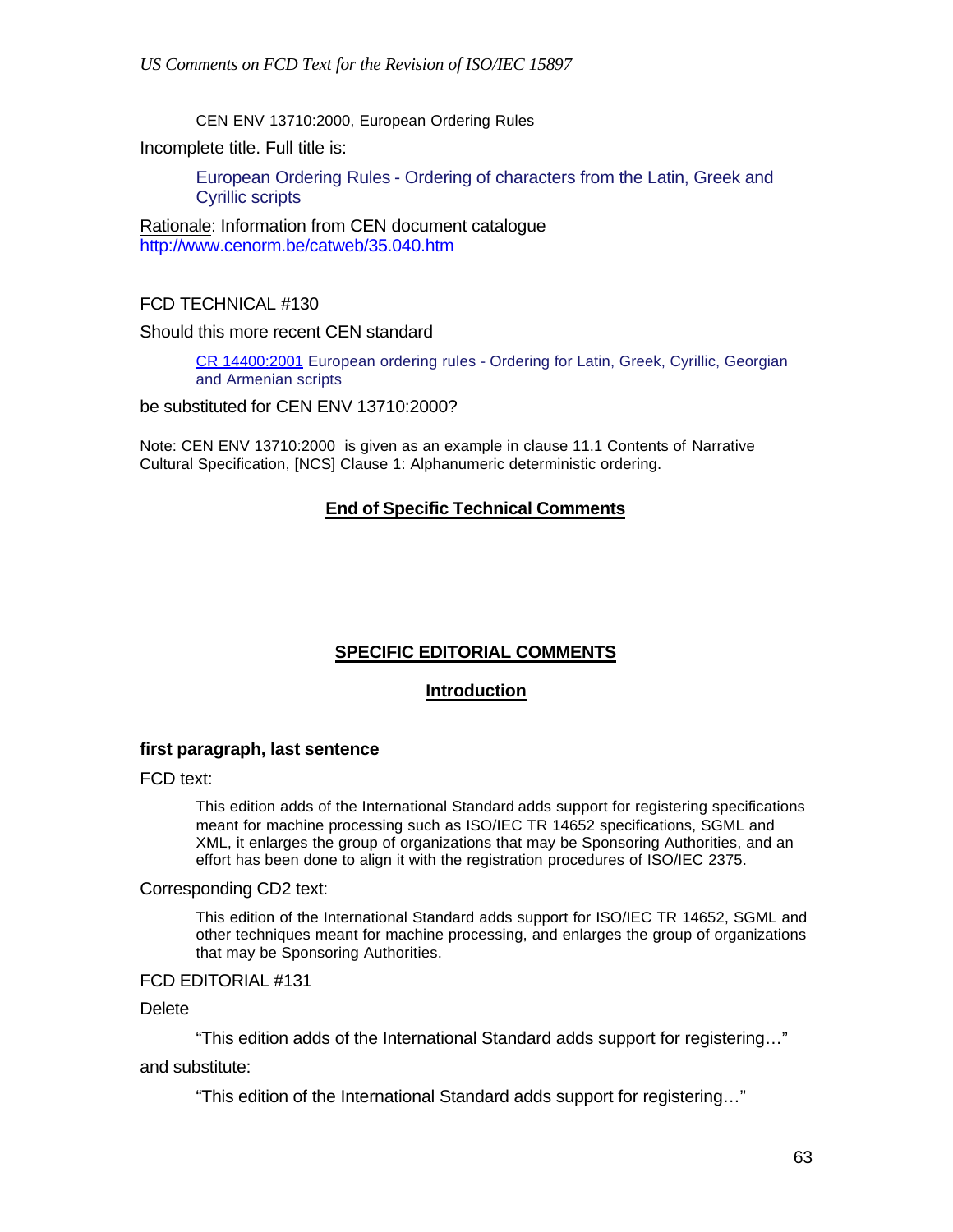CEN ENV 13710:2000, European Ordering Rules

Incomplete title. Full title is:

> European Ordering Rules - Ordering of characters from the Latin, Greek and Cyrillic scripts

Rationale: Information from CEN document catalogue http://www.cenorm.be/catweb/35.040.htm

FCD TECHNICAL #130

Should this more recent CEN standard

> CR 14400:2001 European ordering rules - Ordering for Latin, Greek, Cyrillic, Georgian and Armenian scripts

be substituted for CEN ENV 13710:2000?

Note: CEN ENV 13710:2000 is given as an example in clause 11.1 Contents of Narrative Cultural Specification, [NCS] Clause 1: Alphanumeric deterministic ordering.

## End of Specific Technical Comments

## SPECIFIC EDITORIAL COMMENTS

### Introduction

#### first paragraph, last sentence

FCD text:

> This edition adds of the International Standard adds support for registering specifications meant for machine processing such as ISO/IEC TR 14652 specifications, SGML and XML, it enlarges the group of organizations that may be Sponsoring Authorities, and an effort has been done to align it with the registration procedures of ISO/IEC 2375.

Corresponding CD2 text:

> This edition of the International Standard adds support for ISO/IEC TR 14652, SGML and other techniques meant for machine processing, and enlarges the group of organizations that may be Sponsoring Authorities.

FCD EDITORIAL #131

Delete

> "This edition adds of the International Standard adds support for registering…"

and substitute:

> "This edition of the International Standard adds support for registering…"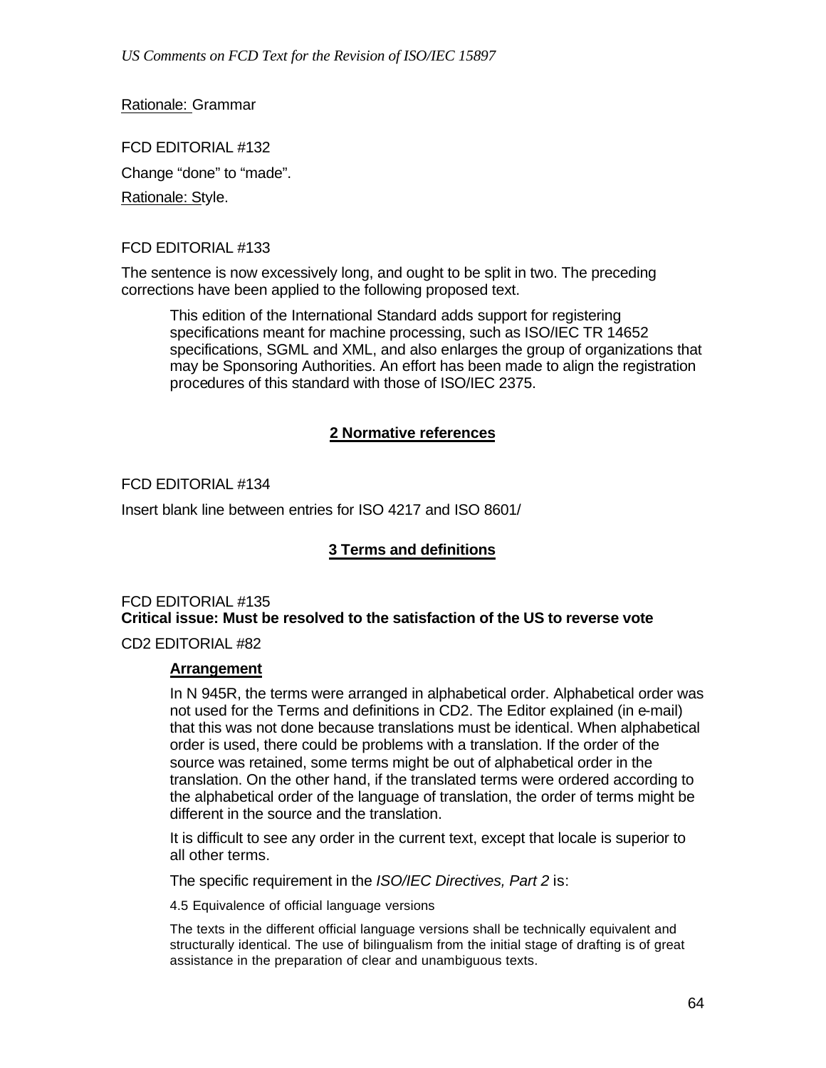Rationale: Grammar

FCD EDITORIAL #132

Change "done" to "made".

Rationale: Style.

FCD EDITORIAL #133

The sentence is now excessively long, and ought to be split in two. The preceding corrections have been applied to the following proposed text.

> This edition of the International Standard adds support for registering specifications meant for machine processing, such as ISO/IEC TR 14652 specifications, SGML and XML, and also enlarges the group of organizations that may be Sponsoring Authorities. An effort has been made to align the registration procedures of this standard with those of ISO/IEC 2375.

## 2 Normative references

FCD EDITORIAL #134

Insert blank line between entries for ISO 4217 and ISO 8601/

## 3 Terms and definitions

FCD EDITORIAL #135
**Critical issue: Must be resolved to the satisfaction of the US to reverse vote**

CD2 EDITORIAL #82

> **Arrangement**
>
> In N 945R, the terms were arranged in alphabetical order. Alphabetical order was not used for the Terms and definitions in CD2. The Editor explained (in e-mail) that this was not done because translations must be identical. When alphabetical order is used, there could be problems with a translation. If the order of the source was retained, some terms might be out of alphabetical order in the translation. On the other hand, if the translated terms were ordered according to the alphabetical order of the language of translation, the order of terms might be different in the source and the translation.
>
> It is difficult to see any order in the current text, except that locale is superior to all other terms.
>
> The specific requirement in the *ISO/IEC Directives, Part 2* is:
>
> 4.5 Equivalence of official language versions
>
> The texts in the different official language versions shall be technically equivalent and structurally identical. The use of bilingualism from the initial stage of drafting is of great assistance in the preparation of clear and unambiguous texts.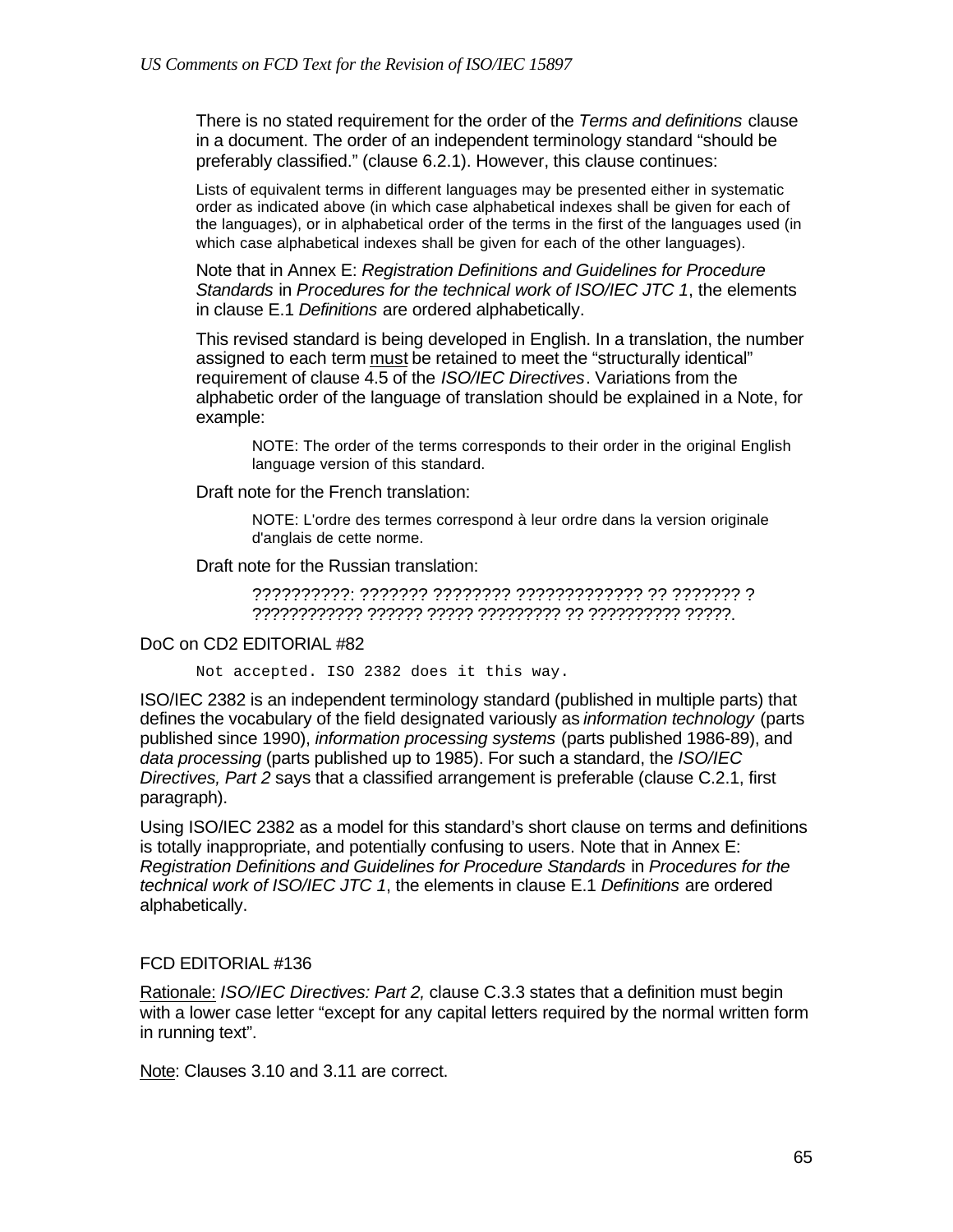There is no stated requirement for the order of the *Terms and definitions* clause in a document. The order of an independent terminology standard “should be preferably classified.” (clause 6.2.1). However, this clause continues:

> Lists of equivalent terms in different languages may be presented either in systematic order as indicated above (in which case alphabetical indexes shall be given for each of the languages), or in alphabetical order of the terms in the first of the languages used (in which case alphabetical indexes shall be given for each of the other languages).

Note that in Annex E: *Registration Definitions and Guidelines for Procedure Standards* in *Procedures for the technical work of ISO/IEC JTC 1*, the elements in clause E.1 *Definitions* are ordered alphabetically.

This revised standard is being developed in English. In a translation, the number assigned to each term must be retained to meet the “structurally identical” requirement of clause 4.5 of the *ISO/IEC Directives*. Variations from the alphabetic order of the language of translation should be explained in a Note, for example:

> NOTE: The order of the terms corresponds to their order in the original English language version of this standard.

Draft note for the French translation:

> NOTE: L'ordre des termes correspond à leur ordre dans la version originale d'anglais de cette norme.

Draft note for the Russian translation:

> ??????????: ??????? ???????? ????????????? ?? ??????? ? ???????????? ?????? ????? ????????? ?? ?????????? ?????.

DoC on CD2 EDITORIAL #82

```
Not accepted. ISO 2382 does it this way.
```

ISO/IEC 2382 is an independent terminology standard (published in multiple parts) that defines the vocabulary of the field designated variously as *information technology* (parts published since 1990), *information processing systems* (parts published 1986-89), and *data processing* (parts published up to 1985). For such a standard, the *ISO/IEC Directives, Part 2* says that a classified arrangement is preferable (clause C.2.1, first paragraph).

Using ISO/IEC 2382 as a model for this standard’s short clause on terms and definitions is totally inappropriate, and potentially confusing to users. Note that in Annex E: *Registration Definitions and Guidelines for Procedure Standards* in *Procedures for the technical work of ISO/IEC JTC 1*, the elements in clause E.1 *Definitions* are ordered alphabetically.

FCD EDITORIAL #136

Rationale: *ISO/IEC Directives: Part 2,* clause C.3.3 states that a definition must begin with a lower case letter “except for any capital letters required by the normal written form in running text”.

Note: Clauses 3.10 and 3.11 are correct.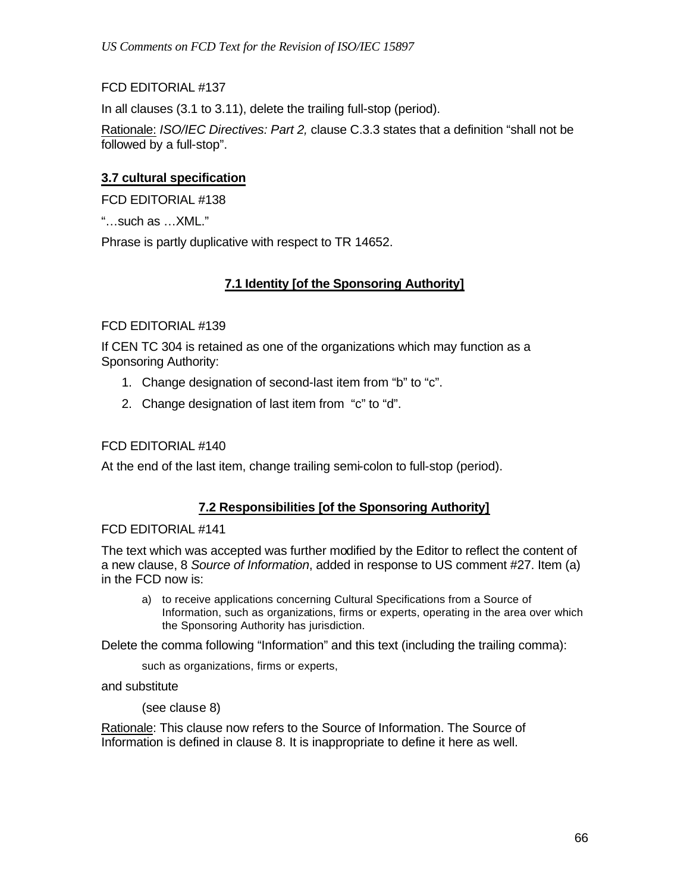FCD EDITORIAL #137

In all clauses (3.1 to 3.11), delete the trailing full-stop (period).

Rationale: *ISO/IEC Directives: Part 2,* clause C.3.3 states that a definition “shall not be followed by a full-stop”.

**3.7 cultural specification**

FCD EDITORIAL #138

“…such as …XML.”

Phrase is partly duplicative with respect to TR 14652.

## 7.1 Identity [of the Sponsoring Authority]

FCD EDITORIAL #139

If CEN TC 304 is retained as one of the organizations which may function as a Sponsoring Authority:

1. Change designation of second-last item from “b” to “c”.
2. Change designation of last item from “c” to “d”.

FCD EDITORIAL #140

At the end of the last item, change trailing semi-colon to full-stop (period).

## 7.2 Responsibilities [of the Sponsoring Authority]

FCD EDITORIAL #141

The text which was accepted was further modified by the Editor to reflect the content of a new clause, 8 *Source of Information*, added in response to US comment #27. Item (a) in the FCD now is:

> a) to receive applications concerning Cultural Specifications from a Source of Information, such as organizations, firms or experts, operating in the area over which the Sponsoring Authority has jurisdiction.

Delete the comma following “Information” and this text (including the trailing comma):

> such as organizations, firms or experts,

and substitute

> (see clause 8)

Rationale: This clause now refers to the Source of Information. The Source of Information is defined in clause 8. It is inappropriate to define it here as well.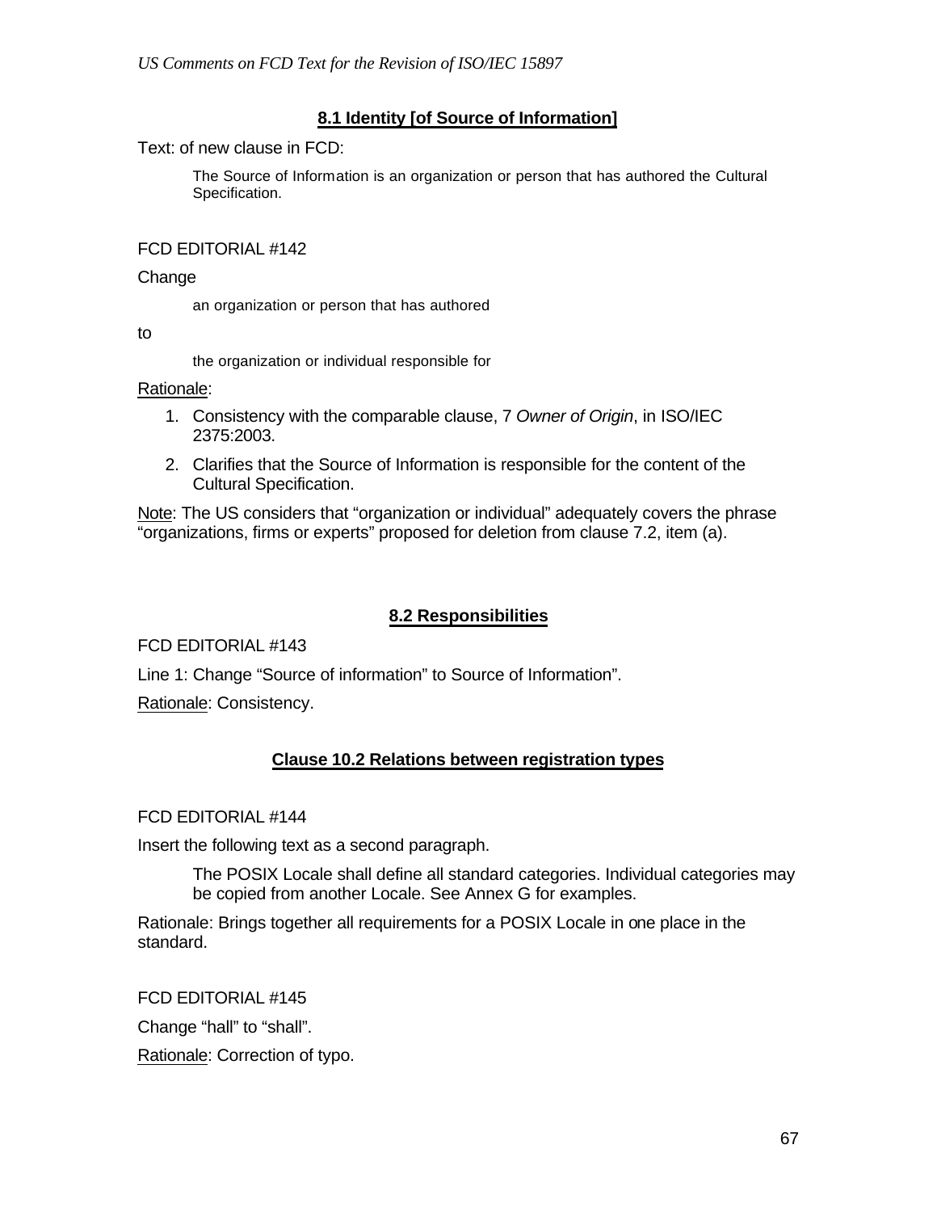### 8.1 Identity [of Source of Information]

Text: of new clause in FCD:

> The Source of Information is an organization or person that has authored the Cultural Specification.

FCD EDITORIAL #142

Change

> an organization or person that has authored

to

> the organization or individual responsible for

Rationale:

1. Consistency with the comparable clause, 7 *Owner of Origin*, in ISO/IEC 2375:2003.
2. Clarifies that the Source of Information is responsible for the content of the Cultural Specification.

Note: The US considers that "organization or individual" adequately covers the phrase "organizations, firms or experts" proposed for deletion from clause 7.2, item (a).

### 8.2 Responsibilities

FCD EDITORIAL #143

Line 1: Change "Source of information" to Source of Information".

Rationale: Consistency.

### Clause 10.2 Relations between registration types

FCD EDITORIAL #144

Insert the following text as a second paragraph.

> The POSIX Locale shall define all standard categories. Individual categories may be copied from another Locale. See Annex G for examples.

Rationale: Brings together all requirements for a POSIX Locale in one place in the standard.

FCD EDITORIAL #145

Change "hall" to "shall".

Rationale: Correction of typo.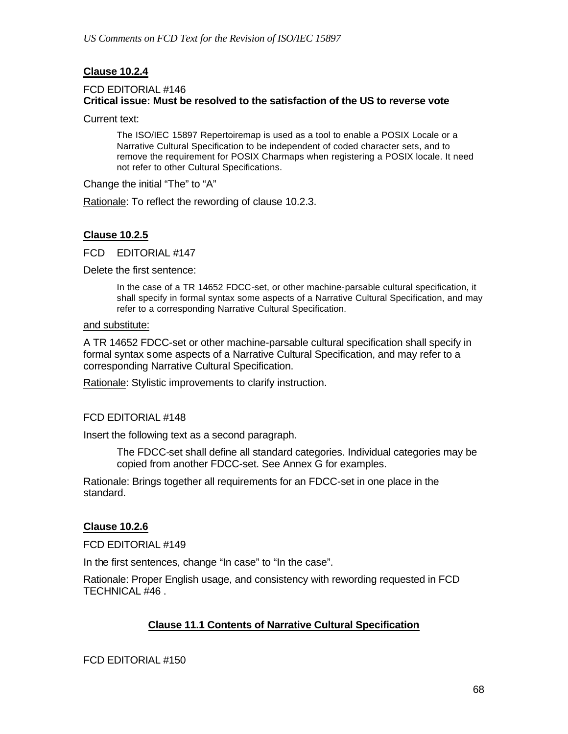**Clause 10.2.4**

FCD EDITORIAL #146
**Critical issue: Must be resolved to the satisfaction of the US to reverse vote**

Current text:

> The ISO/IEC 15897 Repertoiremap is used as a tool to enable a POSIX Locale or a Narrative Cultural Specification to be independent of coded character sets, and to remove the requirement for POSIX Charmaps when registering a POSIX locale. It need not refer to other Cultural Specifications.

Change the initial "The" to "A"

Rationale: To reflect the rewording of clause 10.2.3.

**Clause 10.2.5**

FCD EDITORIAL #147

Delete the first sentence:

> In the case of a TR 14652 FDCC-set, or other machine-parsable cultural specification, it shall specify in formal syntax some aspects of a Narrative Cultural Specification, and may refer to a corresponding Narrative Cultural Specification.

and substitute:

A TR 14652 FDCC-set or other machine-parsable cultural specification shall specify in formal syntax some aspects of a Narrative Cultural Specification, and may refer to a corresponding Narrative Cultural Specification.

Rationale: Stylistic improvements to clarify instruction.

FCD EDITORIAL #148

Insert the following text as a second paragraph.

> The FDCC-set shall define all standard categories. Individual categories may be copied from another FDCC-set. See Annex G for examples.

Rationale: Brings together all requirements for an FDCC-set in one place in the standard.

**Clause 10.2.6**

FCD EDITORIAL #149

In the first sentences, change "In case" to "In the case".

Rationale: Proper English usage, and consistency with rewording requested in FCD TECHNICAL #46 .

**Clause 11.1 Contents of Narrative Cultural Specification**

FCD EDITORIAL #150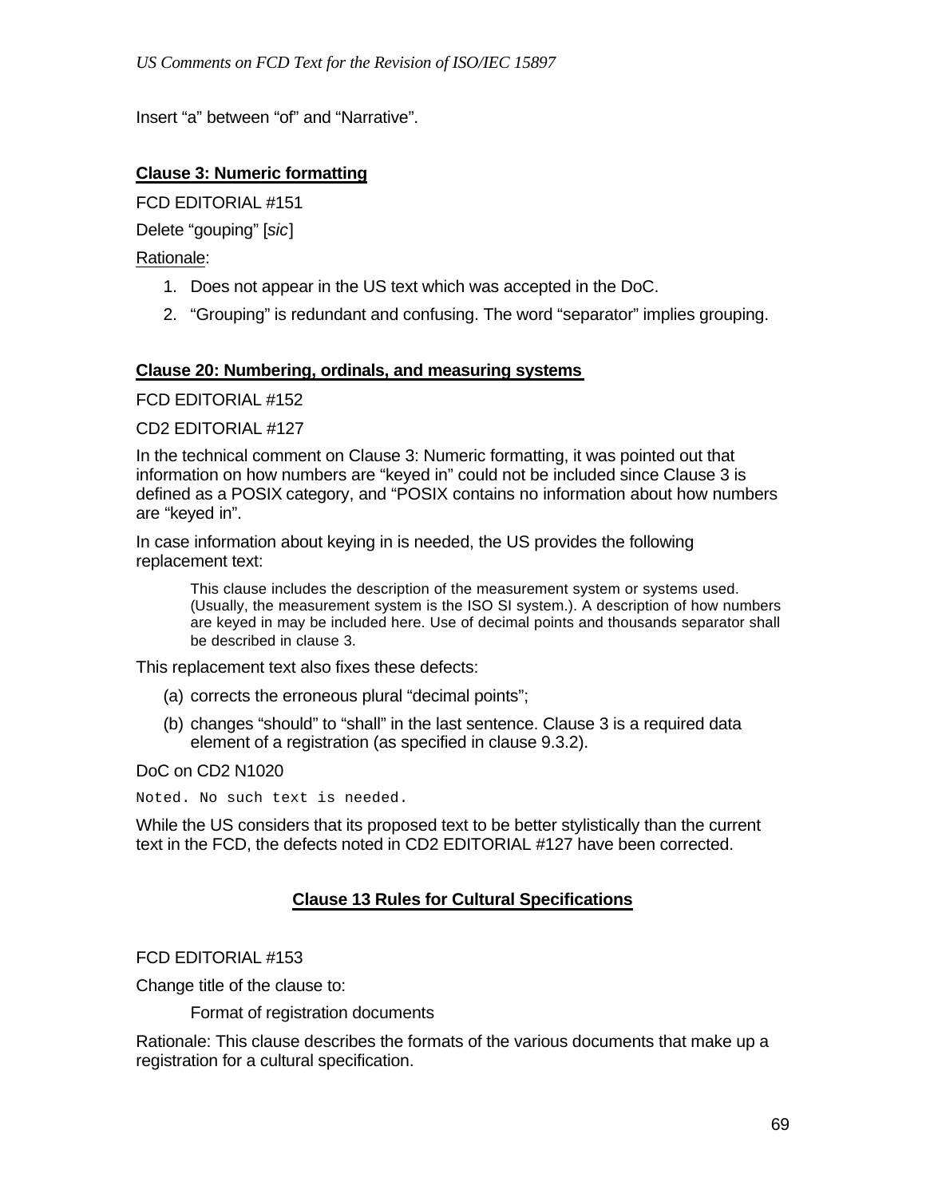Insert “a” between “of” and “Narrative”.

**Clause 3: Numeric formatting**

FCD EDITORIAL #151

Delete “gouping” [*sic*]

Rationale:

1. Does not appear in the US text which was accepted in the DoC.
2. “Grouping” is redundant and confusing. The word “separator” implies grouping.

**Clause 20: Numbering, ordinals, and measuring systems**

FCD EDITORIAL #152

CD2 EDITORIAL #127

In the technical comment on Clause 3: Numeric formatting, it was pointed out that information on how numbers are “keyed in” could not be included since Clause 3 is defined as a POSIX category, and “POSIX contains no information about how numbers are “keyed in”.

In case information about keying in is needed, the US provides the following replacement text:

> This clause includes the description of the measurement system or systems used. (Usually, the measurement system is the ISO SI system.). A description of how numbers are keyed in may be included here. Use of decimal points and thousands separator shall be described in clause 3.

This replacement text also fixes these defects:

(a) corrects the erroneous plural “decimal points”;

(b) changes “should” to “shall” in the last sentence. Clause 3 is a required data element of a registration (as specified in clause 9.3.2).

DoC on CD2 N1020

```
Noted. No such text is needed.
```

While the US considers that its proposed text to be better stylistically than the current text in the FCD, the defects noted in CD2 EDITORIAL #127 have been corrected.

## Clause 13 Rules for Cultural Specifications

FCD EDITORIAL #153

Change title of the clause to:

> Format of registration documents

Rationale: This clause describes the formats of the various documents that make up a registration for a cultural specification.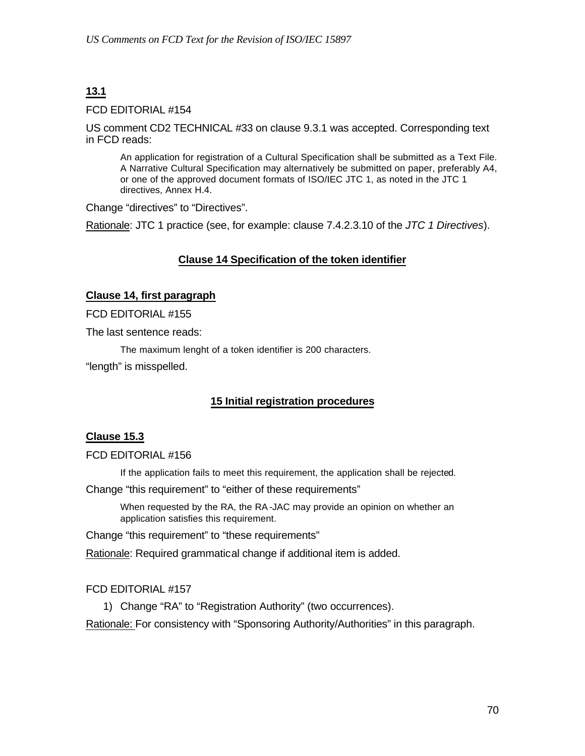## 13.1

FCD EDITORIAL #154

US comment CD2 TECHNICAL #33 on clause 9.3.1 was accepted. Corresponding text in FCD reads:

> An application for registration of a Cultural Specification shall be submitted as a Text File. A Narrative Cultural Specification may alternatively be submitted on paper, preferably A4, or one of the approved document formats of ISO/IEC JTC 1, as noted in the JTC 1 directives, Annex H.4.

Change “directives” to “Directives”.

Rationale: JTC 1 practice (see, for example: clause 7.4.2.3.10 of the *JTC 1 Directives*).

## Clause 14 Specification of the token identifier

### Clause 14, first paragraph

FCD EDITORIAL #155

The last sentence reads:

> The maximum lenght of a token identifier is 200 characters.

“length” is misspelled.

## 15 Initial registration procedures

### Clause 15.3

FCD EDITORIAL #156

> If the application fails to meet this requirement, the application shall be rejected.

Change “this requirement” to “either of these requirements”

> When requested by the RA, the RA-JAC may provide an opinion on whether an application satisfies this requirement.

Change “this requirement” to “these requirements”

Rationale: Required grammatical change if additional item is added.

FCD EDITORIAL #157

1) Change “RA” to “Registration Authority” (two occurrences).

Rationale: For consistency with “Sponsoring Authority/Authorities” in this paragraph.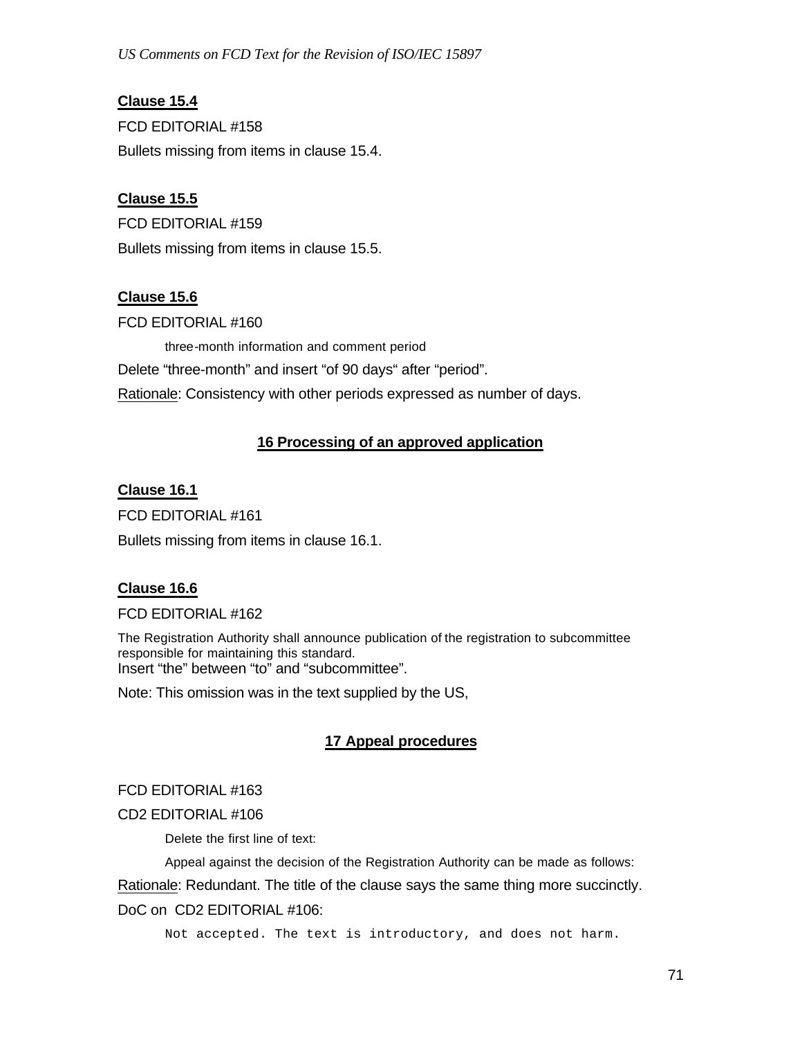**Clause 15.4**

FCD EDITORIAL #158

Bullets missing from items in clause 15.4.

**Clause 15.5**

FCD EDITORIAL #159

Bullets missing from items in clause 15.5.

**Clause 15.6**

FCD EDITORIAL #160

> three-month information and comment period

Delete “three-month” and insert “of 90 days“ after “period”.

Rationale: Consistency with other periods expressed as number of days.

## 16 Processing of an approved application

**Clause 16.1**

FCD EDITORIAL #161

Bullets missing from items in clause 16.1.

**Clause 16.6**

FCD EDITORIAL #162

The Registration Authority shall announce publication of the registration to subcommittee responsible for maintaining this standard.

Insert “the” between “to” and “subcommittee”.

Note: This omission was in the text supplied by the US,

## 17 Appeal procedures

FCD EDITORIAL #163

CD2 EDITORIAL #106

> Delete the first line of text:
>
> Appeal against the decision of the Registration Authority can be made as follows:

Rationale: Redundant. The title of the clause says the same thing more succinctly.

DoC on CD2 EDITORIAL #106:

```
Not accepted. The text is introductory, and does not harm.
```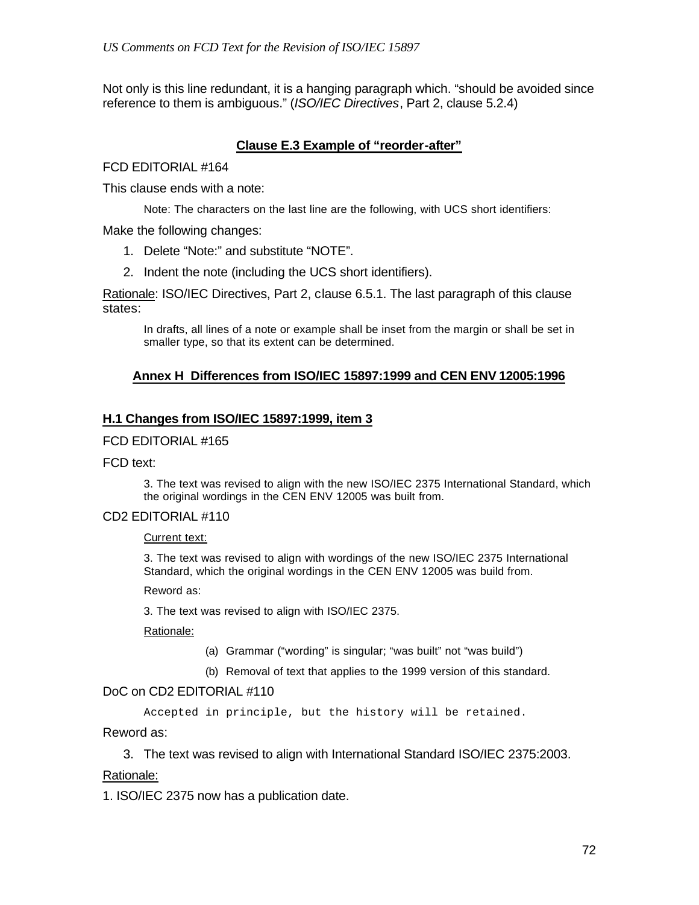Not only is this line redundant, it is a hanging paragraph which. “should be avoided since reference to them is ambiguous.” (*ISO/IEC Directives*, Part 2, clause 5.2.4)

## Clause E.3 Example of “reorder-after”

FCD EDITORIAL #164

This clause ends with a note:

> Note: The characters on the last line are the following, with UCS short identifiers:

Make the following changes:

1. Delete “Note:” and substitute “NOTE”.
2. Indent the note (including the UCS short identifiers).

Rationale: ISO/IEC Directives, Part 2, clause 6.5.1. The last paragraph of this clause states:

> In drafts, all lines of a note or example shall be inset from the margin or shall be set in smaller type, so that its extent can be determined.

## Annex H Differences from ISO/IEC 15897:1999 and CEN ENV 12005:1996

### H.1 Changes from ISO/IEC 15897:1999, item 3

FCD EDITORIAL #165

FCD text:

> 3. The text was revised to align with the new ISO/IEC 2375 International Standard, which the original wordings in the CEN ENV 12005 was built from.

CD2 EDITORIAL #110

> Current text:
>
> 3. The text was revised to align with wordings of the new ISO/IEC 2375 International Standard, which the original wordings in the CEN ENV 12005 was build from.
>
> Reword as:
>
> 3. The text was revised to align with ISO/IEC 2375.
>
> Rationale:
>
> (a) Grammar (“wording” is singular; “was built” not “was build”)
>
> (b) Removal of text that applies to the 1999 version of this standard.

DoC on CD2 EDITORIAL #110

```
Accepted in principle, but the history will be retained.
```

Reword as:

3. The text was revised to align with International Standard ISO/IEC 2375:2003.

Rationale:

1. ISO/IEC 2375 now has a publication date.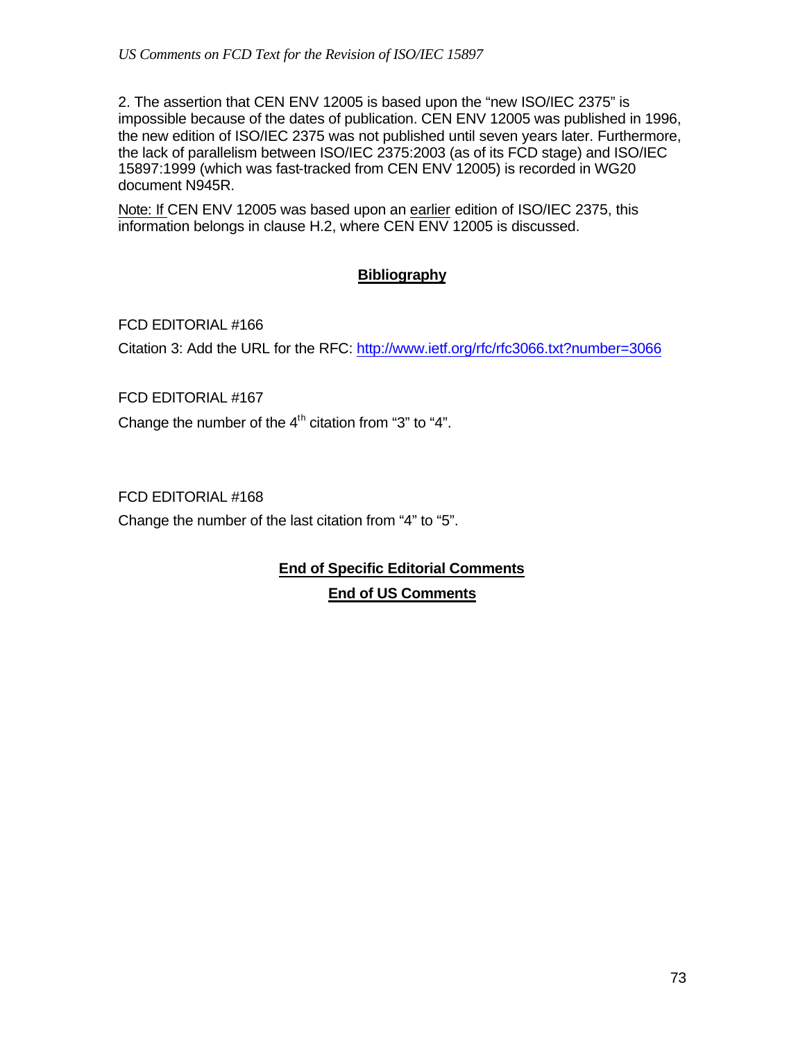2. The assertion that CEN ENV 12005 is based upon the “new ISO/IEC 2375” is impossible because of the dates of publication. CEN ENV 12005 was published in 1996, the new edition of ISO/IEC 2375 was not published until seven years later. Furthermore, the lack of parallelism between ISO/IEC 2375:2003 (as of its FCD stage) and ISO/IEC 15897:1999 (which was fast-tracked from CEN ENV 12005) is recorded in WG20 document N945R.

Note: If CEN ENV 12005 was based upon an earlier edition of ISO/IEC 2375, this information belongs in clause H.2, where CEN ENV 12005 is discussed.

## Bibliography

FCD EDITORIAL #166

Citation 3: Add the URL for the RFC: http://www.ietf.org/rfc/rfc3066.txt?number=3066

FCD EDITORIAL #167

Change the number of the 4th citation from “3” to “4”.

FCD EDITORIAL #168

Change the number of the last citation from “4” to “5”.

**End of Specific Editorial Comments**

**End of US Comments**